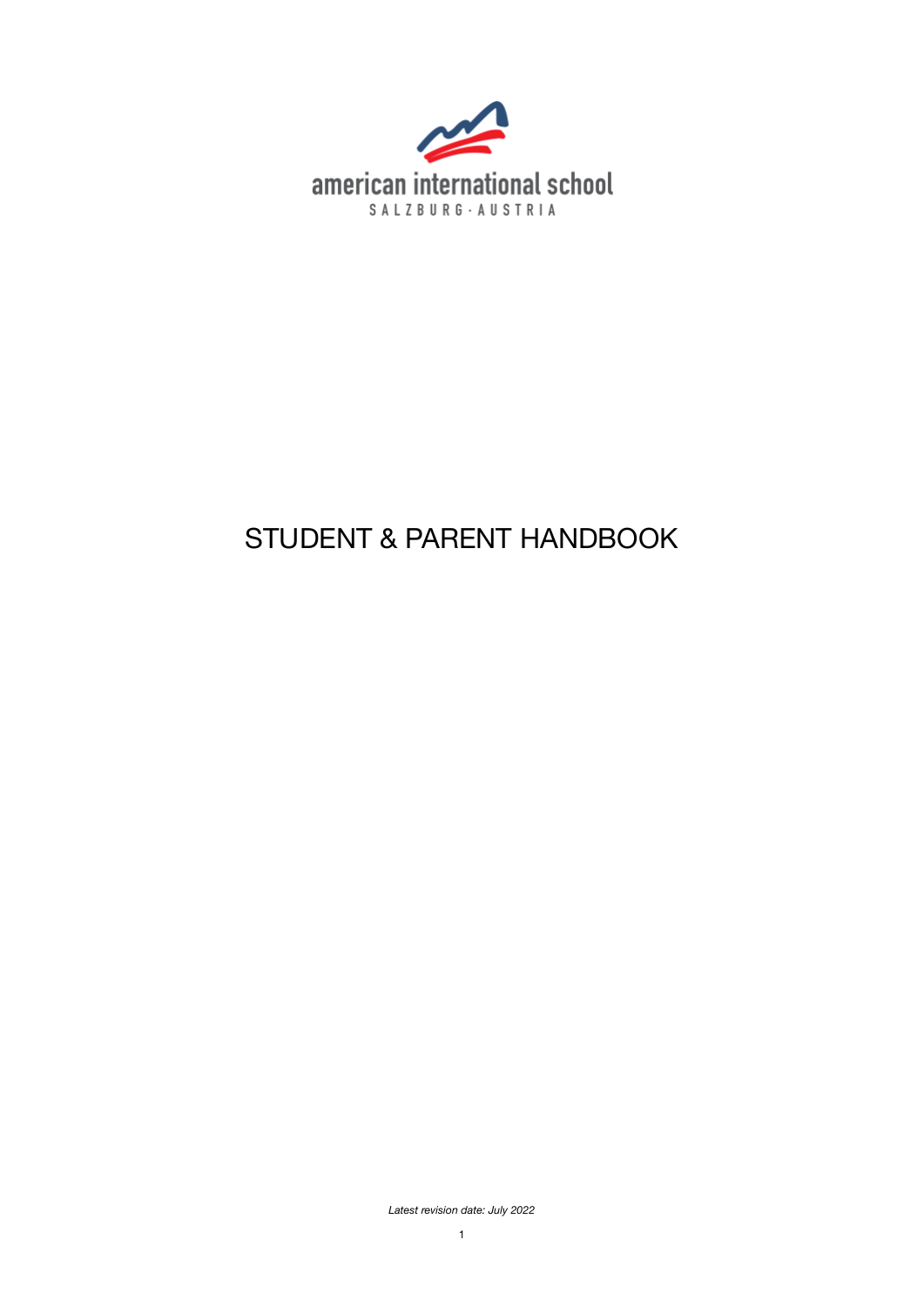american international school

SALZBURG · AUSTRIA

# STUDENT & PARENT HANDBOOK

*Latest revision date: July 2022*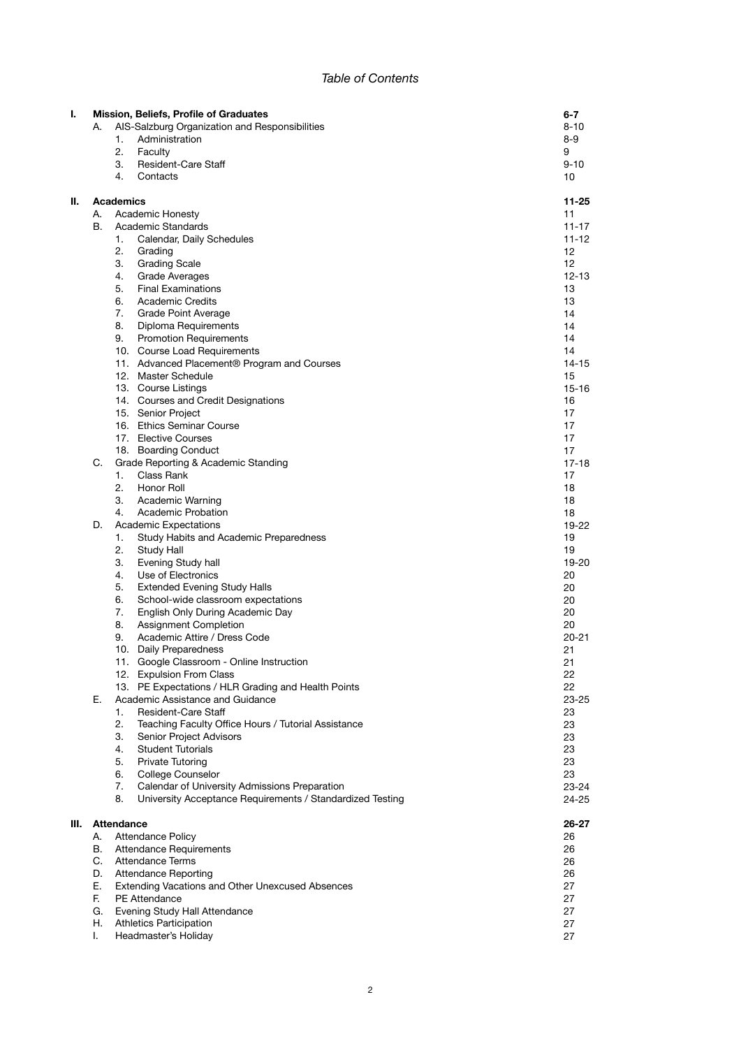*Table of Contents*

| | | | | Page |
|---|---|---|---|---|
| **I.** | **Mission, Beliefs, Profile of Graduates** | | | **6-7** |
| | A. | AIS-Salzburg Organization and Responsibilities | | 8-10 |
| | | 1. | Administration | 8-9 |
| | | 2. | Faculty | 9 |
| | | 3. | Resident-Care Staff | 9-10 |
| | | 4. | Contacts | 10 |
| **II.** | **Academics** | | | **11-25** |
| | A. | Academic Honesty | | 11 |
| | B. | Academic Standards | | 11-17 |
| | | 1. | Calendar, Daily Schedules | 11-12 |
| | | 2. | Grading | 12 |
| | | 3. | Grading Scale | 12 |
| | | 4. | Grade Averages | 12-13 |
| | | 5. | Final Examinations | 13 |
| | | 6. | Academic Credits | 13 |
| | | 7. | Grade Point Average | 14 |
| | | 8. | Diploma Requirements | 14 |
| | | 9. | Promotion Requirements | 14 |
| | | 10. | Course Load Requirements | 14 |
| | | 11. | Advanced Placement® Program and Courses | 14-15 |
| | | 12. | Master Schedule | 15 |
| | | 13. | Course Listings | 15-16 |
| | | 14. | Courses and Credit Designations | 16 |
| | | 15. | Senior Project | 17 |
| | | 16. | Ethics Seminar Course | 17 |
| | | 17. | Elective Courses | 17 |
| | | 18. | Boarding Conduct | 17 |
| | C. | Grade Reporting & Academic Standing | | 17-18 |
| | | 1. | Class Rank | 17 |
| | | 2. | Honor Roll | 18 |
| | | 3. | Academic Warning | 18 |
| | | 4. | Academic Probation | 18 |
| | D. | Academic Expectations | | 19-22 |
| | | 1. | Study Habits and Academic Preparedness | 19 |
| | | 2. | Study Hall | 19 |
| | | 3. | Evening Study hall | 19-20 |
| | | 4. | Use of Electronics | 20 |
| | | 5. | Extended Evening Study Halls | 20 |
| | | 6. | School-wide classroom expectations | 20 |
| | | 7. | English Only During Academic Day | 20 |
| | | 8. | Assignment Completion | 20 |
| | | 9. | Academic Attire / Dress Code | 20-21 |
| | | 10. | Daily Preparedness | 21 |
| | | 11. | Google Classroom - Online Instruction | 21 |
| | | 12. | Expulsion From Class | 22 |
| | | 13. | PE Expectations / HLR Grading and Health Points | 22 |
| | E. | Academic Assistance and Guidance | | 23-25 |
| | | 1. | Resident-Care Staff | 23 |
| | | 2. | Teaching Faculty Office Hours / Tutorial Assistance | 23 |
| | | 3. | Senior Project Advisors | 23 |
| | | 4. | Student Tutorials | 23 |
| | | 5. | Private Tutoring | 23 |
| | | 6. | College Counselor | 23 |
| | | 7. | Calendar of University Admissions Preparation | 23-24 |
| | | 8. | University Acceptance Requirements / Standardized Testing | 24-25 |
| **III.** | **Attendance** | | | **26-27** |
| | A. | Attendance Policy | | 26 |
| | B. | Attendance Requirements | | 26 |
| | C. | Attendance Terms | | 26 |
| | D. | Attendance Reporting | | 26 |
| | E. | Extending Vacations and Other Unexcused Absences | | 27 |
| | F. | PE Attendance | | 27 |
| | G. | Evening Study Hall Attendance | | 27 |
| | H. | Athletics Participation | | 27 |
| | I. | Headmaster's Holiday | | 27 |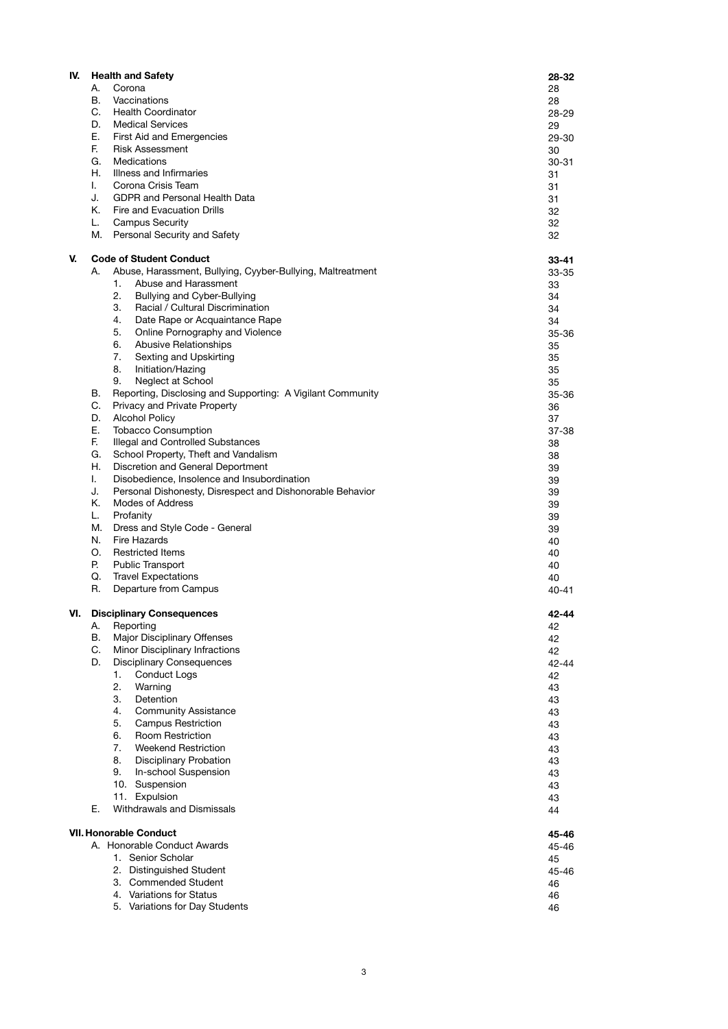| | | |
|---|---|---|
| **IV.** | **Health and Safety** | **28-32** |
| | A. Corona | 28 |
| | B. Vaccinations | 28 |
| | C. Health Coordinator | 28-29 |
| | D. Medical Services | 29 |
| | E. First Aid and Emergencies | 29-30 |
| | F. Risk Assessment | 30 |
| | G. Medications | 30-31 |
| | H. Illness and Infirmaries | 31 |
| | I. Corona Crisis Team | 31 |
| | J. GDPR and Personal Health Data | 31 |
| | K. Fire and Evacuation Drills | 32 |
| | L. Campus Security | 32 |
| | M. Personal Security and Safety | 32 |
| **V.** | **Code of Student Conduct** | **33-41** |
| | A. Abuse, Harassment, Bullying, Cyyber-Bullying, Maltreatment | 33-35 |
| | 1. Abuse and Harassment | 33 |
| | 2. Bullying and Cyber-Bullying | 34 |
| | 3. Racial / Cultural Discrimination | 34 |
| | 4. Date Rape or Acquaintance Rape | 34 |
| | 5. Online Pornography and Violence | 35-36 |
| | 6. Abusive Relationships | 35 |
| | 7. Sexting and Upskirting | 35 |
| | 8. Initiation/Hazing | 35 |
| | 9. Neglect at School | 35 |
| | B. Reporting, Disclosing and Supporting: A Vigilant Community | 35-36 |
| | C. Privacy and Private Property | 36 |
| | D. Alcohol Policy | 37 |
| | E. Tobacco Consumption | 37-38 |
| | F. Illegal and Controlled Substances | 38 |
| | G. School Property, Theft and Vandalism | 38 |
| | H. Discretion and General Deportment | 39 |
| | I. Disobedience, Insolence and Insubordination | 39 |
| | J. Personal Dishonesty, Disrespect and Dishonorable Behavior | 39 |
| | K. Modes of Address | 39 |
| | L. Profanity | 39 |
| | M. Dress and Style Code - General | 39 |
| | N. Fire Hazards | 40 |
| | O. Restricted Items | 40 |
| | P. Public Transport | 40 |
| | Q. Travel Expectations | 40 |
| | R. Departure from Campus | 40-41 |
| **VI.** | **Disciplinary Consequences** | **42-44** |
| | A. Reporting | 42 |
| | B. Major Disciplinary Offenses | 42 |
| | C. Minor Disciplinary Infractions | 42 |
| | D. Disciplinary Consequences | 42-44 |
| | 1. Conduct Logs | 42 |
| | 2. Warning | 43 |
| | 3. Detention | 43 |
| | 4. Community Assistance | 43 |
| | 5. Campus Restriction | 43 |
| | 6. Room Restriction | 43 |
| | 7. Weekend Restriction | 43 |
| | 8. Disciplinary Probation | 43 |
| | 9. In-school Suspension | 43 |
| | 10. Suspension | 43 |
| | 11. Expulsion | 43 |
| | E. Withdrawals and Dismissals | 44 |
| **VII.** | **Honorable Conduct** | **45-46** |
| | A. Honorable Conduct Awards | 45-46 |
| | 1. Senior Scholar | 45 |
| | 2. Distinguished Student | 45-46 |
| | 3. Commended Student | 46 |
| | 4. Variations for Status | 46 |
| | 5. Variations for Day Students | 46 |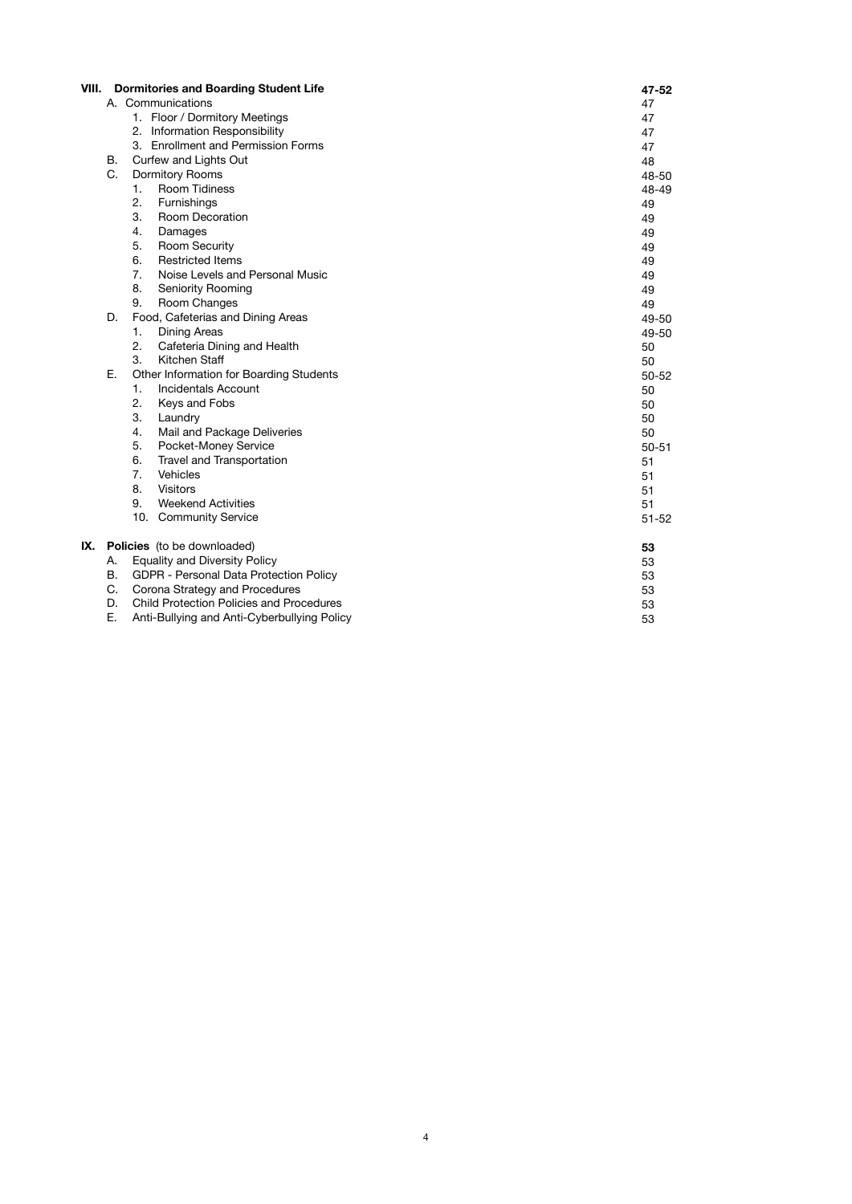| | | |
|---|---|---|
| **VIII.** | **Dormitories and Boarding Student Life** | **47-52** |
| | A. Communications | 47 |
| | 1. Floor / Dormitory Meetings | 47 |
| | 2. Information Responsibility | 47 |
| | 3. Enrollment and Permission Forms | 47 |
| | B. Curfew and Lights Out | 48 |
| | C. Dormitory Rooms | 48-50 |
| | 1. Room Tidiness | 48-49 |
| | 2. Furnishings | 49 |
| | 3. Room Decoration | 49 |
| | 4. Damages | 49 |
| | 5. Room Security | 49 |
| | 6. Restricted Items | 49 |
| | 7. Noise Levels and Personal Music | 49 |
| | 8. Seniority Rooming | 49 |
| | 9. Room Changes | 49 |
| | D. Food, Cafeterias and Dining Areas | 49-50 |
| | 1. Dining Areas | 49-50 |
| | 2. Cafeteria Dining and Health | 50 |
| | 3. Kitchen Staff | 50 |
| | E. Other Information for Boarding Students | 50-52 |
| | 1. Incidentals Account | 50 |
| | 2. Keys and Fobs | 50 |
| | 3. Laundry | 50 |
| | 4. Mail and Package Deliveries | 50 |
| | 5. Pocket-Money Service | 50-51 |
| | 6. Travel and Transportation | 51 |
| | 7. Vehicles | 51 |
| | 8. Visitors | 51 |
| | 9. Weekend Activities | 51 |
| | 10. Community Service | 51-52 |
| **IX.** | **Policies** (to be downloaded) | **53** |
| | A. Equality and Diversity Policy | 53 |
| | B. GDPR - Personal Data Protection Policy | 53 |
| | C. Corona Strategy and Procedures | 53 |
| | D. Child Protection Policies and Procedures | 53 |
| | E. Anti-Bullying and Anti-Cyberbullying Policy | 53 |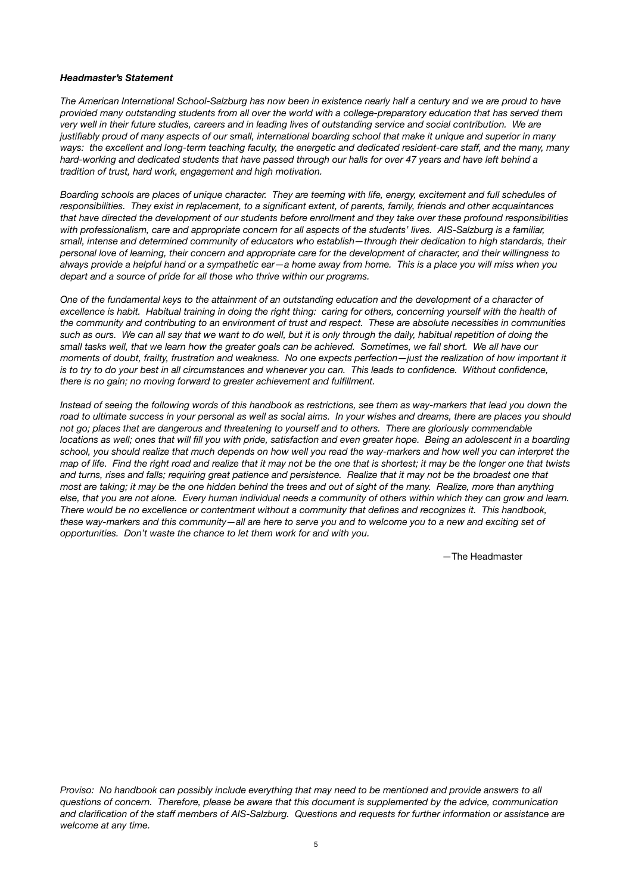***Headmaster's Statement***

*The American International School-Salzburg has now been in existence nearly half a century and we are proud to have provided many outstanding students from all over the world with a college-preparatory education that has served them very well in their future studies, careers and in leading lives of outstanding service and social contribution. We are justifiably proud of many aspects of our small, international boarding school that make it unique and superior in many ways: the excellent and long-term teaching faculty, the energetic and dedicated resident-care staff, and the many, many hard-working and dedicated students that have passed through our halls for over 47 years and have left behind a tradition of trust, hard work, engagement and high motivation.*

*Boarding schools are places of unique character. They are teeming with life, energy, excitement and full schedules of responsibilities. They exist in replacement, to a significant extent, of parents, family, friends and other acquaintances that have directed the development of our students before enrollment and they take over these profound responsibilities with professionalism, care and appropriate concern for all aspects of the students' lives. AIS-Salzburg is a familiar, small, intense and determined community of educators who establish—through their dedication to high standards, their personal love of learning, their concern and appropriate care for the development of character, and their willingness to always provide a helpful hand or a sympathetic ear—a home away from home. This is a place you will miss when you depart and a source of pride for all those who thrive within our programs.*

*One of the fundamental keys to the attainment of an outstanding education and the development of a character of excellence is habit. Habitual training in doing the right thing: caring for others, concerning yourself with the health of the community and contributing to an environment of trust and respect. These are absolute necessities in communities such as ours. We can all say that we want to do well, but it is only through the daily, habitual repetition of doing the small tasks well, that we learn how the greater goals can be achieved. Sometimes, we fall short. We all have our moments of doubt, frailty, frustration and weakness. No one expects perfection—just the realization of how important it is to try to do your best in all circumstances and whenever you can. This leads to confidence. Without confidence, there is no gain; no moving forward to greater achievement and fulfillment.*

*Instead of seeing the following words of this handbook as restrictions, see them as way-markers that lead you down the road to ultimate success in your personal as well as social aims. In your wishes and dreams, there are places you should not go; places that are dangerous and threatening to yourself and to others. There are gloriously commendable locations as well; ones that will fill you with pride, satisfaction and even greater hope. Being an adolescent in a boarding school, you should realize that much depends on how well you read the way-markers and how well you can interpret the map of life. Find the right road and realize that it may not be the one that is shortest; it may be the longer one that twists and turns, rises and falls; requiring great patience and persistence. Realize that it may not be the broadest one that most are taking; it may be the one hidden behind the trees and out of sight of the many. Realize, more than anything else, that you are not alone. Every human individual needs a community of others within which they can grow and learn. There would be no excellence or contentment without a community that defines and recognizes it. This handbook, these way-markers and this community—all are here to serve you and to welcome you to a new and exciting set of opportunities. Don't waste the chance to let them work for and with you.*

—The Headmaster

*Proviso: No handbook can possibly include everything that may need to be mentioned and provide answers to all questions of concern. Therefore, please be aware that this document is supplemented by the advice, communication and clarification of the staff members of AIS-Salzburg. Questions and requests for further information or assistance are welcome at any time.*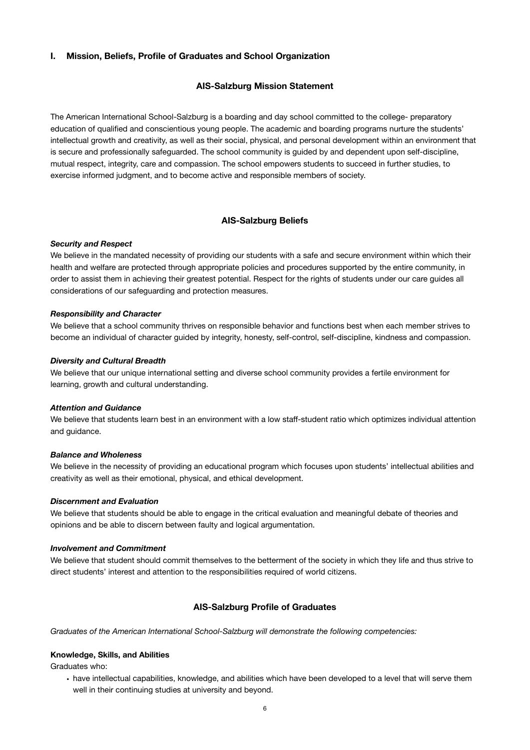## I. Mission, Beliefs, Profile of Graduates and School Organization

### AIS-Salzburg Mission Statement

The American International School-Salzburg is a boarding and day school committed to the college- preparatory education of qualified and conscientious young people. The academic and boarding programs nurture the students' intellectual growth and creativity, as well as their social, physical, and personal development within an environment that is secure and professionally safeguarded. The school community is guided by and dependent upon self-discipline, mutual respect, integrity, care and compassion. The school empowers students to succeed in further studies, to exercise informed judgment, and to become active and responsible members of society.

### AIS-Salzburg Beliefs

***Security and Respect***

We believe in the mandated necessity of providing our students with a safe and secure environment within which their health and welfare are protected through appropriate policies and procedures supported by the entire community, in order to assist them in achieving their greatest potential. Respect for the rights of students under our care guides all considerations of our safeguarding and protection measures.

***Responsibility and Character***

We believe that a school community thrives on responsible behavior and functions best when each member strives to become an individual of character guided by integrity, honesty, self-control, self-discipline, kindness and compassion.

***Diversity and Cultural Breadth***

We believe that our unique international setting and diverse school community provides a fertile environment for learning, growth and cultural understanding.

***Attention and Guidance***

We believe that students learn best in an environment with a low staff-student ratio which optimizes individual attention and guidance.

***Balance and Wholeness***

We believe in the necessity of providing an educational program which focuses upon students' intellectual abilities and creativity as well as their emotional, physical, and ethical development.

***Discernment and Evaluation***

We believe that students should be able to engage in the critical evaluation and meaningful debate of theories and opinions and be able to discern between faulty and logical argumentation.

***Involvement and Commitment***

We believe that student should commit themselves to the betterment of the society in which they life and thus strive to direct students' interest and attention to the responsibilities required of world citizens.

### AIS-Salzburg Profile of Graduates

*Graduates of the American International School-Salzburg will demonstrate the following competencies:*

**Knowledge, Skills, and Abilities**

Graduates who:

- have intellectual capabilities, knowledge, and abilities which have been developed to a level that will serve them well in their continuing studies at university and beyond.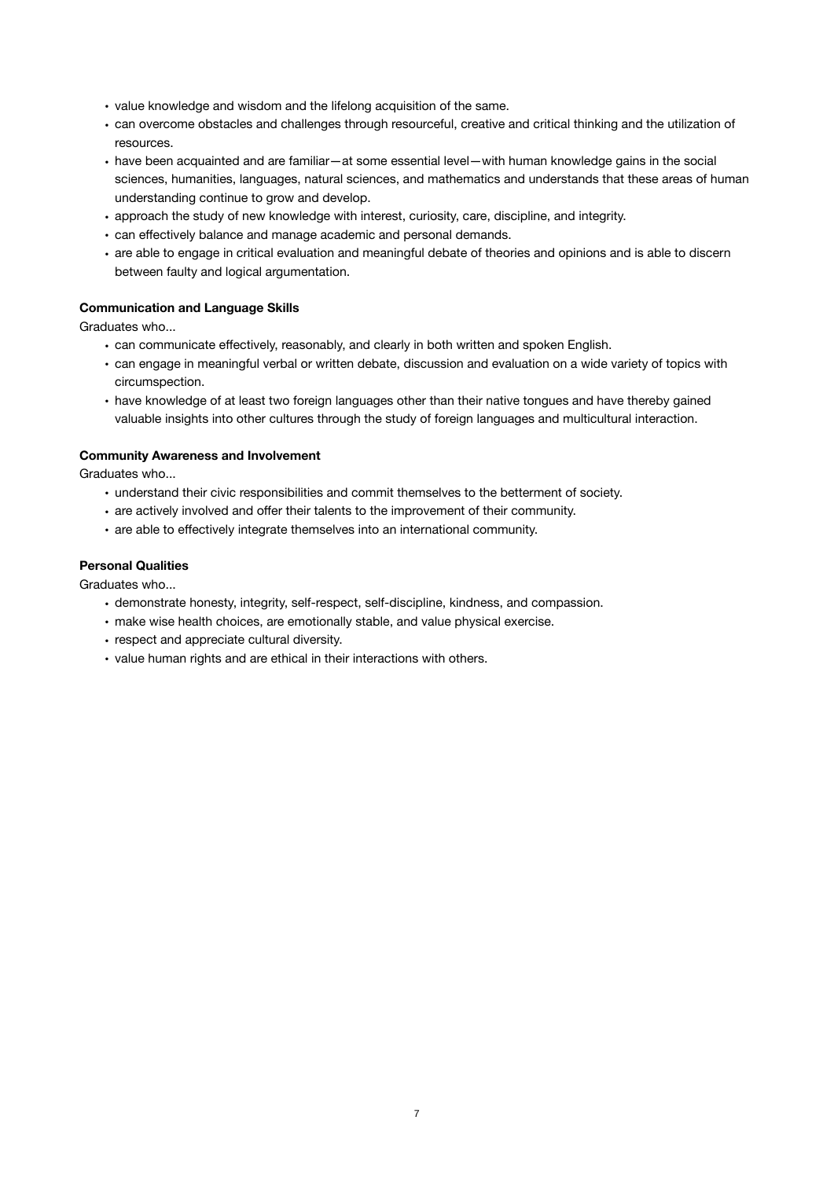- value knowledge and wisdom and the lifelong acquisition of the same.
- can overcome obstacles and challenges through resourceful, creative and critical thinking and the utilization of resources.
- have been acquainted and are familiar—at some essential level—with human knowledge gains in the social sciences, humanities, languages, natural sciences, and mathematics and understands that these areas of human understanding continue to grow and develop.
- approach the study of new knowledge with interest, curiosity, care, discipline, and integrity.
- can effectively balance and manage academic and personal demands.
- are able to engage in critical evaluation and meaningful debate of theories and opinions and is able to discern between faulty and logical argumentation.

**Communication and Language Skills**

Graduates who...

- can communicate effectively, reasonably, and clearly in both written and spoken English.
- can engage in meaningful verbal or written debate, discussion and evaluation on a wide variety of topics with circumspection.
- have knowledge of at least two foreign languages other than their native tongues and have thereby gained valuable insights into other cultures through the study of foreign languages and multicultural interaction.

**Community Awareness and Involvement**

Graduates who...

- understand their civic responsibilities and commit themselves to the betterment of society.
- are actively involved and offer their talents to the improvement of their community.
- are able to effectively integrate themselves into an international community.

**Personal Qualities**

Graduates who...

- demonstrate honesty, integrity, self-respect, self-discipline, kindness, and compassion.
- make wise health choices, are emotionally stable, and value physical exercise.
- respect and appreciate cultural diversity.
- value human rights and are ethical in their interactions with others.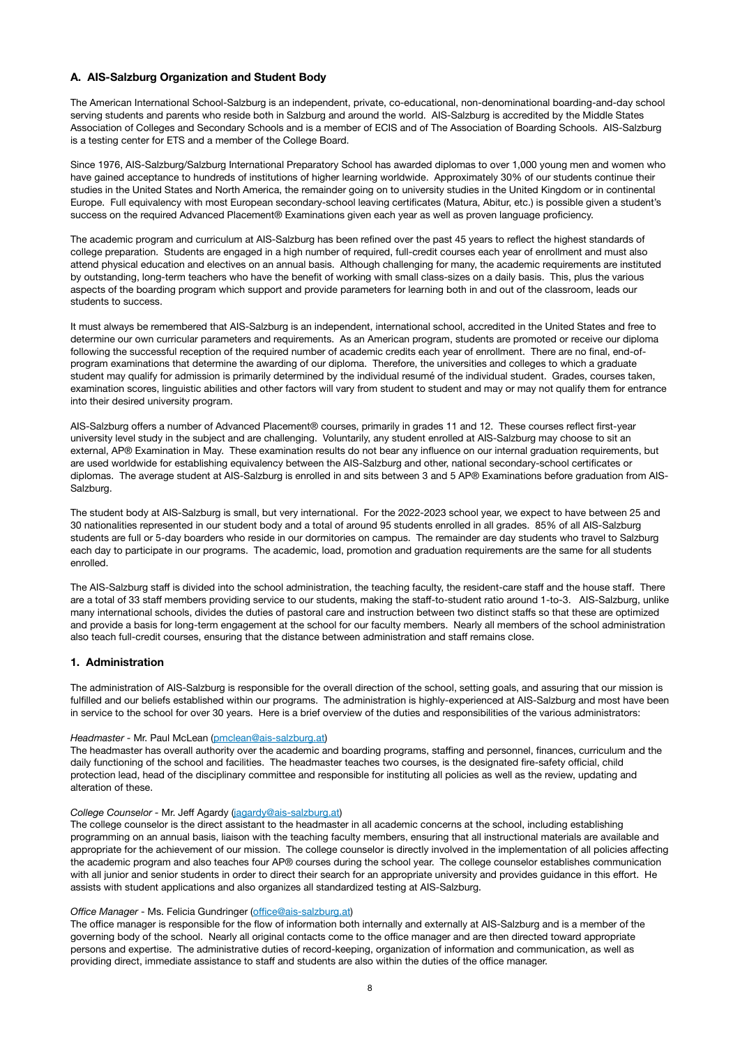### A. AIS-Salzburg Organization and Student Body

The American International School-Salzburg is an independent, private, co-educational, non-denominational boarding-and-day school serving students and parents who reside both in Salzburg and around the world. AIS-Salzburg is accredited by the Middle States Association of Colleges and Secondary Schools and is a member of ECIS and of The Association of Boarding Schools. AIS-Salzburg is a testing center for ETS and a member of the College Board.

Since 1976, AIS-Salzburg/Salzburg International Preparatory School has awarded diplomas to over 1,000 young men and women who have gained acceptance to hundreds of institutions of higher learning worldwide. Approximately 30% of our students continue their studies in the United States and North America, the remainder going on to university studies in the United Kingdom or in continental Europe. Full equivalency with most European secondary-school leaving certificates (Matura, Abitur, etc.) is possible given a student's success on the required Advanced Placement® Examinations given each year as well as proven language proficiency.

The academic program and curriculum at AIS-Salzburg has been refined over the past 45 years to reflect the highest standards of college preparation. Students are engaged in a high number of required, full-credit courses each year of enrollment and must also attend physical education and electives on an annual basis. Although challenging for many, the academic requirements are instituted by outstanding, long-term teachers who have the benefit of working with small class-sizes on a daily basis. This, plus the various aspects of the boarding program which support and provide parameters for learning both in and out of the classroom, leads our students to success.

It must always be remembered that AIS-Salzburg is an independent, international school, accredited in the United States and free to determine our own curricular parameters and requirements. As an American program, students are promoted or receive our diploma following the successful reception of the required number of academic credits each year of enrollment. There are no final, end-of-program examinations that determine the awarding of our diploma. Therefore, the universities and colleges to which a graduate student may qualify for admission is primarily determined by the individual resumé of the individual student. Grades, courses taken, examination scores, linguistic abilities and other factors will vary from student to student and may or may not qualify them for entrance into their desired university program.

AIS-Salzburg offers a number of Advanced Placement® courses, primarily in grades 11 and 12. These courses reflect first-year university level study in the subject and are challenging. Voluntarily, any student enrolled at AIS-Salzburg may choose to sit an external, AP® Examination in May. These examination results do not bear any influence on our internal graduation requirements, but are used worldwide for establishing equivalency between the AIS-Salzburg and other, national secondary-school certificates or diplomas. The average student at AIS-Salzburg is enrolled in and sits between 3 and 5 AP® Examinations before graduation from AIS-Salzburg.

The student body at AIS-Salzburg is small, but very international. For the 2022-2023 school year, we expect to have between 25 and 30 nationalities represented in our student body and a total of around 95 students enrolled in all grades. 85% of all AIS-Salzburg students are full or 5-day boarders who reside in our dormitories on campus. The remainder are day students who travel to Salzburg each day to participate in our programs. The academic, load, promotion and graduation requirements are the same for all students enrolled.

The AIS-Salzburg staff is divided into the school administration, the teaching faculty, the resident-care staff and the house staff. There are a total of 33 staff members providing service to our students, making the staff-to-student ratio around 1-to-3. AIS-Salzburg, unlike many international schools, divides the duties of pastoral care and instruction between two distinct staffs so that these are optimized and provide a basis for long-term engagement at the school for our faculty members. Nearly all members of the school administration also teach full-credit courses, ensuring that the distance between administration and staff remains close.

#### 1. Administration

The administration of AIS-Salzburg is responsible for the overall direction of the school, setting goals, and assuring that our mission is fulfilled and our beliefs established within our programs. The administration is highly-experienced at AIS-Salzburg and most have been in service to the school for over 30 years. Here is a brief overview of the duties and responsibilities of the various administrators:

*Headmaster* - Mr. Paul McLean (pmclean@ais-salzburg.at)
The headmaster has overall authority over the academic and boarding programs, staffing and personnel, finances, curriculum and the daily functioning of the school and facilities. The headmaster teaches two courses, is the designated fire-safety official, child protection lead, head of the disciplinary committee and responsible for instituting all policies as well as the review, updating and alteration of these.

*College Counselor* - Mr. Jeff Agardy (jagardy@ais-salzburg.at)
The college counselor is the direct assistant to the headmaster in all academic concerns at the school, including establishing programming on an annual basis, liaison with the teaching faculty members, ensuring that all instructional materials are available and appropriate for the achievement of our mission. The college counselor is directly involved in the implementation of all policies affecting the academic program and also teaches four AP® courses during the school year. The college counselor establishes communication with all junior and senior students in order to direct their search for an appropriate university and provides guidance in this effort. He assists with student applications and also organizes all standardized testing at AIS-Salzburg.

*Office Manager* - Ms. Felicia Gundringer (office@ais-salzburg.at)
The office manager is responsible for the flow of information both internally and externally at AIS-Salzburg and is a member of the governing body of the school. Nearly all original contacts come to the office manager and are then directed toward appropriate persons and expertise. The administrative duties of record-keeping, organization of information and communication, as well as providing direct, immediate assistance to staff and students are also within the duties of the office manager.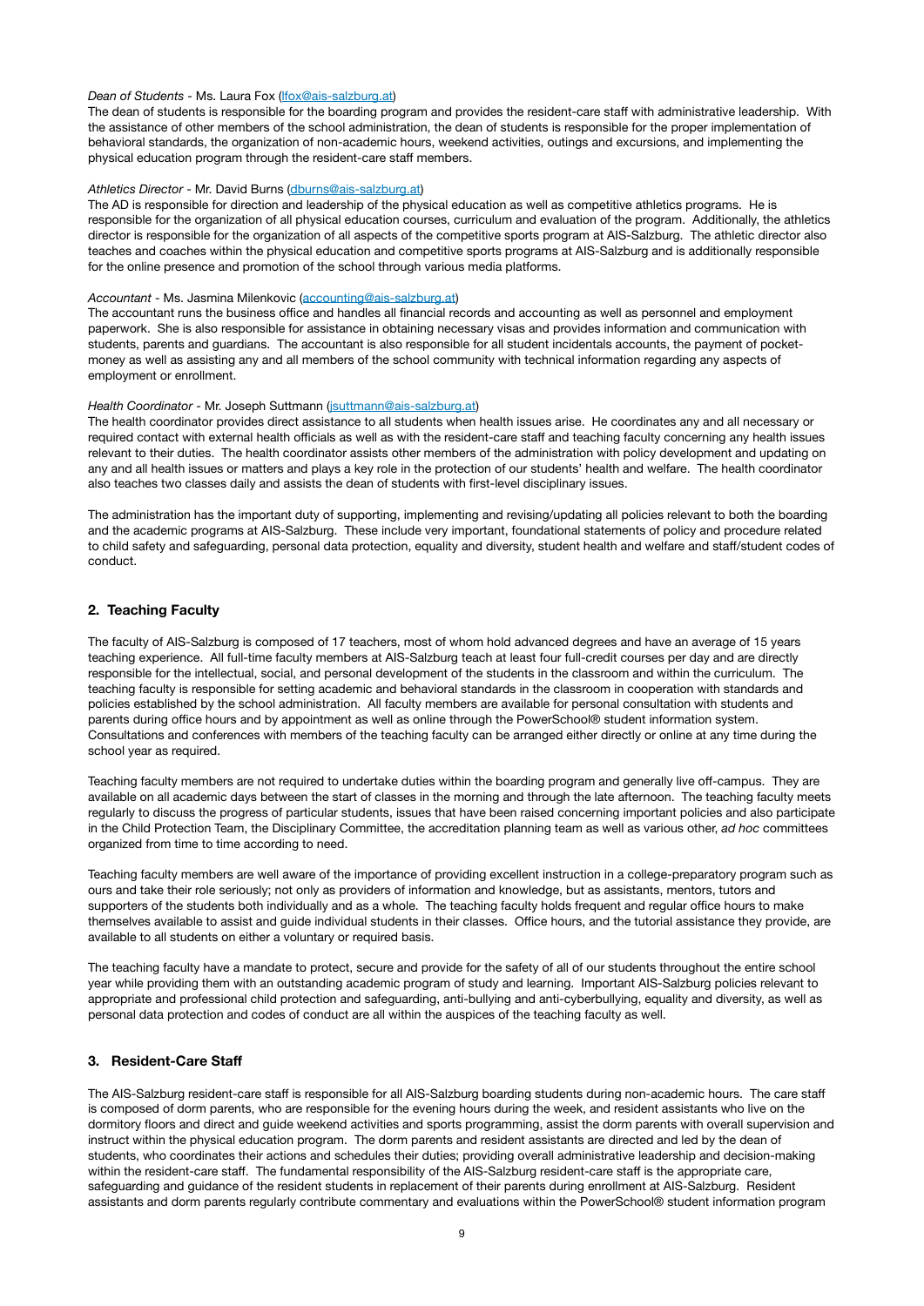*Dean of Students* - Ms. Laura Fox (lfox@ais-salzburg.at)
The dean of students is responsible for the boarding program and provides the resident-care staff with administrative leadership. With the assistance of other members of the school administration, the dean of students is responsible for the proper implementation of behavioral standards, the organization of non-academic hours, weekend activities, outings and excursions, and implementing the physical education program through the resident-care staff members.

*Athletics Director* - Mr. David Burns (dburns@ais-salzburg.at)
The AD is responsible for direction and leadership of the physical education as well as competitive athletics programs. He is responsible for the organization of all physical education courses, curriculum and evaluation of the program. Additionally, the athletics director is responsible for the organization of all aspects of the competitive sports program at AIS-Salzburg. The athletic director also teaches and coaches within the physical education and competitive sports programs at AIS-Salzburg and is additionally responsible for the online presence and promotion of the school through various media platforms.

*Accountant* - Ms. Jasmina Milenkovic (accounting@ais-salzburg.at)
The accountant runs the business office and handles all financial records and accounting as well as personnel and employment paperwork. She is also responsible for assistance in obtaining necessary visas and provides information and communication with students, parents and guardians. The accountant is also responsible for all student incidentals accounts, the payment of pocket-money as well as assisting any and all members of the school community with technical information regarding any aspects of employment or enrollment.

*Health Coordinator* - Mr. Joseph Suttmann (jsuttmann@ais-salzburg.at)
The health coordinator provides direct assistance to all students when health issues arise. He coordinates any and all necessary or required contact with external health officials as well as with the resident-care staff and teaching faculty concerning any health issues relevant to their duties. The health coordinator assists other members of the administration with policy development and updating on any and all health issues or matters and plays a key role in the protection of our students' health and welfare. The health coordinator also teaches two classes daily and assists the dean of students with first-level disciplinary issues.

The administration has the important duty of supporting, implementing and revising/updating all policies relevant to both the boarding and the academic programs at AIS-Salzburg. These include very important, foundational statements of policy and procedure related to child safety and safeguarding, personal data protection, equality and diversity, student health and welfare and staff/student codes of conduct.

## 2. Teaching Faculty

The faculty of AIS-Salzburg is composed of 17 teachers, most of whom hold advanced degrees and have an average of 15 years teaching experience. All full-time faculty members at AIS-Salzburg teach at least four full-credit courses per day and are directly responsible for the intellectual, social, and personal development of the students in the classroom and within the curriculum. The teaching faculty is responsible for setting academic and behavioral standards in the classroom in cooperation with standards and policies established by the school administration. All faculty members are available for personal consultation with students and parents during office hours and by appointment as well as online through the PowerSchool® student information system. Consultations and conferences with members of the teaching faculty can be arranged either directly or online at any time during the school year as required.

Teaching faculty members are not required to undertake duties within the boarding program and generally live off-campus. They are available on all academic days between the start of classes in the morning and through the late afternoon. The teaching faculty meets regularly to discuss the progress of particular students, issues that have been raised concerning important policies and also participate in the Child Protection Team, the Disciplinary Committee, the accreditation planning team as well as various other, *ad hoc* committees organized from time to time according to need.

Teaching faculty members are well aware of the importance of providing excellent instruction in a college-preparatory program such as ours and take their role seriously; not only as providers of information and knowledge, but as assistants, mentors, tutors and supporters of the students both individually and as a whole. The teaching faculty holds frequent and regular office hours to make themselves available to assist and guide individual students in their classes. Office hours, and the tutorial assistance they provide, are available to all students on either a voluntary or required basis.

The teaching faculty have a mandate to protect, secure and provide for the safety of all of our students throughout the entire school year while providing them with an outstanding academic program of study and learning. Important AIS-Salzburg policies relevant to appropriate and professional child protection and safeguarding, anti-bullying and anti-cyberbullying, equality and diversity, as well as personal data protection and codes of conduct are all within the auspices of the teaching faculty as well.

## 3. Resident-Care Staff

The AIS-Salzburg resident-care staff is responsible for all AIS-Salzburg boarding students during non-academic hours. The care staff is composed of dorm parents, who are responsible for the evening hours during the week, and resident assistants who live on the dormitory floors and direct and guide weekend activities and sports programming, assist the dorm parents with overall supervision and instruct within the physical education program. The dorm parents and resident assistants are directed and led by the dean of students, who coordinates their actions and schedules their duties; providing overall administrative leadership and decision-making within the resident-care staff. The fundamental responsibility of the AIS-Salzburg resident-care staff is the appropriate care, safeguarding and guidance of the resident students in replacement of their parents during enrollment at AIS-Salzburg. Resident assistants and dorm parents regularly contribute commentary and evaluations within the PowerSchool® student information program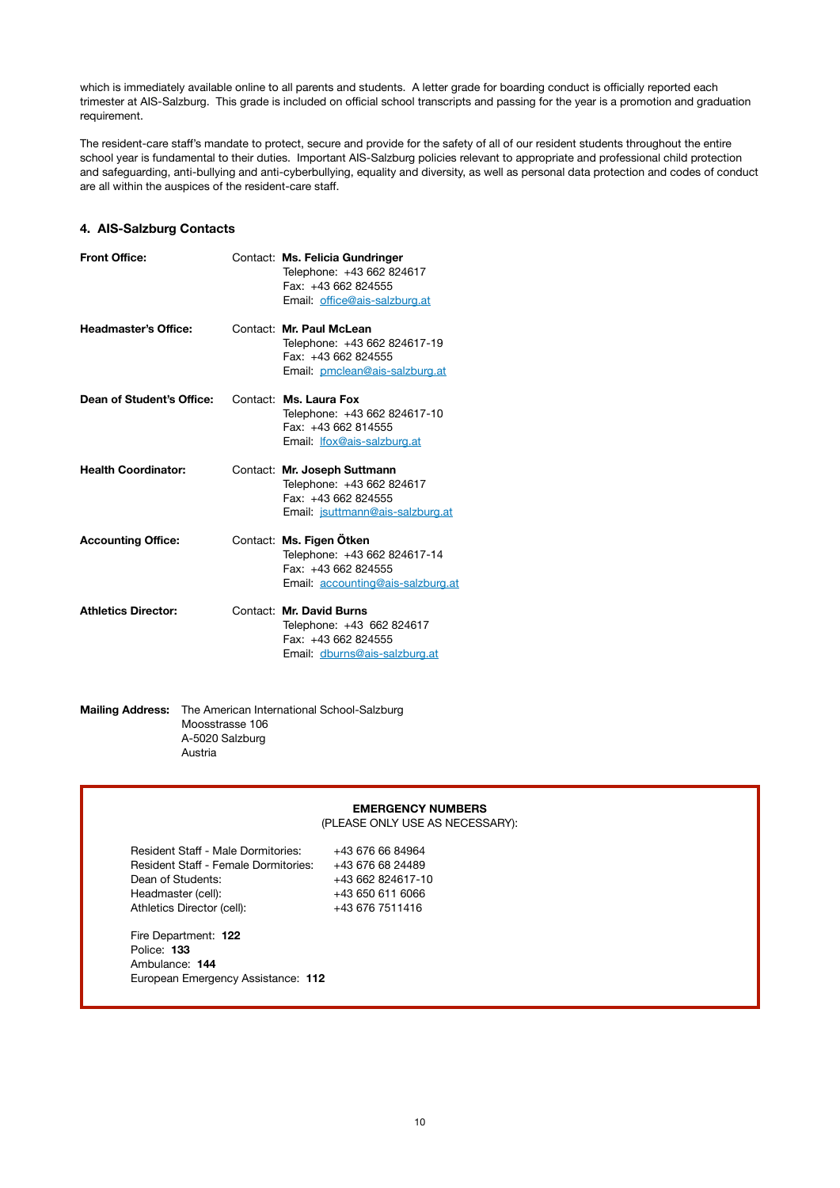which is immediately available online to all parents and students. A letter grade for boarding conduct is officially reported each trimester at AIS-Salzburg. This grade is included on official school transcripts and passing for the year is a promotion and graduation requirement.

The resident-care staff's mandate to protect, secure and provide for the safety of all of our resident students throughout the entire school year is fundamental to their duties. Important AIS-Salzburg policies relevant to appropriate and professional child protection and safeguarding, anti-bullying and anti-cyberbullying, equality and diversity, as well as personal data protection and codes of conduct are all within the auspices of the resident-care staff.

## 4. AIS-Salzburg Contacts

**Front Office:**
Contact: **Ms. Felicia Gundringer**
Telephone: +43 662 824617
Fax: +43 662 824555
Email: office@ais-salzburg.at

**Headmaster's Office:**
Contact: **Mr. Paul McLean**
Telephone: +43 662 824617-19
Fax: +43 662 824555
Email: pmclean@ais-salzburg.at

**Dean of Student's Office:**
Contact: **Ms. Laura Fox**
Telephone: +43 662 824617-10
Fax: +43 662 814555
Email: lfox@ais-salzburg.at

**Health Coordinator:**
Contact: **Mr. Joseph Suttmann**
Telephone: +43 662 824617
Fax: +43 662 824555
Email: jsuttmann@ais-salzburg.at

**Accounting Office:**
Contact: **Ms. Figen Ötken**
Telephone: +43 662 824617-14
Fax: +43 662 824555
Email: accounting@ais-salzburg.at

**Athletics Director:**
Contact: **Mr. David Burns**
Telephone: +43 662 824617
Fax: +43 662 824555
Email: dburns@ais-salzburg.at

**Mailing Address:**
The American International School-Salzburg
Moosstrasse 106
A-5020 Salzburg
Austria

**EMERGENCY NUMBERS**
(PLEASE ONLY USE AS NECESSARY):

| | |
|---|---|
| Resident Staff - Male Dormitories: | +43 676 66 84964 |
| Resident Staff - Female Dormitories: | +43 676 68 24489 |
| Dean of Students: | +43 662 824617-10 |
| Headmaster (cell): | +43 650 611 6066 |
| Athletics Director (cell): | +43 676 7511416 |

Fire Department: **122**
Police: **133**
Ambulance: **144**
European Emergency Assistance: **112**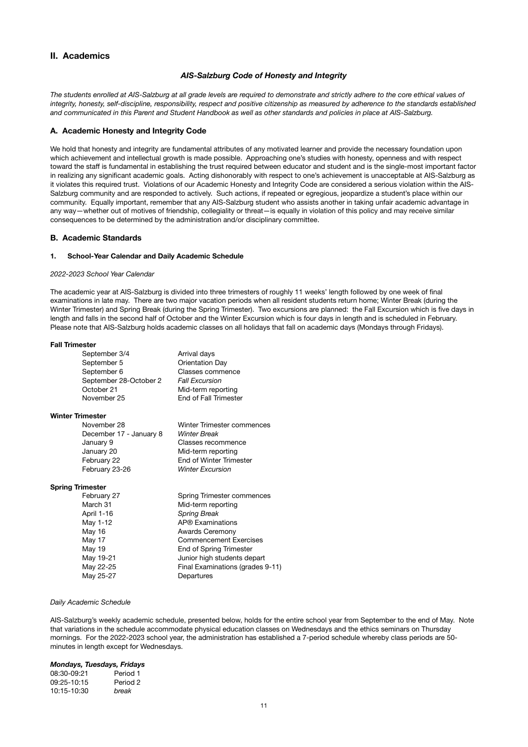## II. Academics

### *AIS-Salzburg Code of Honesty and Integrity*

*The students enrolled at AIS-Salzburg at all grade levels are required to demonstrate and strictly adhere to the core ethical values of integrity, honesty, self-discipline, responsibility, respect and positive citizenship as measured by adherence to the standards established and communicated in this Parent and Student Handbook as well as other standards and policies in place at AIS-Salzburg.*

### A. Academic Honesty and Integrity Code

We hold that honesty and integrity are fundamental attributes of any motivated learner and provide the necessary foundation upon which achievement and intellectual growth is made possible. Approaching one's studies with honesty, openness and with respect toward the staff is fundamental in establishing the trust required between educator and student and is the single-most important factor in realizing any significant academic goals. Acting dishonorably with respect to one's achievement is unacceptable at AIS-Salzburg as it violates this required trust. Violations of our Academic Honesty and Integrity Code are considered a serious violation within the AIS-Salzburg community and are responded to actively. Such actions, if repeated or egregious, jeopardize a student's place within our community. Equally important, remember that any AIS-Salzburg student who assists another in taking unfair academic advantage in any way—whether out of motives of friendship, collegiality or threat—is equally in violation of this policy and may receive similar consequences to be determined by the administration and/or disciplinary committee.

### B. Academic Standards

#### 1. School-Year Calendar and Daily Academic Schedule

*2022-2023 School Year Calendar*

The academic year at AIS-Salzburg is divided into three trimesters of roughly 11 weeks' length followed by one week of final examinations in late may. There are two major vacation periods when all resident students return home; Winter Break (during the Winter Trimester) and Spring Break (during the Spring Trimester). Two excursions are planned: the Fall Excursion which is five days in length and falls in the second half of October and the Winter Excursion which is four days in length and is scheduled in February. Please note that AIS-Salzburg holds academic classes on all holidays that fall on academic days (Mondays through Fridays).

**Fall Trimester**

| | |
|---|---|
| September 3/4 | Arrival days |
| September 5 | Orientation Day |
| September 6 | Classes commence |
| September 28-October 2 | *Fall Excursion* |
| October 21 | Mid-term reporting |
| November 25 | End of Fall Trimester |

**Winter Trimester**

| | |
|---|---|
| November 28 | Winter Trimester commences |
| December 17 - January 8 | *Winter Break* |
| January 9 | Classes recommence |
| January 20 | Mid-term reporting |
| February 22 | End of Winter Trimester |
| February 23-26 | *Winter Excursion* |

**Spring Trimester**

| | |
|---|---|
| February 27 | Spring Trimester commences |
| March 31 | Mid-term reporting |
| April 1-16 | *Spring Break* |
| May 1-12 | AP® Examinations |
| May 16 | Awards Ceremony |
| May 17 | Commencement Exercises |
| May 19 | End of Spring Trimester |
| May 19-21 | Junior high students depart |
| May 22-25 | Final Examinations (grades 9-11) |
| May 25-27 | Departures |

*Daily Academic Schedule*

AIS-Salzburg's weekly academic schedule, presented below, holds for the entire school year from September to the end of May. Note that variations in the schedule accommodate physical education classes on Wednesdays and the ethics seminars on Thursday mornings. For the 2022-2023 school year, the administration has established a 7-period schedule whereby class periods are 50-minutes in length except for Wednesdays.

***Mondays, Tuesdays, Fridays***

| | |
|---|---|
| 08:30-09:21 | Period 1 |
| 09:25-10:15 | Period 2 |
| 10:15-10:30 | *break* |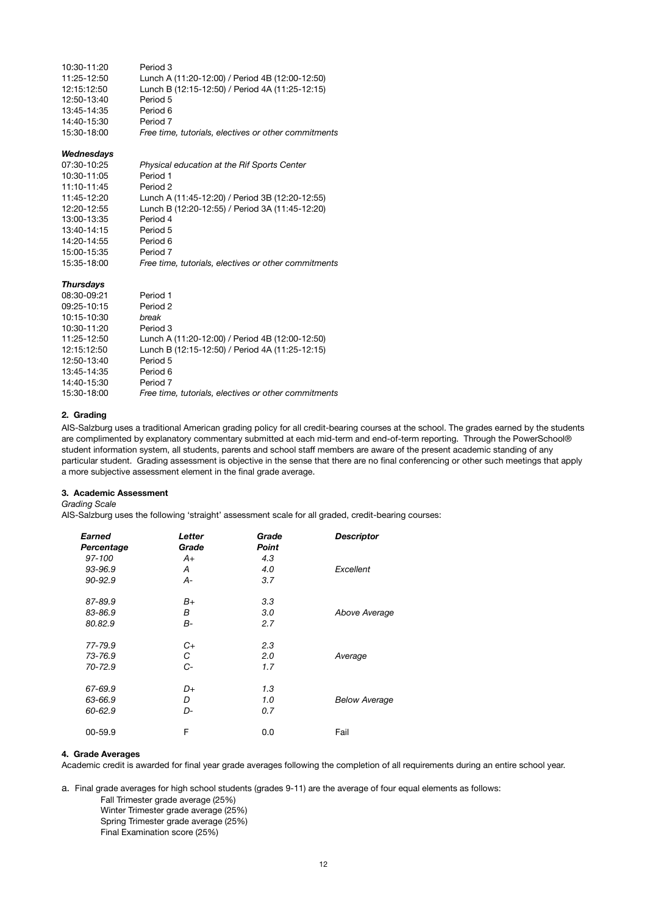| | |
|---|---|
| 10:30-11:20 | Period 3 |
| 11:25-12:50 | Lunch A (11:20-12:00) / Period 4B (12:00-12:50) |
| 12:15:12:50 | Lunch B (12:15-12:50) / Period 4A (11:25-12:15) |
| 12:50-13:40 | Period 5 |
| 13:45-14:35 | Period 6 |
| 14:40-15:30 | Period 7 |
| 15:30-18:00 | *Free time, tutorials, electives or other commitments* |

***Wednesdays***

| | |
|---|---|
| 07:30-10:25 | *Physical education at the Rif Sports Center* |
| 10:30-11:05 | Period 1 |
| 11:10-11:45 | Period 2 |
| 11:45-12:20 | Lunch A (11:45-12:20) / Period 3B (12:20-12:55) |
| 12:20-12:55 | Lunch B (12:20-12:55) / Period 3A (11:45-12:20) |
| 13:00-13:35 | Period 4 |
| 13:40-14:15 | Period 5 |
| 14:20-14:55 | Period 6 |
| 15:00-15:35 | Period 7 |
| 15:35-18:00 | *Free time, tutorials, electives or other commitments* |

***Thursdays***

| | |
|---|---|
| 08:30-09:21 | Period 1 |
| 09:25-10:15 | Period 2 |
| 10:15-10:30 | *break* |
| 10:30-11:20 | Period 3 |
| 11:25-12:50 | Lunch A (11:20-12:00) / Period 4B (12:00-12:50) |
| 12:15:12:50 | Lunch B (12:15-12:50) / Period 4A (11:25-12:15) |
| 12:50-13:40 | Period 5 |
| 13:45-14:35 | Period 6 |
| 14:40-15:30 | Period 7 |
| 15:30-18:00 | *Free time, tutorials, electives or other commitments* |

**2. Grading**

AIS-Salzburg uses a traditional American grading policy for all credit-bearing courses at the school. The grades earned by the students are complimented by explanatory commentary submitted at each mid-term and end-of-term reporting. Through the PowerSchool® student information system, all students, parents and school staff members are aware of the present academic standing of any particular student. Grading assessment is objective in the sense that there are no final conferencing or other such meetings that apply a more subjective assessment element in the final grade average.

**3. Academic Assessment**

*Grading Scale*

AIS-Salzburg uses the following 'straight' assessment scale for all graded, credit-bearing courses:

| ***Earned Percentage*** | ***Letter Grade*** | ***Grade Point*** | ***Descriptor*** |
|---|---|---|---|
| *97-100* | *A+* | *4.3* | |
| *93-96.9* | *A* | *4.0* | *Excellent* |
| *90-92.9* | *A-* | *3.7* | |
| *87-89.9* | *B+* | *3.3* | |
| *83-86.9* | *B* | *3.0* | *Above Average* |
| *80.82.9* | *B-* | *2.7* | |
| *77-79.9* | *C+* | *2.3* | |
| *73-76.9* | *C* | *2.0* | *Average* |
| *70-72.9* | *C-* | *1.7* | |
| *67-69.9* | *D+* | *1.3* | |
| *63-66.9* | *D* | *1.0* | *Below Average* |
| *60-62.9* | *D-* | *0.7* | |
| 00-59.9 | F | 0.0 | Fail |

**4. Grade Averages**

Academic credit is awarded for final year grade averages following the completion of all requirements during an entire school year.

a. Final grade averages for high school students (grades 9-11) are the average of four equal elements as follows:

Fall Trimester grade average (25%)
Winter Trimester grade average (25%)
Spring Trimester grade average (25%)
Final Examination score (25%)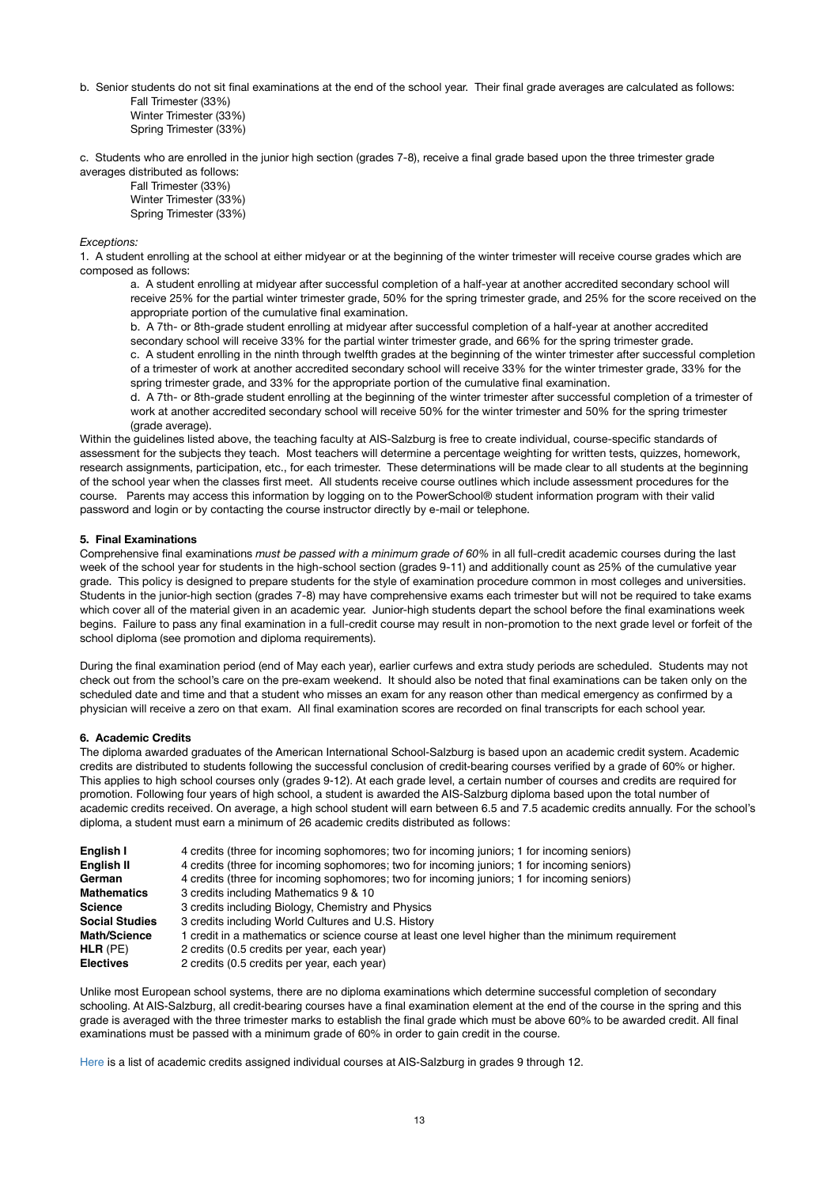b. Senior students do not sit final examinations at the end of the school year. Their final grade averages are calculated as follows:

Fall Trimester (33%)
Winter Trimester (33%)
Spring Trimester (33%)

c. Students who are enrolled in the junior high section (grades 7-8), receive a final grade based upon the three trimester grade averages distributed as follows:

Fall Trimester (33%)
Winter Trimester (33%)
Spring Trimester (33%)

*Exceptions:*

1. A student enrolling at the school at either midyear or at the beginning of the winter trimester will receive course grades which are composed as follows:

   a. A student enrolling at midyear after successful completion of a half-year at another accredited secondary school will receive 25% for the partial winter trimester grade, 50% for the spring trimester grade, and 25% for the score received on the appropriate portion of the cumulative final examination.

   b. A 7th- or 8th-grade student enrolling at midyear after successful completion of a half-year at another accredited secondary school will receive 33% for the partial winter trimester grade, and 66% for the spring trimester grade.

   c. A student enrolling in the ninth through twelfth grades at the beginning of the winter trimester after successful completion of a trimester of work at another accredited secondary school will receive 33% for the winter trimester grade, 33% for the spring trimester grade, and 33% for the appropriate portion of the cumulative final examination.

   d. A 7th- or 8th-grade student enrolling at the beginning of the winter trimester after successful completion of a trimester of work at another accredited secondary school will receive 50% for the winter trimester and 50% for the spring trimester (grade average).

Within the guidelines listed above, the teaching faculty at AIS-Salzburg is free to create individual, course-specific standards of assessment for the subjects they teach. Most teachers will determine a percentage weighting for written tests, quizzes, homework, research assignments, participation, etc., for each trimester. These determinations will be made clear to all students at the beginning of the school year when the classes first meet. All students receive course outlines which include assessment procedures for the course. Parents may access this information by logging on to the PowerSchool® student information program with their valid password and login or by contacting the course instructor directly by e-mail or telephone.

**5. Final Examinations**

Comprehensive final examinations *must be passed with a minimum grade of 60%* in all full-credit academic courses during the last week of the school year for students in the high-school section (grades 9-11) and additionally count as 25% of the cumulative year grade. This policy is designed to prepare students for the style of examination procedure common in most colleges and universities. Students in the junior-high section (grades 7-8) may have comprehensive exams each trimester but will not be required to take exams which cover all of the material given in an academic year. Junior-high students depart the school before the final examinations week begins. Failure to pass any final examination in a full-credit course may result in non-promotion to the next grade level or forfeit of the school diploma (see promotion and diploma requirements).

During the final examination period (end of May each year), earlier curfews and extra study periods are scheduled. Students may not check out from the school's care on the pre-exam weekend. It should also be noted that final examinations can be taken only on the scheduled date and time and that a student who misses an exam for any reason other than medical emergency as confirmed by a physician will receive a zero on that exam. All final examination scores are recorded on final transcripts for each school year.

**6. Academic Credits**

The diploma awarded graduates of the American International School-Salzburg is based upon an academic credit system. Academic credits are distributed to students following the successful conclusion of credit-bearing courses verified by a grade of 60% or higher. This applies to high school courses only (grades 9-12). At each grade level, a certain number of courses and credits are required for promotion. Following four years of high school, a student is awarded the AIS-Salzburg diploma based upon the total number of academic credits received. On average, a high school student will earn between 6.5 and 7.5 academic credits annually. For the school's diploma, a student must earn a minimum of 26 academic credits distributed as follows:

| | |
|---|---|
| **English I** | 4 credits (three for incoming sophomores; two for incoming juniors; 1 for incoming seniors) |
| **English II** | 4 credits (three for incoming sophomores; two for incoming juniors; 1 for incoming seniors) |
| **German** | 4 credits (three for incoming sophomores; two for incoming juniors; 1 for incoming seniors) |
| **Mathematics** | 3 credits including Mathematics 9 & 10 |
| **Science** | 3 credits including Biology, Chemistry and Physics |
| **Social Studies** | 3 credits including World Cultures and U.S. History |
| **Math/Science** | 1 credit in a mathematics or science course at least one level higher than the minimum requirement |
| **HLR** (PE) | 2 credits (0.5 credits per year, each year) |
| **Electives** | 2 credits (0.5 credits per year, each year) |

Unlike most European school systems, there are no diploma examinations which determine successful completion of secondary schooling. At AIS-Salzburg, all credit-bearing courses have a final examination element at the end of the course in the spring and this grade is averaged with the three trimester marks to establish the final grade which must be above 60% to be awarded credit. All final examinations must be passed with a minimum grade of 60% in order to gain credit in the course.

Here is a list of academic credits assigned individual courses at AIS-Salzburg in grades 9 through 12.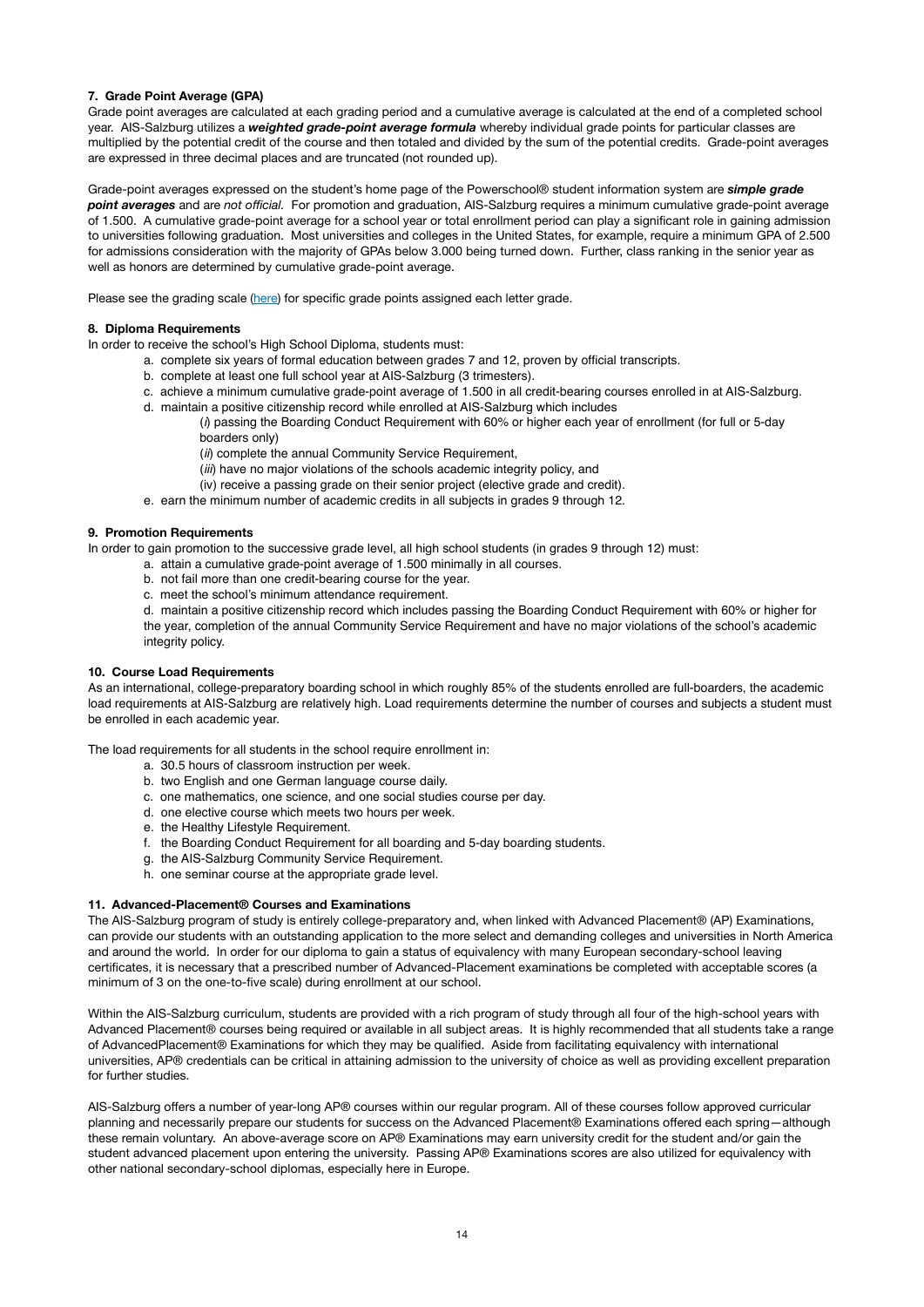### 7. Grade Point Average (GPA)

Grade point averages are calculated at each grading period and a cumulative average is calculated at the end of a completed school year. AIS-Salzburg utilizes a ***weighted grade-point average formula*** whereby individual grade points for particular classes are multiplied by the potential credit of the course and then totaled and divided by the sum of the potential credits. Grade-point averages are expressed in three decimal places and are truncated (not rounded up).

Grade-point averages expressed on the student's home page of the Powerschool® student information system are ***simple grade point averages*** and are *not official*. For promotion and graduation, AIS-Salzburg requires a minimum cumulative grade-point average of 1.500. A cumulative grade-point average for a school year or total enrollment period can play a significant role in gaining admission to universities following graduation. Most universities and colleges in the United States, for example, require a minimum GPA of 2.500 for admissions consideration with the majority of GPAs below 3.000 being turned down. Further, class ranking in the senior year as well as honors are determined by cumulative grade-point average.

Please see the grading scale (here) for specific grade points assigned each letter grade.

### 8. Diploma Requirements

In order to receive the school's High School Diploma, students must:

a. complete six years of formal education between grades 7 and 12, proven by official transcripts.
b. complete at least one full school year at AIS-Salzburg (3 trimesters).
c. achieve a minimum cumulative grade-point average of 1.500 in all credit-bearing courses enrolled in at AIS-Salzburg.
d. maintain a positive citizenship record while enrolled at AIS-Salzburg which includes
   (*i*) passing the Boarding Conduct Requirement with 60% or higher each year of enrollment (for full or 5-day boarders only)
   (*ii*) complete the annual Community Service Requirement,
   (*iii*) have no major violations of the schools academic integrity policy, and
   (iv) receive a passing grade on their senior project (elective grade and credit).
e. earn the minimum number of academic credits in all subjects in grades 9 through 12.

### 9. Promotion Requirements

In order to gain promotion to the successive grade level, all high school students (in grades 9 through 12) must:

a. attain a cumulative grade-point average of 1.500 minimally in all courses.
b. not fail more than one credit-bearing course for the year.
c. meet the school's minimum attendance requirement.
d. maintain a positive citizenship record which includes passing the Boarding Conduct Requirement with 60% or higher for the year, completion of the annual Community Service Requirement and have no major violations of the school's academic integrity policy.

### 10. Course Load Requirements

As an international, college-preparatory boarding school in which roughly 85% of the students enrolled are full-boarders, the academic load requirements at AIS-Salzburg are relatively high. Load requirements determine the number of courses and subjects a student must be enrolled in each academic year.

The load requirements for all students in the school require enrollment in:

a. 30.5 hours of classroom instruction per week.
b. two English and one German language course daily.
c. one mathematics, one science, and one social studies course per day.
d. one elective course which meets two hours per week.
e. the Healthy Lifestyle Requirement.
f. the Boarding Conduct Requirement for all boarding and 5-day boarding students.
g. the AIS-Salzburg Community Service Requirement.
h. one seminar course at the appropriate grade level.

### 11. Advanced-Placement® Courses and Examinations

The AIS-Salzburg program of study is entirely college-preparatory and, when linked with Advanced Placement® (AP) Examinations, can provide our students with an outstanding application to the more select and demanding colleges and universities in North America and around the world. In order for our diploma to gain a status of equivalency with many European secondary-school leaving certificates, it is necessary that a prescribed number of Advanced-Placement examinations be completed with acceptable scores (a minimum of 3 on the one-to-five scale) during enrollment at our school.

Within the AIS-Salzburg curriculum, students are provided with a rich program of study through all four of the high-school years with Advanced Placement® courses being required or available in all subject areas. It is highly recommended that all students take a range of AdvancedPlacement® Examinations for which they may be qualified. Aside from facilitating equivalency with international universities, AP® credentials can be critical in attaining admission to the university of choice as well as providing excellent preparation for further studies.

AIS-Salzburg offers a number of year-long AP® courses within our regular program. All of these courses follow approved curricular planning and necessarily prepare our students for success on the Advanced Placement® Examinations offered each spring—although these remain voluntary. An above-average score on AP® Examinations may earn university credit for the student and/or gain the student advanced placement upon entering the university. Passing AP® Examinations scores are also utilized for equivalency with other national secondary-school diplomas, especially here in Europe.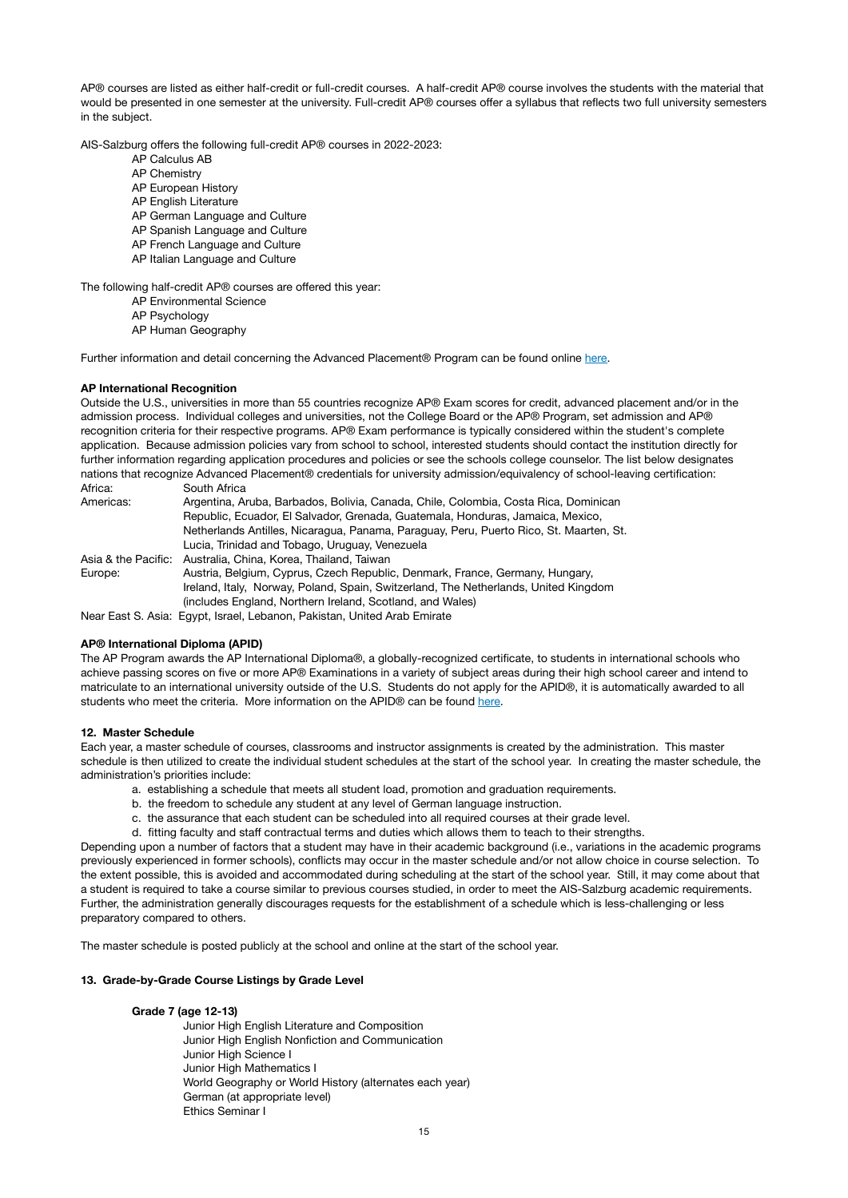AP® courses are listed as either half-credit or full-credit courses. A half-credit AP® course involves the students with the material that would be presented in one semester at the university. Full-credit AP® courses offer a syllabus that reflects two full university semesters in the subject.

AIS-Salzburg offers the following full-credit AP® courses in 2022-2023:

- AP Calculus AB
- AP Chemistry
- AP European History
- AP English Literature
- AP German Language and Culture
- AP Spanish Language and Culture
- AP French Language and Culture
- AP Italian Language and Culture

The following half-credit AP® courses are offered this year:

- AP Environmental Science
- AP Psychology
- AP Human Geography

Further information and detail concerning the Advanced Placement® Program can be found online here.

**AP International Recognition**

Outside the U.S., universities in more than 55 countries recognize AP® Exam scores for credit, advanced placement and/or in the admission process. Individual colleges and universities, not the College Board or the AP® Program, set admission and AP® recognition criteria for their respective programs. AP® Exam performance is typically considered within the student's complete application. Because admission policies vary from school to school, interested students should contact the institution directly for further information regarding application procedures and policies or see the schools college counselor. The list below designates nations that recognize Advanced Placement® credentials for university admission/equivalency of school-leaving certification:

| | |
|---|---|
| Africa: | South Africa |
| Americas: | Argentina, Aruba, Barbados, Bolivia, Canada, Chile, Colombia, Costa Rica, Dominican Republic, Ecuador, El Salvador, Grenada, Guatemala, Honduras, Jamaica, Mexico, Netherlands Antilles, Nicaragua, Panama, Paraguay, Peru, Puerto Rico, St. Maarten, St. Lucia, Trinidad and Tobago, Uruguay, Venezuela |
| Asia & the Pacific: | Australia, China, Korea, Thailand, Taiwan |
| Europe: | Austria, Belgium, Cyprus, Czech Republic, Denmark, France, Germany, Hungary, Ireland, Italy, Norway, Poland, Spain, Switzerland, The Netherlands, United Kingdom (includes England, Northern Ireland, Scotland, and Wales) |
| Near East S. Asia: | Egypt, Israel, Lebanon, Pakistan, United Arab Emirate |

**AP® International Diploma (APID)**

The AP Program awards the AP International Diploma®, a globally-recognized certificate, to students in international schools who achieve passing scores on five or more AP® Examinations in a variety of subject areas during their high school career and intend to matriculate to an international university outside of the U.S. Students do not apply for the APID®, it is automatically awarded to all students who meet the criteria. More information on the APID® can be found here.

**12. Master Schedule**

Each year, a master schedule of courses, classrooms and instructor assignments is created by the administration. This master schedule is then utilized to create the individual student schedules at the start of the school year. In creating the master schedule, the administration's priorities include:

a. establishing a schedule that meets all student load, promotion and graduation requirements.
b. the freedom to schedule any student at any level of German language instruction.
c. the assurance that each student can be scheduled into all required courses at their grade level.
d. fitting faculty and staff contractual terms and duties which allows them to teach to their strengths.

Depending upon a number of factors that a student may have in their academic background (i.e., variations in the academic programs previously experienced in former schools), conflicts may occur in the master schedule and/or not allow choice in course selection. To the extent possible, this is avoided and accommodated during scheduling at the start of the school year. Still, it may come about that a student is required to take a course similar to previous courses studied, in order to meet the AIS-Salzburg academic requirements. Further, the administration generally discourages requests for the establishment of a schedule which is less-challenging or less preparatory compared to others.

The master schedule is posted publicly at the school and online at the start of the school year.

**13. Grade-by-Grade Course Listings by Grade Level**

**Grade 7 (age 12-13)**

- Junior High English Literature and Composition
- Junior High English Nonfiction and Communication
- Junior High Science I
- Junior High Mathematics I
- World Geography or World History (alternates each year)
- German (at appropriate level)
- Ethics Seminar I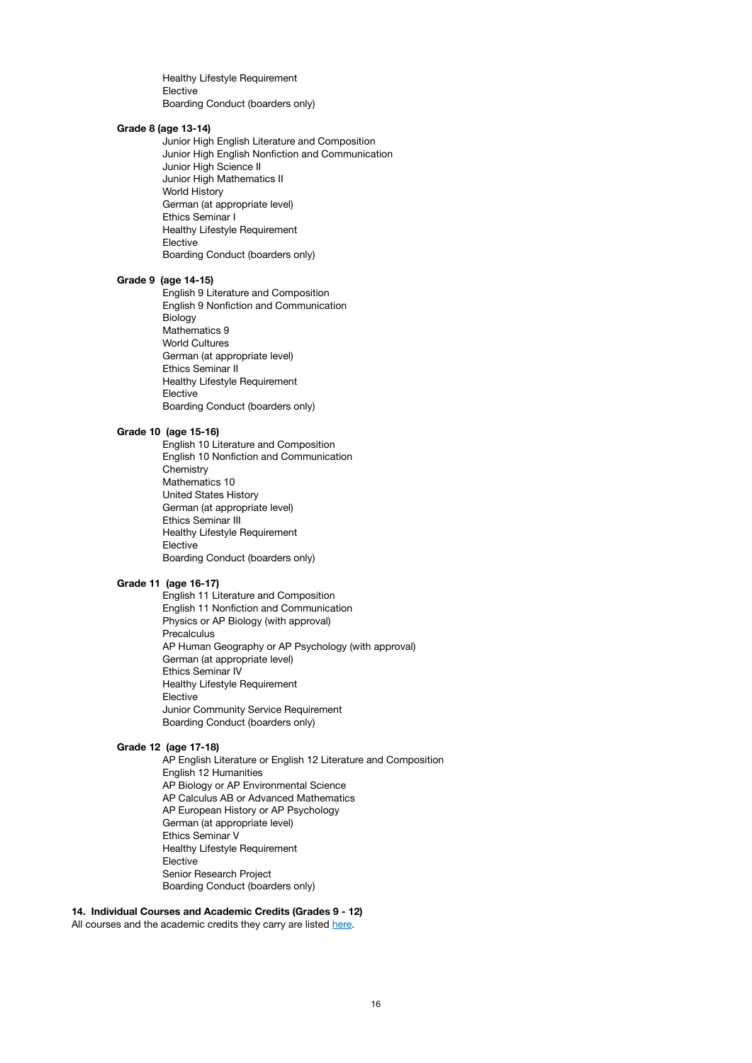Healthy Lifestyle Requirement
Elective
Boarding Conduct (boarders only)

**Grade 8 (age 13-14)**

Junior High English Literature and Composition
Junior High English Nonfiction and Communication
Junior High Science II
Junior High Mathematics II
World History
German (at appropriate level)
Ethics Seminar I
Healthy Lifestyle Requirement
Elective
Boarding Conduct (boarders only)

**Grade 9 (age 14-15)**

English 9 Literature and Composition
English 9 Nonfiction and Communication
Biology
Mathematics 9
World Cultures
German (at appropriate level)
Ethics Seminar II
Healthy Lifestyle Requirement
Elective
Boarding Conduct (boarders only)

**Grade 10 (age 15-16)**

English 10 Literature and Composition
English 10 Nonfiction and Communication
Chemistry
Mathematics 10
United States History
German (at appropriate level)
Ethics Seminar III
Healthy Lifestyle Requirement
Elective
Boarding Conduct (boarders only)

**Grade 11 (age 16-17)**

English 11 Literature and Composition
English 11 Nonfiction and Communication
Physics or AP Biology (with approval)
Precalculus
AP Human Geography or AP Psychology (with approval)
German (at appropriate level)
Ethics Seminar IV
Healthy Lifestyle Requirement
Elective
Junior Community Service Requirement
Boarding Conduct (boarders only)

**Grade 12 (age 17-18)**

AP English Literature or English 12 Literature and Composition
English 12 Humanities
AP Biology or AP Environmental Science
AP Calculus AB or Advanced Mathematics
AP European History or AP Psychology
German (at appropriate level)
Ethics Seminar V
Healthy Lifestyle Requirement
Elective
Senior Research Project
Boarding Conduct (boarders only)

## 14. Individual Courses and Academic Credits (Grades 9 - 12)

All courses and the academic credits they carry are listed here.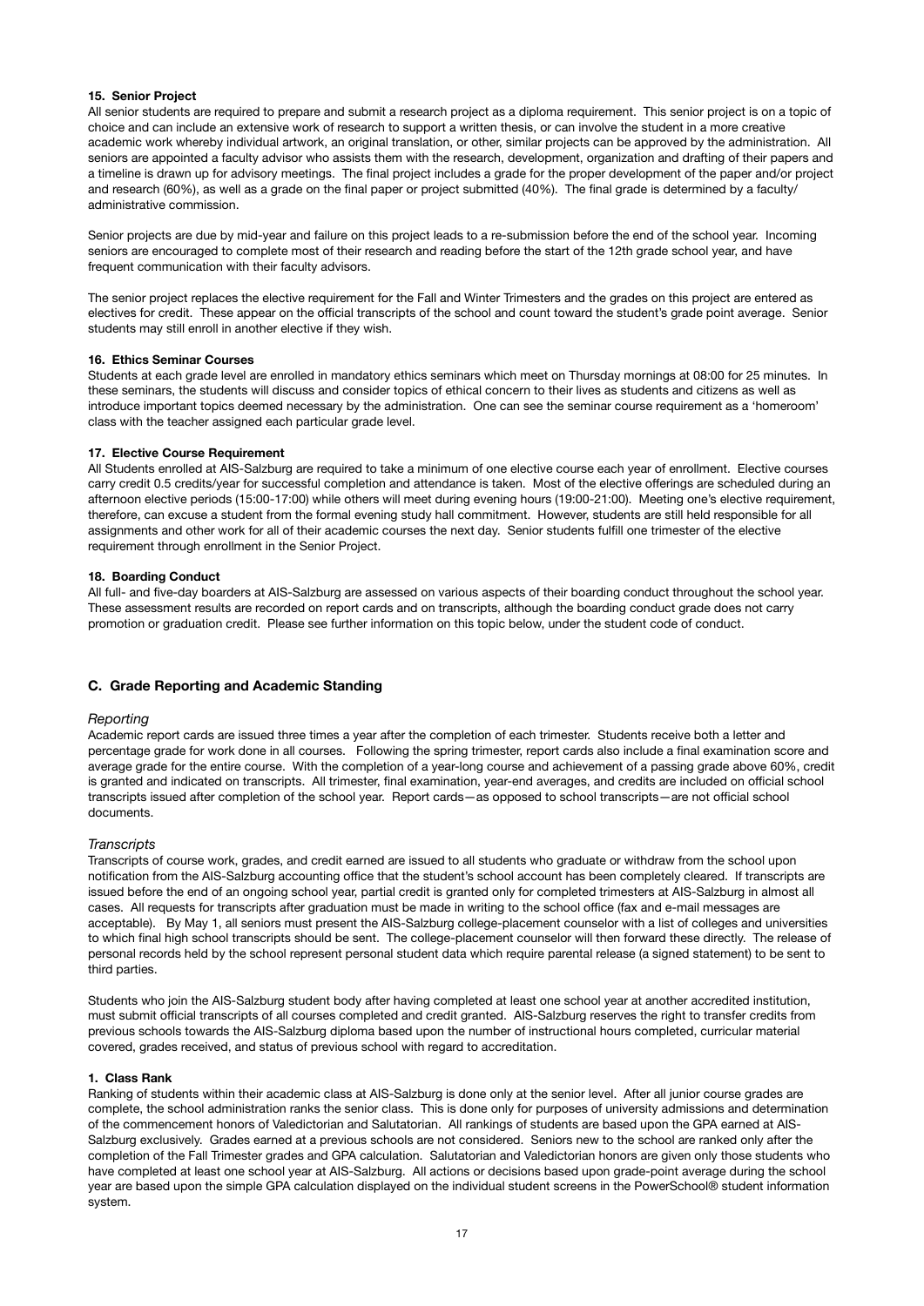#### 15. Senior Project

All senior students are required to prepare and submit a research project as a diploma requirement. This senior project is on a topic of choice and can include an extensive work of research to support a written thesis, or can involve the student in a more creative academic work whereby individual artwork, an original translation, or other, similar projects can be approved by the administration. All seniors are appointed a faculty advisor who assists them with the research, development, organization and drafting of their papers and a timeline is drawn up for advisory meetings. The final project includes a grade for the proper development of the paper and/or project and research (60%), as well as a grade on the final paper or project submitted (40%). The final grade is determined by a faculty/administrative commission.

Senior projects are due by mid-year and failure on this project leads to a re-submission before the end of the school year. Incoming seniors are encouraged to complete most of their research and reading before the start of the 12th grade school year, and have frequent communication with their faculty advisors.

The senior project replaces the elective requirement for the Fall and Winter Trimesters and the grades on this project are entered as electives for credit. These appear on the official transcripts of the school and count toward the student's grade point average. Senior students may still enroll in another elective if they wish.

#### 16. Ethics Seminar Courses

Students at each grade level are enrolled in mandatory ethics seminars which meet on Thursday mornings at 08:00 for 25 minutes. In these seminars, the students will discuss and consider topics of ethical concern to their lives as students and citizens as well as introduce important topics deemed necessary by the administration. One can see the seminar course requirement as a 'homeroom' class with the teacher assigned each particular grade level.

#### 17. Elective Course Requirement

All Students enrolled at AIS-Salzburg are required to take a minimum of one elective course each year of enrollment. Elective courses carry credit 0.5 credits/year for successful completion and attendance is taken. Most of the elective offerings are scheduled during an afternoon elective periods (15:00-17:00) while others will meet during evening hours (19:00-21:00). Meeting one's elective requirement, therefore, can excuse a student from the formal evening study hall commitment. However, students are still held responsible for all assignments and other work for all of their academic courses the next day. Senior students fulfill one trimester of the elective requirement through enrollment in the Senior Project.

#### 18. Boarding Conduct

All full- and five-day boarders at AIS-Salzburg are assessed on various aspects of their boarding conduct throughout the school year. These assessment results are recorded on report cards and on transcripts, although the boarding conduct grade does not carry promotion or graduation credit. Please see further information on this topic below, under the student code of conduct.

### C. Grade Reporting and Academic Standing

*Reporting*

Academic report cards are issued three times a year after the completion of each trimester. Students receive both a letter and percentage grade for work done in all courses. Following the spring trimester, report cards also include a final examination score and average grade for the entire course. With the completion of a year-long course and achievement of a passing grade above 60%, credit is granted and indicated on transcripts. All trimester, final examination, year-end averages, and credits are included on official school transcripts issued after completion of the school year. Report cards—as opposed to school transcripts—are not official school documents.

*Transcripts*

Transcripts of course work, grades, and credit earned are issued to all students who graduate or withdraw from the school upon notification from the AIS-Salzburg accounting office that the student's school account has been completely cleared. If transcripts are issued before the end of an ongoing school year, partial credit is granted only for completed trimesters at AIS-Salzburg in almost all cases. All requests for transcripts after graduation must be made in writing to the school office (fax and e-mail messages are acceptable). By May 1, all seniors must present the AIS-Salzburg college-placement counselor with a list of colleges and universities to which final high school transcripts should be sent. The college-placement counselor will then forward these directly. The release of personal records held by the school represent personal student data which require parental release (a signed statement) to be sent to third parties.

Students who join the AIS-Salzburg student body after having completed at least one school year at another accredited institution, must submit official transcripts of all courses completed and credit granted. AIS-Salzburg reserves the right to transfer credits from previous schools towards the AIS-Salzburg diploma based upon the number of instructional hours completed, curricular material covered, grades received, and status of previous school with regard to accreditation.

#### 1. Class Rank

Ranking of students within their academic class at AIS-Salzburg is done only at the senior level. After all junior course grades are complete, the school administration ranks the senior class. This is done only for purposes of university admissions and determination of the commencement honors of Valedictorian and Salutatorian. All rankings of students are based upon the GPA earned at AIS-Salzburg exclusively. Grades earned at a previous schools are not considered. Seniors new to the school are ranked only after the completion of the Fall Trimester grades and GPA calculation. Salutatorian and Valedictorian honors are given only those students who have completed at least one school year at AIS-Salzburg. All actions or decisions based upon grade-point average during the school year are based upon the simple GPA calculation displayed on the individual student screens in the PowerSchool® student information system.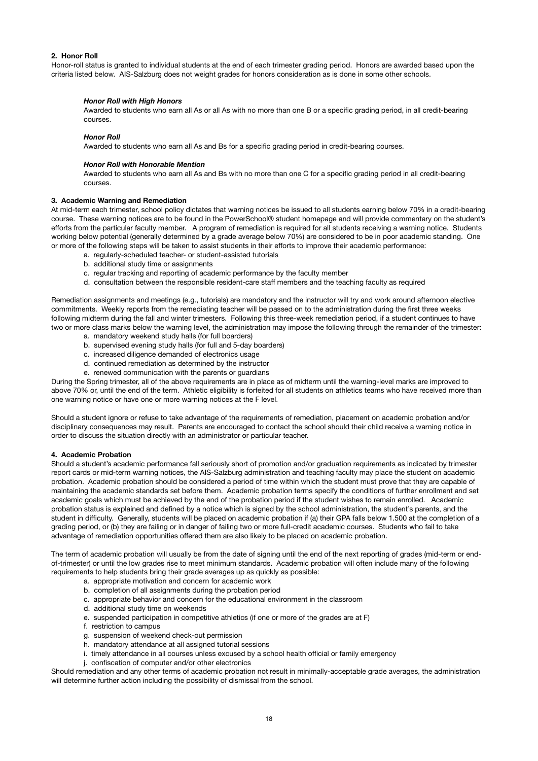### 2. Honor Roll

Honor-roll status is granted to individual students at the end of each trimester grading period. Honors are awarded based upon the criteria listed below. AIS-Salzburg does not weight grades for honors consideration as is done in some other schools.

***Honor Roll with High Honors***

Awarded to students who earn all As or all As with no more than one B or a specific grading period, in all credit-bearing courses.

***Honor Roll***

Awarded to students who earn all As and Bs for a specific grading period in credit-bearing courses.

***Honor Roll with Honorable Mention***

Awarded to students who earn all As and Bs with no more than one C for a specific grading period in all credit-bearing courses.

### 3. Academic Warning and Remediation

At mid-term each trimester, school policy dictates that warning notices be issued to all students earning below 70% in a credit-bearing course. These warning notices are to be found in the PowerSchool® student homepage and will provide commentary on the student's efforts from the particular faculty member. A program of remediation is required for all students receiving a warning notice. Students working below potential (generally determined by a grade average below 70%) are considered to be in poor academic standing. One or more of the following steps will be taken to assist students in their efforts to improve their academic performance:

a. regularly-scheduled teacher- or student-assisted tutorials
b. additional study time or assignments
c. regular tracking and reporting of academic performance by the faculty member
d. consultation between the responsible resident-care staff members and the teaching faculty as required

Remediation assignments and meetings (e.g., tutorials) are mandatory and the instructor will try and work around afternoon elective commitments. Weekly reports from the remediating teacher will be passed on to the administration during the first three weeks following midterm during the fall and winter trimesters. Following this three-week remediation period, if a student continues to have two or more class marks below the warning level, the administration may impose the following through the remainder of the trimester:

a. mandatory weekend study halls (for full boarders)
b. supervised evening study halls (for full and 5-day boarders)
c. increased diligence demanded of electronics usage
d. continued remediation as determined by the instructor
e. renewed communication with the parents or guardians

During the Spring trimester, all of the above requirements are in place as of midterm until the warning-level marks are improved to above 70% or, until the end of the term. Athletic eligibility is forfeited for all students on athletics teams who have received more than one warning notice or have one or more warning notices at the F level.

Should a student ignore or refuse to take advantage of the requirements of remediation, placement on academic probation and/or disciplinary consequences may result. Parents are encouraged to contact the school should their child receive a warning notice in order to discuss the situation directly with an administrator or particular teacher.

### 4. Academic Probation

Should a student's academic performance fall seriously short of promotion and/or graduation requirements as indicated by trimester report cards or mid-term warning notices, the AIS-Salzburg administration and teaching faculty may place the student on academic probation. Academic probation should be considered a period of time within which the student must prove that they are capable of maintaining the academic standards set before them. Academic probation terms specify the conditions of further enrollment and set academic goals which must be achieved by the end of the probation period if the student wishes to remain enrolled. Academic probation status is explained and defined by a notice which is signed by the school administration, the student's parents, and the student in difficulty. Generally, students will be placed on academic probation if (a) their GPA falls below 1.500 at the completion of a grading period, or (b) they are failing or in danger of failing two or more full-credit academic courses. Students who fail to take advantage of remediation opportunities offered them are also likely to be placed on academic probation.

The term of academic probation will usually be from the date of signing until the end of the next reporting of grades (mid-term or end-of-trimester) or until the low grades rise to meet minimum standards. Academic probation will often include many of the following requirements to help students bring their grade averages up as quickly as possible:

a. appropriate motivation and concern for academic work
b. completion of all assignments during the probation period
c. appropriate behavior and concern for the educational environment in the classroom
d. additional study time on weekends
e. suspended participation in competitive athletics (if one or more of the grades are at F)
f. restriction to campus
g. suspension of weekend check-out permission
h. mandatory attendance at all assigned tutorial sessions
i. timely attendance in all courses unless excused by a school health official or family emergency
j. confiscation of computer and/or other electronics

Should remediation and any other terms of academic probation not result in minimally-acceptable grade averages, the administration will determine further action including the possibility of dismissal from the school.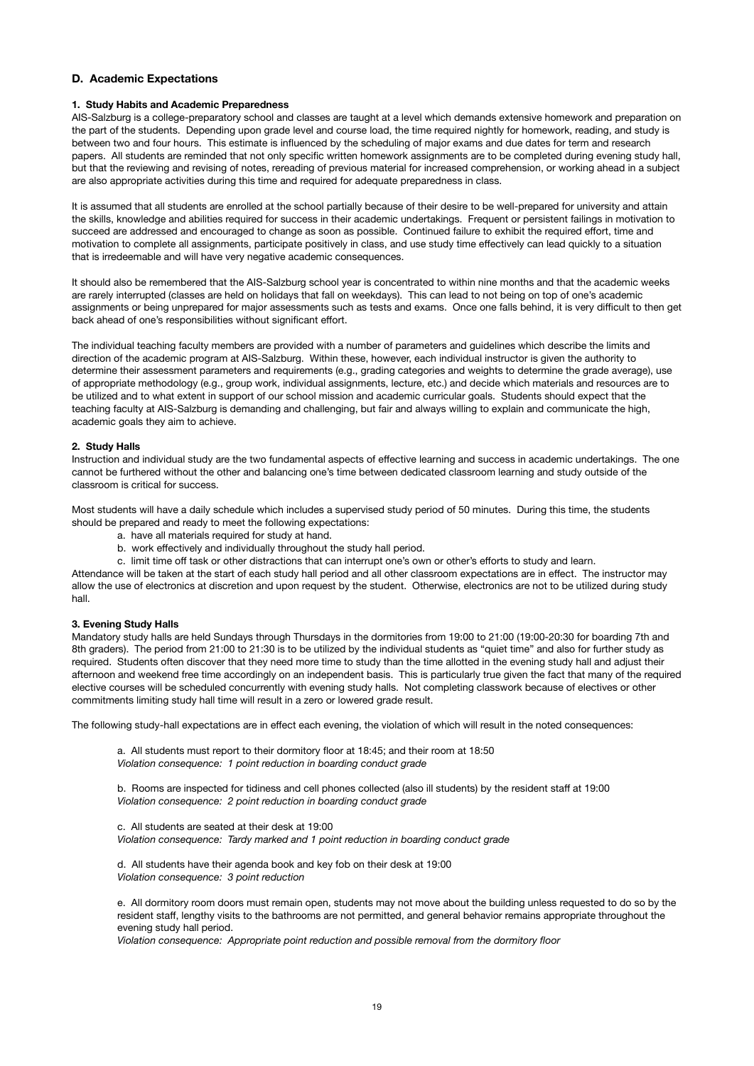## D. Academic Expectations

### 1. Study Habits and Academic Preparedness

AIS-Salzburg is a college-preparatory school and classes are taught at a level which demands extensive homework and preparation on the part of the students. Depending upon grade level and course load, the time required nightly for homework, reading, and study is between two and four hours. This estimate is influenced by the scheduling of major exams and due dates for term and research papers. All students are reminded that not only specific written homework assignments are to be completed during evening study hall, but that the reviewing and revising of notes, rereading of previous material for increased comprehension, or working ahead in a subject are also appropriate activities during this time and required for adequate preparedness in class.

It is assumed that all students are enrolled at the school partially because of their desire to be well-prepared for university and attain the skills, knowledge and abilities required for success in their academic undertakings. Frequent or persistent failings in motivation to succeed are addressed and encouraged to change as soon as possible. Continued failure to exhibit the required effort, time and motivation to complete all assignments, participate positively in class, and use study time effectively can lead quickly to a situation that is irredeemable and will have very negative academic consequences.

It should also be remembered that the AIS-Salzburg school year is concentrated to within nine months and that the academic weeks are rarely interrupted (classes are held on holidays that fall on weekdays). This can lead to not being on top of one's academic assignments or being unprepared for major assessments such as tests and exams. Once one falls behind, it is very difficult to then get back ahead of one's responsibilities without significant effort.

The individual teaching faculty members are provided with a number of parameters and guidelines which describe the limits and direction of the academic program at AIS-Salzburg. Within these, however, each individual instructor is given the authority to determine their assessment parameters and requirements (e.g., grading categories and weights to determine the grade average), use of appropriate methodology (e.g., group work, individual assignments, lecture, etc.) and decide which materials and resources are to be utilized and to what extent in support of our school mission and academic curricular goals. Students should expect that the teaching faculty at AIS-Salzburg is demanding and challenging, but fair and always willing to explain and communicate the high, academic goals they aim to achieve.

### 2. Study Halls

Instruction and individual study are the two fundamental aspects of effective learning and success in academic undertakings. The one cannot be furthered without the other and balancing one's time between dedicated classroom learning and study outside of the classroom is critical for success.

Most students will have a daily schedule which includes a supervised study period of 50 minutes. During this time, the students should be prepared and ready to meet the following expectations:

a. have all materials required for study at hand.
b. work effectively and individually throughout the study hall period.
c. limit time off task or other distractions that can interrupt one's own or other's efforts to study and learn.

Attendance will be taken at the start of each study hall period and all other classroom expectations are in effect. The instructor may allow the use of electronics at discretion and upon request by the student. Otherwise, electronics are not to be utilized during study hall.

### 3. Evening Study Halls

Mandatory study halls are held Sundays through Thursdays in the dormitories from 19:00 to 21:00 (19:00-20:30 for boarding 7th and 8th graders). The period from 21:00 to 21:30 is to be utilized by the individual students as "quiet time" and also for further study as required. Students often discover that they need more time to study than the time allotted in the evening study hall and adjust their afternoon and weekend free time accordingly on an independent basis. This is particularly true given the fact that many of the required elective courses will be scheduled concurrently with evening study halls. Not completing classwork because of electives or other commitments limiting study hall time will result in a zero or lowered grade result.

The following study-hall expectations are in effect each evening, the violation of which will result in the noted consequences:

a. All students must report to their dormitory floor at 18:45; and their room at 18:50
*Violation consequence: 1 point reduction in boarding conduct grade*

b. Rooms are inspected for tidiness and cell phones collected (also ill students) by the resident staff at 19:00
*Violation consequence: 2 point reduction in boarding conduct grade*

c. All students are seated at their desk at 19:00
*Violation consequence: Tardy marked and 1 point reduction in boarding conduct grade*

d. All students have their agenda book and key fob on their desk at 19:00
*Violation consequence: 3 point reduction*

e. All dormitory room doors must remain open, students may not move about the building unless requested to do so by the resident staff, lengthy visits to the bathrooms are not permitted, and general behavior remains appropriate throughout the evening study hall period.
*Violation consequence: Appropriate point reduction and possible removal from the dormitory floor*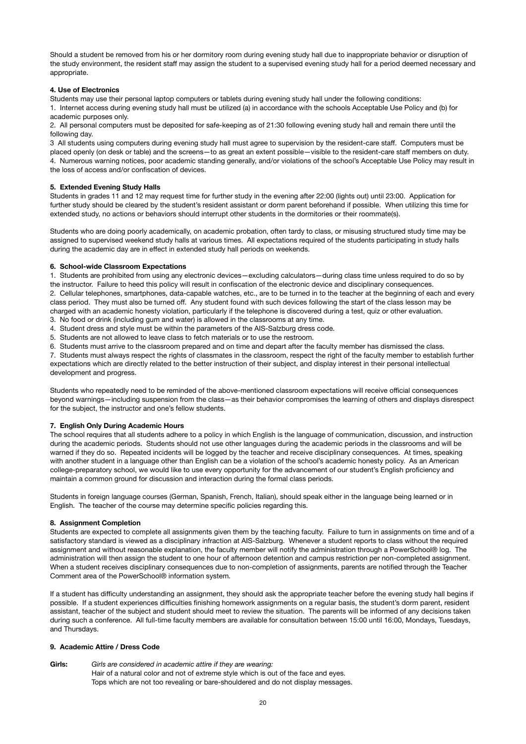Should a student be removed from his or her dormitory room during evening study hall due to inappropriate behavior or disruption of the study environment, the resident staff may assign the student to a supervised evening study hall for a period deemed necessary and appropriate.

#### 4. Use of Electronics

Students may use their personal laptop computers or tablets during evening study hall under the following conditions:

1. Internet access during evening study hall must be utilized (a) in accordance with the schools Acceptable Use Policy and (b) for academic purposes only.
2. All personal computers must be deposited for safe-keeping as of 21:30 following evening study hall and remain there until the following day.
3 All students using computers during evening study hall must agree to supervision by the resident-care staff. Computers must be placed openly (on desk or table) and the screens—to as great an extent possible—visible to the resident-care staff members on duty.
4. Numerous warning notices, poor academic standing generally, and/or violations of the school's Acceptable Use Policy may result in the loss of access and/or confiscation of devices.

#### 5. Extended Evening Study Halls

Students in grades 11 and 12 may request time for further study in the evening after 22:00 (lights out) until 23:00. Application for further study should be cleared by the student's resident assistant or dorm parent beforehand if possible. When utilizing this time for extended study, no actions or behaviors should interrupt other students in the dormitories or their roommate(s).

Students who are doing poorly academically, on academic probation, often tardy to class, or misusing structured study time may be assigned to supervised weekend study halls at various times. All expectations required of the students participating in study halls during the academic day are in effect in extended study hall periods on weekends.

#### 6. School-wide Classroom Expectations

1. Students are prohibited from using any electronic devices—excluding calculators—during class time unless required to do so by the instructor. Failure to heed this policy will result in confiscation of the electronic device and disciplinary consequences.
2. Cellular telephones, smartphones, data-capable watches, etc., are to be turned in to the teacher at the beginning of each and every class period. They must also be turned off. Any student found with such devices following the start of the class lesson may be charged with an academic honesty violation, particularly if the telephone is discovered during a test, quiz or other evaluation.
3. No food or drink (including gum and water) is allowed in the classrooms at any time.
4. Student dress and style must be within the parameters of the AIS-Salzburg dress code.
5. Students are not allowed to leave class to fetch materials or to use the restroom.
6. Students must arrive to the classroom prepared and on time and depart after the faculty member has dismissed the class.
7. Students must always respect the rights of classmates in the classroom, respect the right of the faculty member to establish further expectations which are directly related to the better instruction of their subject, and display interest in their personal intellectual development and progress.

Students who repeatedly need to be reminded of the above-mentioned classroom expectations will receive official consequences beyond warnings—including suspension from the class—as their behavior compromises the learning of others and displays disrespect for the subject, the instructor and one's fellow students.

#### 7. English Only During Academic Hours

The school requires that all students adhere to a policy in which English is the language of communication, discussion, and instruction during the academic periods. Students should not use other languages during the academic periods in the classrooms and will be warned if they do so. Repeated incidents will be logged by the teacher and receive disciplinary consequences. At times, speaking with another student in a language other than English can be a violation of the school's academic honesty policy. As an American college-preparatory school, we would like to use every opportunity for the advancement of our student's English proficiency and maintain a common ground for discussion and interaction during the formal class periods.

Students in foreign language courses (German, Spanish, French, Italian), should speak either in the language being learned or in English. The teacher of the course may determine specific policies regarding this.

#### 8. Assignment Completion

Students are expected to complete all assignments given them by the teaching faculty. Failure to turn in assignments on time and of a satisfactory standard is viewed as a disciplinary infraction at AIS-Salzburg. Whenever a student reports to class without the required assignment and without reasonable explanation, the faculty member will notify the administration through a PowerSchool® log. The administration will then assign the student to one hour of afternoon detention and campus restriction per non-completed assignment. When a student receives disciplinary consequences due to non-completion of assignments, parents are notified through the Teacher Comment area of the PowerSchool® information system.

If a student has difficulty understanding an assignment, they should ask the appropriate teacher before the evening study hall begins if possible. If a student experiences difficulties finishing homework assignments on a regular basis, the student's dorm parent, resident assistant, teacher of the subject and student should meet to review the situation. The parents will be informed of any decisions taken during such a conference. All full-time faculty members are available for consultation between 15:00 until 16:00, Mondays, Tuesdays, and Thursdays.

#### 9. Academic Attire / Dress Code

**Girls:** *Girls are considered in academic attire if they are wearing:*
Hair of a natural color and not of extreme style which is out of the face and eyes.
Tops which are not too revealing or bare-shouldered and do not display messages.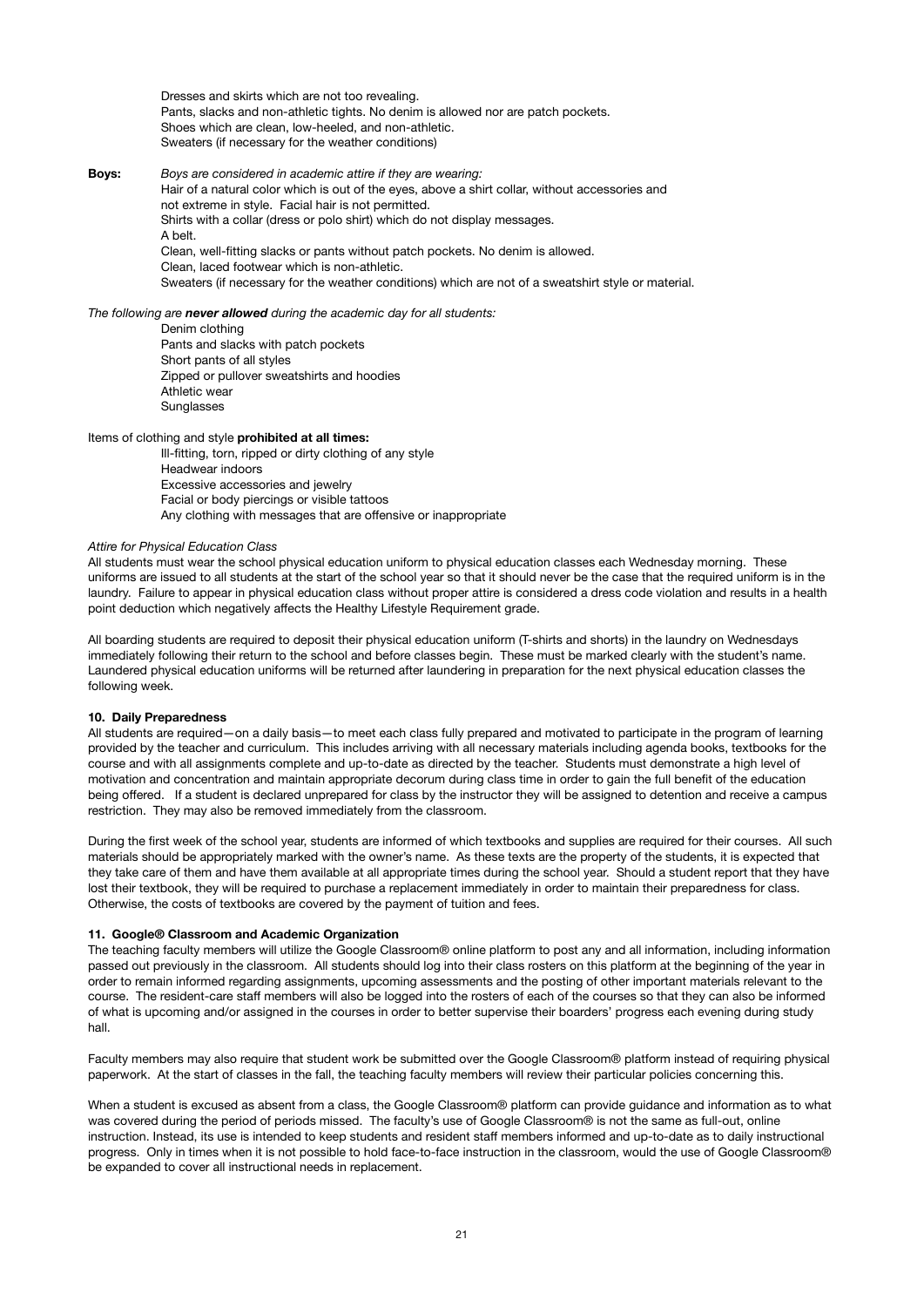Dresses and skirts which are not too revealing.
Pants, slacks and non-athletic tights. No denim is allowed nor are patch pockets.
Shoes which are clean, low-heeled, and non-athletic.
Sweaters (if necessary for the weather conditions)

**Boys:** *Boys are considered in academic attire if they are wearing:*
Hair of a natural color which is out of the eyes, above a shirt collar, without accessories and not extreme in style. Facial hair is not permitted.
Shirts with a collar (dress or polo shirt) which do not display messages.
A belt.
Clean, well-fitting slacks or pants without patch pockets. No denim is allowed.
Clean, laced footwear which is non-athletic.
Sweaters (if necessary for the weather conditions) which are not of a sweatshirt style or material.

*The following are* ***never allowed*** *during the academic day for all students:*

Denim clothing
Pants and slacks with patch pockets
Short pants of all styles
Zipped or pullover sweatshirts and hoodies
Athletic wear
Sunglasses

Items of clothing and style **prohibited at all times:**

Ill-fitting, torn, ripped or dirty clothing of any style
Headwear indoors
Excessive accessories and jewelry
Facial or body piercings or visible tattoos
Any clothing with messages that are offensive or inappropriate

*Attire for Physical Education Class*

All students must wear the school physical education uniform to physical education classes each Wednesday morning. These uniforms are issued to all students at the start of the school year so that it should never be the case that the required uniform is in the laundry. Failure to appear in physical education class without proper attire is considered a dress code violation and results in a health point deduction which negatively affects the Healthy Lifestyle Requirement grade.

All boarding students are required to deposit their physical education uniform (T-shirts and shorts) in the laundry on Wednesdays immediately following their return to the school and before classes begin. These must be marked clearly with the student's name. Laundered physical education uniforms will be returned after laundering in preparation for the next physical education classes the following week.

**10. Daily Preparedness**

All students are required—on a daily basis—to meet each class fully prepared and motivated to participate in the program of learning provided by the teacher and curriculum. This includes arriving with all necessary materials including agenda books, textbooks for the course and with all assignments complete and up-to-date as directed by the teacher. Students must demonstrate a high level of motivation and concentration and maintain appropriate decorum during class time in order to gain the full benefit of the education being offered. If a student is declared unprepared for class by the instructor they will be assigned to detention and receive a campus restriction. They may also be removed immediately from the classroom.

During the first week of the school year, students are informed of which textbooks and supplies are required for their courses. All such materials should be appropriately marked with the owner's name. As these texts are the property of the students, it is expected that they take care of them and have them available at all appropriate times during the school year. Should a student report that they have lost their textbook, they will be required to purchase a replacement immediately in order to maintain their preparedness for class. Otherwise, the costs of textbooks are covered by the payment of tuition and fees.

**11. Google® Classroom and Academic Organization**

The teaching faculty members will utilize the Google Classroom® online platform to post any and all information, including information passed out previously in the classroom. All students should log into their class rosters on this platform at the beginning of the year in order to remain informed regarding assignments, upcoming assessments and the posting of other important materials relevant to the course. The resident-care staff members will also be logged into the rosters of each of the courses so that they can also be informed of what is upcoming and/or assigned in the courses in order to better supervise their boarders' progress each evening during study hall.

Faculty members may also require that student work be submitted over the Google Classroom® platform instead of requiring physical paperwork. At the start of classes in the fall, the teaching faculty members will review their particular policies concerning this.

When a student is excused as absent from a class, the Google Classroom® platform can provide guidance and information as to what was covered during the period of periods missed. The faculty's use of Google Classroom® is not the same as full-out, online instruction. Instead, its use is intended to keep students and resident staff members informed and up-to-date as to daily instructional progress. Only in times when it is not possible to hold face-to-face instruction in the classroom, would the use of Google Classroom® be expanded to cover all instructional needs in replacement.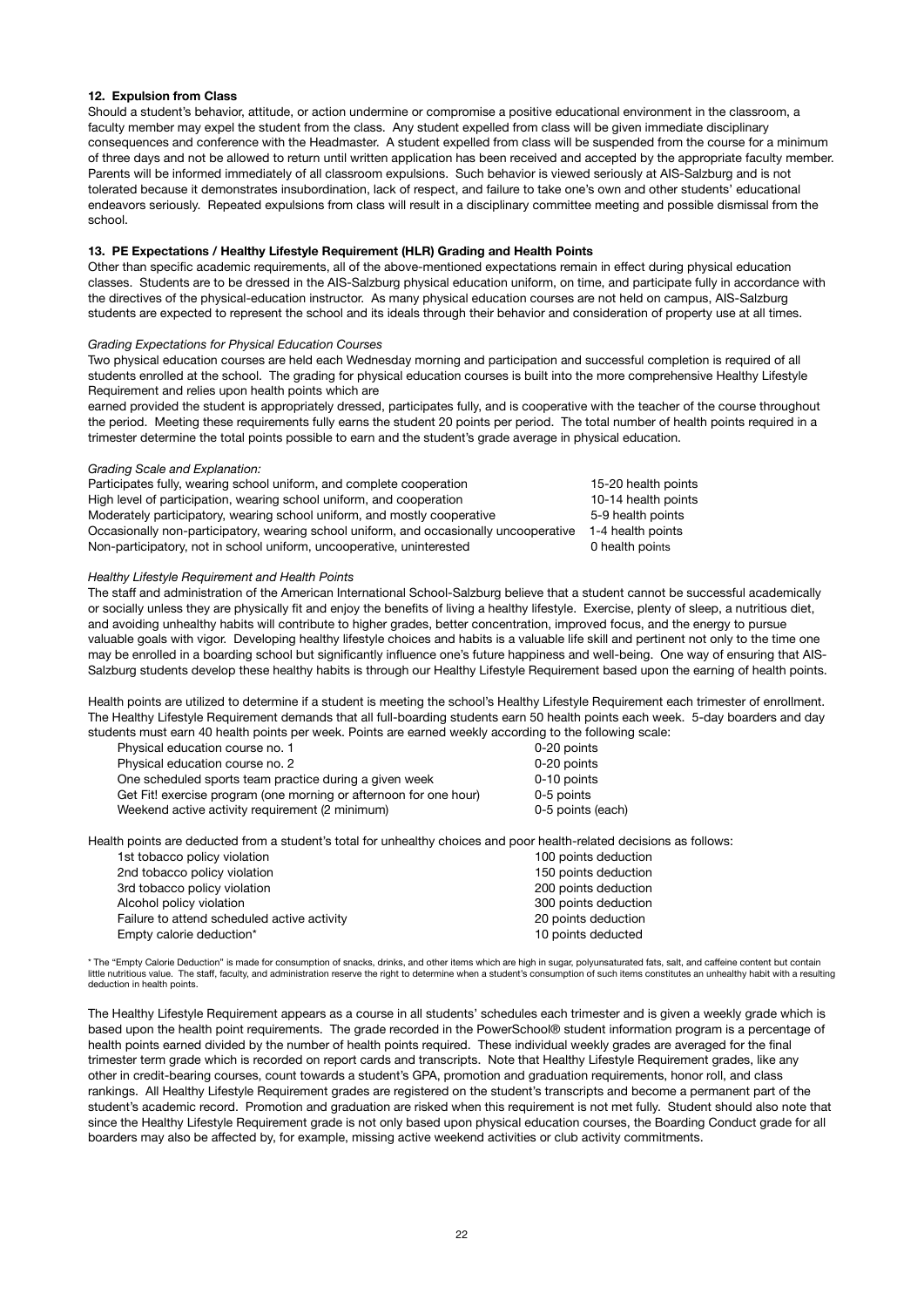**12. Expulsion from Class**

Should a student's behavior, attitude, or action undermine or compromise a positive educational environment in the classroom, a faculty member may expel the student from the class. Any student expelled from class will be given immediate disciplinary consequences and conference with the Headmaster. A student expelled from class will be suspended from the course for a minimum of three days and not be allowed to return until written application has been received and accepted by the appropriate faculty member. Parents will be informed immediately of all classroom expulsions. Such behavior is viewed seriously at AIS-Salzburg and is not tolerated because it demonstrates insubordination, lack of respect, and failure to take one's own and other students' educational endeavors seriously. Repeated expulsions from class will result in a disciplinary committee meeting and possible dismissal from the school.

**13. PE Expectations / Healthy Lifestyle Requirement (HLR) Grading and Health Points**

Other than specific academic requirements, all of the above-mentioned expectations remain in effect during physical education classes. Students are to be dressed in the AIS-Salzburg physical education uniform, on time, and participate fully in accordance with the directives of the physical-education instructor. As many physical education courses are not held on campus, AIS-Salzburg students are expected to represent the school and its ideals through their behavior and consideration of property use at all times.

*Grading Expectations for Physical Education Courses*

Two physical education courses are held each Wednesday morning and participation and successful completion is required of all students enrolled at the school. The grading for physical education courses is built into the more comprehensive Healthy Lifestyle Requirement and relies upon health points which are earned provided the student is appropriately dressed, participates fully, and is cooperative with the teacher of the course throughout the period. Meeting these requirements fully earns the student 20 points per period. The total number of health points required in a trimester determine the total points possible to earn and the student's grade average in physical education.

*Grading Scale and Explanation:*

| | |
|---|---|
| Participates fully, wearing school uniform, and complete cooperation | 15-20 health points |
| High level of participation, wearing school uniform, and cooperation | 10-14 health points |
| Moderately participatory, wearing school uniform, and mostly cooperative | 5-9 health points |
| Occasionally non-participatory, wearing school uniform, and occasionally uncooperative | 1-4 health points |
| Non-participatory, not in school uniform, uncooperative, uninterested | 0 health points |

*Healthy Lifestyle Requirement and Health Points*

The staff and administration of the American International School-Salzburg believe that a student cannot be successful academically or socially unless they are physically fit and enjoy the benefits of living a healthy lifestyle. Exercise, plenty of sleep, a nutritious diet, and avoiding unhealthy habits will contribute to higher grades, better concentration, improved focus, and the energy to pursue valuable goals with vigor. Developing healthy lifestyle choices and habits is a valuable life skill and pertinent not only to the time one may be enrolled in a boarding school but significantly influence one's future happiness and well-being. One way of ensuring that AIS-Salzburg students develop these healthy habits is through our Healthy Lifestyle Requirement based upon the earning of health points.

Health points are utilized to determine if a student is meeting the school's Healthy Lifestyle Requirement each trimester of enrollment. The Healthy Lifestyle Requirement demands that all full-boarding students earn 50 health points each week. 5-day boarders and day students must earn 40 health points per week. Points are earned weekly according to the following scale:

| | |
|---|---|
| Physical education course no. 1 | 0-20 points |
| Physical education course no. 2 | 0-20 points |
| One scheduled sports team practice during a given week | 0-10 points |
| Get Fit! exercise program (one morning or afternoon for one hour) | 0-5 points |
| Weekend active activity requirement (2 minimum) | 0-5 points (each) |

Health points are deducted from a student's total for unhealthy choices and poor health-related decisions as follows:

| | |
|---|---|
| 1st tobacco policy violation | 100 points deduction |
| 2nd tobacco policy violation | 150 points deduction |
| 3rd tobacco policy violation | 200 points deduction |
| Alcohol policy violation | 300 points deduction |
| Failure to attend scheduled active activity | 20 points deduction |
| Empty calorie deduction* | 10 points deducted |

* The "Empty Calorie Deduction" is made for consumption of snacks, drinks, and other items which are high in sugar, polyunsaturated fats, salt, and caffeine content but contain little nutritious value. The staff, faculty, and administration reserve the right to determine when a student's consumption of such items constitutes an unhealthy habit with a resulting deduction in health points.

The Healthy Lifestyle Requirement appears as a course in all students' schedules each trimester and is given a weekly grade which is based upon the health point requirements. The grade recorded in the PowerSchool® student information program is a percentage of health points earned divided by the number of health points required. These individual weekly grades are averaged for the final trimester term grade which is recorded on report cards and transcripts. Note that Healthy Lifestyle Requirement grades, like any other in credit-bearing courses, count towards a student's GPA, promotion and graduation requirements, honor roll, and class rankings. All Healthy Lifestyle Requirement grades are registered on the student's transcripts and become a permanent part of the student's academic record. Promotion and graduation are risked when this requirement is not met fully. Student should also note that since the Healthy Lifestyle Requirement grade is not only based upon physical education courses, the Boarding Conduct grade for all boarders may also be affected by, for example, missing active weekend activities or club activity commitments.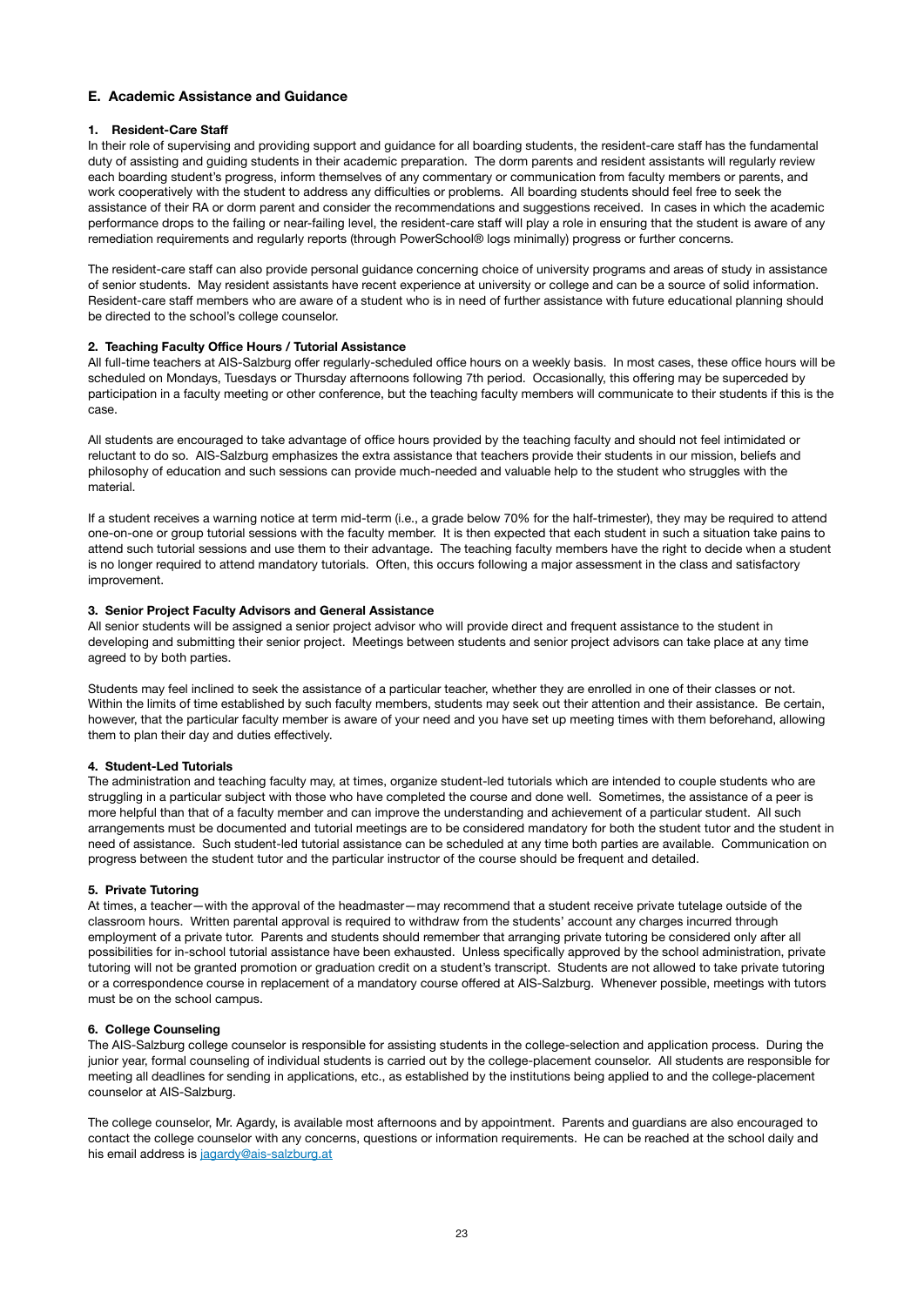## E. Academic Assistance and Guidance

### 1. Resident-Care Staff

In their role of supervising and providing support and guidance for all boarding students, the resident-care staff has the fundamental duty of assisting and guiding students in their academic preparation. The dorm parents and resident assistants will regularly review each boarding student's progress, inform themselves of any commentary or communication from faculty members or parents, and work cooperatively with the student to address any difficulties or problems. All boarding students should feel free to seek the assistance of their RA or dorm parent and consider the recommendations and suggestions received. In cases in which the academic performance drops to the failing or near-failing level, the resident-care staff will play a role in ensuring that the student is aware of any remediation requirements and regularly reports (through PowerSchool® logs minimally) progress or further concerns.

The resident-care staff can also provide personal guidance concerning choice of university programs and areas of study in assistance of senior students. May resident assistants have recent experience at university or college and can be a source of solid information. Resident-care staff members who are aware of a student who is in need of further assistance with future educational planning should be directed to the school's college counselor.

### 2. Teaching Faculty Office Hours / Tutorial Assistance

All full-time teachers at AIS-Salzburg offer regularly-scheduled office hours on a weekly basis. In most cases, these office hours will be scheduled on Mondays, Tuesdays or Thursday afternoons following 7th period. Occasionally, this offering may be superceded by participation in a faculty meeting or other conference, but the teaching faculty members will communicate to their students if this is the case.

All students are encouraged to take advantage of office hours provided by the teaching faculty and should not feel intimidated or reluctant to do so. AIS-Salzburg emphasizes the extra assistance that teachers provide their students in our mission, beliefs and philosophy of education and such sessions can provide much-needed and valuable help to the student who struggles with the material.

If a student receives a warning notice at term mid-term (i.e., a grade below 70% for the half-trimester), they may be required to attend one-on-one or group tutorial sessions with the faculty member. It is then expected that each student in such a situation take pains to attend such tutorial sessions and use them to their advantage. The teaching faculty members have the right to decide when a student is no longer required to attend mandatory tutorials. Often, this occurs following a major assessment in the class and satisfactory improvement.

### 3. Senior Project Faculty Advisors and General Assistance

All senior students will be assigned a senior project advisor who will provide direct and frequent assistance to the student in developing and submitting their senior project. Meetings between students and senior project advisors can take place at any time agreed to by both parties.

Students may feel inclined to seek the assistance of a particular teacher, whether they are enrolled in one of their classes or not. Within the limits of time established by such faculty members, students may seek out their attention and their assistance. Be certain, however, that the particular faculty member is aware of your need and you have set up meeting times with them beforehand, allowing them to plan their day and duties effectively.

### 4. Student-Led Tutorials

The administration and teaching faculty may, at times, organize student-led tutorials which are intended to couple students who are struggling in a particular subject with those who have completed the course and done well. Sometimes, the assistance of a peer is more helpful than that of a faculty member and can improve the understanding and achievement of a particular student. All such arrangements must be documented and tutorial meetings are to be considered mandatory for both the student tutor and the student in need of assistance. Such student-led tutorial assistance can be scheduled at any time both parties are available. Communication on progress between the student tutor and the particular instructor of the course should be frequent and detailed.

### 5. Private Tutoring

At times, a teacher—with the approval of the headmaster—may recommend that a student receive private tutelage outside of the classroom hours. Written parental approval is required to withdraw from the students' account any charges incurred through employment of a private tutor. Parents and students should remember that arranging private tutoring be considered only after all possibilities for in-school tutorial assistance have been exhausted. Unless specifically approved by the school administration, private tutoring will not be granted promotion or graduation credit on a student's transcript. Students are not allowed to take private tutoring or a correspondence course in replacement of a mandatory course offered at AIS-Salzburg. Whenever possible, meetings with tutors must be on the school campus.

### 6. College Counseling

The AIS-Salzburg college counselor is responsible for assisting students in the college-selection and application process. During the junior year, formal counseling of individual students is carried out by the college-placement counselor. All students are responsible for meeting all deadlines for sending in applications, etc., as established by the institutions being applied to and the college-placement counselor at AIS-Salzburg.

The college counselor, Mr. Agardy, is available most afternoons and by appointment. Parents and guardians are also encouraged to contact the college counselor with any concerns, questions or information requirements. He can be reached at the school daily and his email address is jagardy@ais-salzburg.at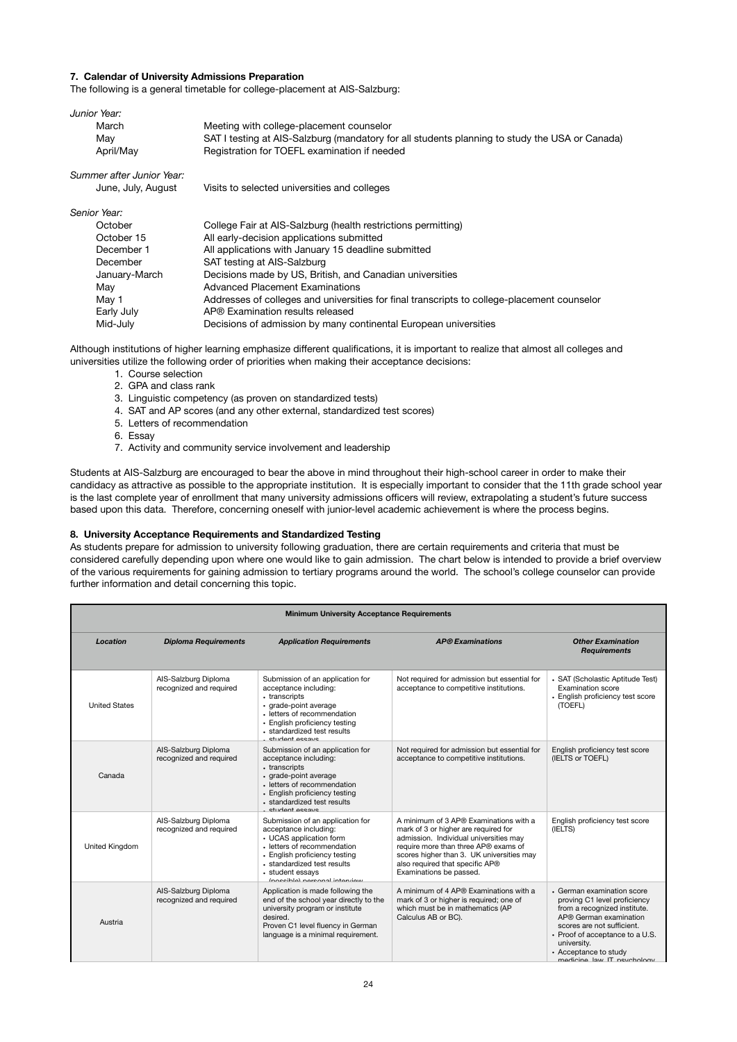**7. Calendar of University Admissions Preparation**

The following is a general timetable for college-placement at AIS-Salzburg:

*Junior Year:*

| | |
|---|---|
| March | Meeting with college-placement counselor |
| May | SAT I testing at AIS-Salzburg (mandatory for all students planning to study the USA or Canada) |
| April/May | Registration for TOEFL examination if needed |

*Summer after Junior Year:*

| | |
|---|---|
| June, July, August | Visits to selected universities and colleges |

*Senior Year:*

| | |
|---|---|
| October | College Fair at AIS-Salzburg (health restrictions permitting) |
| October 15 | All early-decision applications submitted |
| December 1 | All applications with January 15 deadline submitted |
| December | SAT testing at AIS-Salzburg |
| January-March | Decisions made by US, British, and Canadian universities |
| May | Advanced Placement Examinations |
| May 1 | Addresses of colleges and universities for final transcripts to college-placement counselor |
| Early July | AP® Examination results released |
| Mid-July | Decisions of admission by many continental European universities |

Although institutions of higher learning emphasize different qualifications, it is important to realize that almost all colleges and universities utilize the following order of priorities when making their acceptance decisions:

1. Course selection
2. GPA and class rank
3. Linguistic competency (as proven on standardized tests)
4. SAT and AP scores (and any other external, standardized test scores)
5. Letters of recommendation
6. Essay
7. Activity and community service involvement and leadership

Students at AIS-Salzburg are encouraged to bear the above in mind throughout their high-school career in order to make their candidacy as attractive as possible to the appropriate institution. It is especially important to consider that the 11th grade school year is the last complete year of enrollment that many university admissions officers will review, extrapolating a student's future success based upon this data. Therefore, concerning oneself with junior-level academic achievement is where the process begins.

**8. University Acceptance Requirements and Standardized Testing**

As students prepare for admission to university following graduation, there are certain requirements and criteria that must be considered carefully depending upon where one would like to gain admission. The chart below is intended to provide a brief overview of the various requirements for gaining admission to tertiary programs around the world. The school's college counselor can provide further information and detail concerning this topic.

| **Minimum University Acceptance Requirements** | | | | |
|---|---|---|---|---|
| ***Location*** | ***Diploma Requirements*** | ***Application Requirements*** | ***AP® Examinations*** | ***Other Examination Requirements*** |
| United States | AIS-Salzburg Diploma recognized and required | Submission of an application for acceptance including: • transcripts • grade-point average • letters of recommendation • English proficiency testing • standardized test results • student essays | Not required for admission but essential for acceptance to competitive institutions. | • SAT (Scholastic Aptitude Test) Examination score • English proficiency test score (TOEFL) |
| Canada | AIS-Salzburg Diploma recognized and required | Submission of an application for acceptance including: • transcripts • grade-point average • letters of recommendation • English proficiency testing • standardized test results • student essays | Not required for admission but essential for acceptance to competitive institutions. | English proficiency test score (IELTS or TOEFL) |
| United Kingdom | AIS-Salzburg Diploma recognized and required | Submission of an application for acceptance including: • UCAS application form • letters of recommendation • English proficiency testing • standardized test results • student essays • (possible) personal interview | A minimum of 3 AP® Examinations with a mark of 3 or higher are required for admission. Individual universities may require more than three AP® exams of scores higher than 3. UK universities may also required that specific AP® Examinations be passed. | English proficiency test score (IELTS) |
| Austria | AIS-Salzburg Diploma recognized and required | Application is made following the end of the school year directly to the university program or institute desired. Proven C1 level fluency in German language is a minimal requirement. | A minimum of 4 AP® Examinations with a mark of 3 or higher is required; one of which must be in mathematics (AP Calculus AB or BC). | • German examination score proving C1 level proficiency from a recognized institute. AP® German examination scores are not sufficient. • Proof of acceptance to a U.S. university. • Acceptance to study medicine, law, IT, psychology |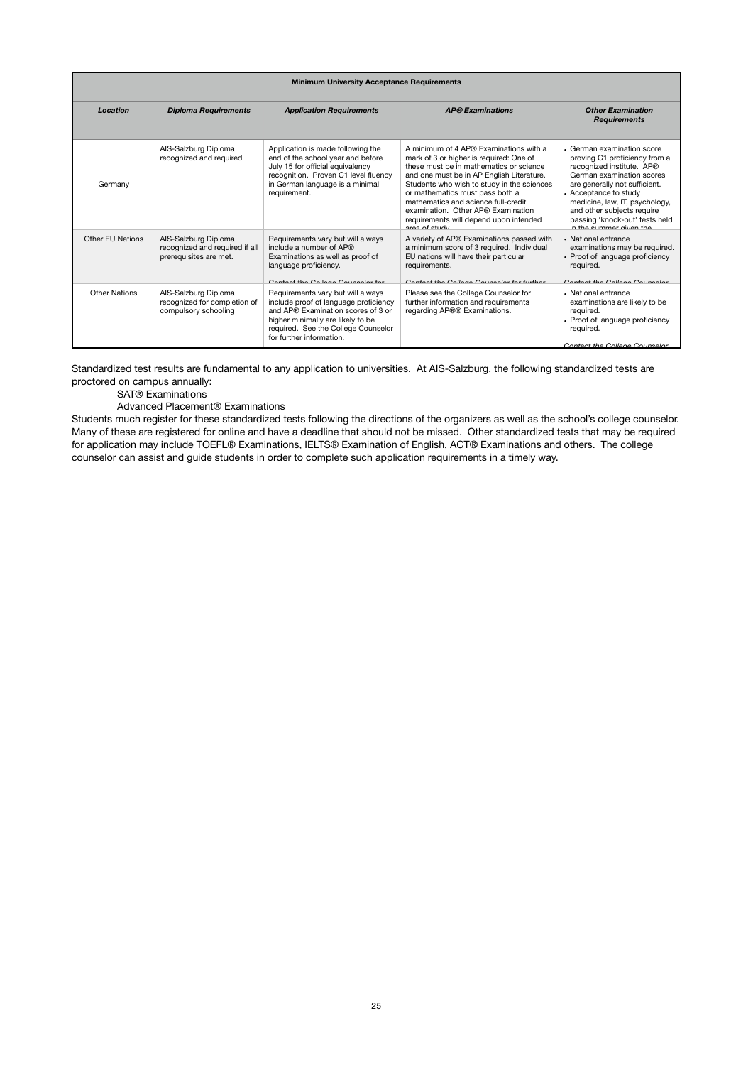| **Minimum University Acceptance Requirements** | | | | |
|---|---|---|---|---|
| ***Location*** | ***Diploma Requirements*** | ***Application Requirements*** | ***AP® Examinations*** | ***Other Examination Requirements*** |
| Germany | AIS-Salzburg Diploma recognized and required | Application is made following the end of the school year and before July 15 for official equivalency recognition. Proven C1 level fluency in German language is a minimal requirement. | A minimum of 4 AP® Examinations with a mark of 3 or higher is required: One of these must be in mathematics or science and one must be in AP English Literature. Students who wish to study in the sciences or mathematics must pass both a mathematics and science full-credit examination. Other AP® Examination requirements will depend upon intended area of study | • German examination score proving C1 proficiency from a recognized institute. AP® German examination scores are generally not sufficient. • Acceptance to study medicine, law, IT, psychology, and other subjects require passing 'knock-out' tests held in the summer given the |
| Other EU Nations | AIS-Salzburg Diploma recognized and required if all prerequisites are met. | Requirements vary but will always include a number of AP® Examinations as well as proof of language proficiency. Contact the College Counselor for | A variety of AP® Examinations passed with a minimum score of 3 required. Individual EU nations will have their particular requirements. Contact the College Counselor for further | • National entrance examinations may be required. • Proof of language proficiency required. Contact the College Counselor |
| Other Nations | AIS-Salzburg Diploma recognized for completion of compulsory schooling | Requirements vary but will always include proof of language proficiency and AP® Examination scores of 3 or higher minimally are likely to be required. See the College Counselor for further information. | Please see the College Counselor for further information and requirements regarding AP®® Examinations. | • National entrance examinations are likely to be required. • Proof of language proficiency required. Contact the College Counselor |

Standardized test results are fundamental to any application to universities. At AIS-Salzburg, the following standardized tests are proctored on campus annually:

SAT® Examinations

Advanced Placement® Examinations

Students much register for these standardized tests following the directions of the organizers as well as the school's college counselor. Many of these are registered for online and have a deadline that should not be missed. Other standardized tests that may be required for application may include TOEFL® Examinations, IELTS® Examination of English, ACT® Examinations and others. The college counselor can assist and guide students in order to complete such application requirements in a timely way.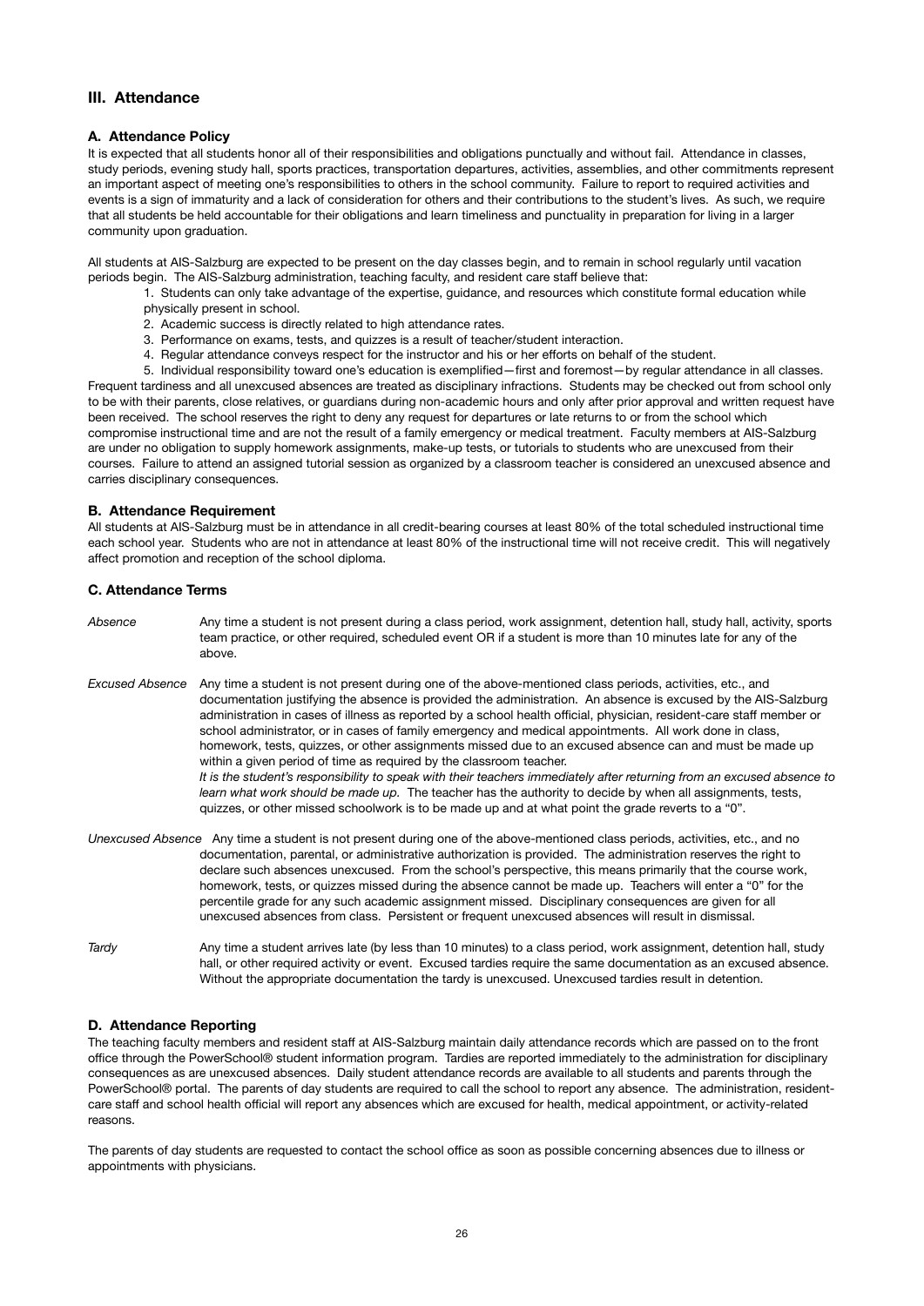## III. Attendance

### A. Attendance Policy

It is expected that all students honor all of their responsibilities and obligations punctually and without fail. Attendance in classes, study periods, evening study hall, sports practices, transportation departures, activities, assemblies, and other commitments represent an important aspect of meeting one's responsibilities to others in the school community. Failure to report to required activities and events is a sign of immaturity and a lack of consideration for others and their contributions to the student's lives. As such, we require that all students be held accountable for their obligations and learn timeliness and punctuality in preparation for living in a larger community upon graduation.

All students at AIS-Salzburg are expected to be present on the day classes begin, and to remain in school regularly until vacation periods begin. The AIS-Salzburg administration, teaching faculty, and resident care staff believe that:

1. Students can only take advantage of the expertise, guidance, and resources which constitute formal education while physically present in school.
2. Academic success is directly related to high attendance rates.
3. Performance on exams, tests, and quizzes is a result of teacher/student interaction.
4. Regular attendance conveys respect for the instructor and his or her efforts on behalf of the student.
5. Individual responsibility toward one's education is exemplified—first and foremost—by regular attendance in all classes.

Frequent tardiness and all unexcused absences are treated as disciplinary infractions. Students may be checked out from school only to be with their parents, close relatives, or guardians during non-academic hours and only after prior approval and written request have been received. The school reserves the right to deny any request for departures or late returns to or from the school which compromise instructional time and are not the result of a family emergency or medical treatment. Faculty members at AIS-Salzburg are under no obligation to supply homework assignments, make-up tests, or tutorials to students who are unexcused from their courses. Failure to attend an assigned tutorial session as organized by a classroom teacher is considered an unexcused absence and carries disciplinary consequences.

### B. Attendance Requirement

All students at AIS-Salzburg must be in attendance in all credit-bearing courses at least 80% of the total scheduled instructional time each school year. Students who are not in attendance at least 80% of the instructional time will not receive credit. This will negatively affect promotion and reception of the school diploma.

### C. Attendance Terms

*Absence* — Any time a student is not present during a class period, work assignment, detention hall, study hall, activity, sports team practice, or other required, scheduled event OR if a student is more than 10 minutes late for any of the above.

*Excused Absence* — Any time a student is not present during one of the above-mentioned class periods, activities, etc., and documentation justifying the absence is provided the administration. An absence is excused by the AIS-Salzburg administration in cases of illness as reported by a school health official, physician, resident-care staff member or school administrator, or in cases of family emergency and medical appointments. All work done in class, homework, tests, quizzes, or other assignments missed due to an excused absence can and must be made up within a given period of time as required by the classroom teacher.
*It is the student's responsibility to speak with their teachers immediately after returning from an excused absence to learn what work should be made up.* The teacher has the authority to decide by when all assignments, tests, quizzes, or other missed schoolwork is to be made up and at what point the grade reverts to a "0".

*Unexcused Absence* — Any time a student is not present during one of the above-mentioned class periods, activities, etc., and no documentation, parental, or administrative authorization is provided. The administration reserves the right to declare such absences unexcused. From the school's perspective, this means primarily that the course work, homework, tests, or quizzes missed during the absence cannot be made up. Teachers will enter a "0" for the percentile grade for any such academic assignment missed. Disciplinary consequences are given for all unexcused absences from class. Persistent or frequent unexcused absences will result in dismissal.

*Tardy* — Any time a student arrives late (by less than 10 minutes) to a class period, work assignment, detention hall, study hall, or other required activity or event. Excused tardies require the same documentation as an excused absence. Without the appropriate documentation the tardy is unexcused. Unexcused tardies result in detention.

### D. Attendance Reporting

The teaching faculty members and resident staff at AIS-Salzburg maintain daily attendance records which are passed on to the front office through the PowerSchool® student information program. Tardies are reported immediately to the administration for disciplinary consequences as are unexcused absences. Daily student attendance records are available to all students and parents through the PowerSchool® portal. The parents of day students are required to call the school to report any absence. The administration, resident-care staff and school health official will report any absences which are excused for health, medical appointment, or activity-related reasons.

The parents of day students are requested to contact the school office as soon as possible concerning absences due to illness or appointments with physicians.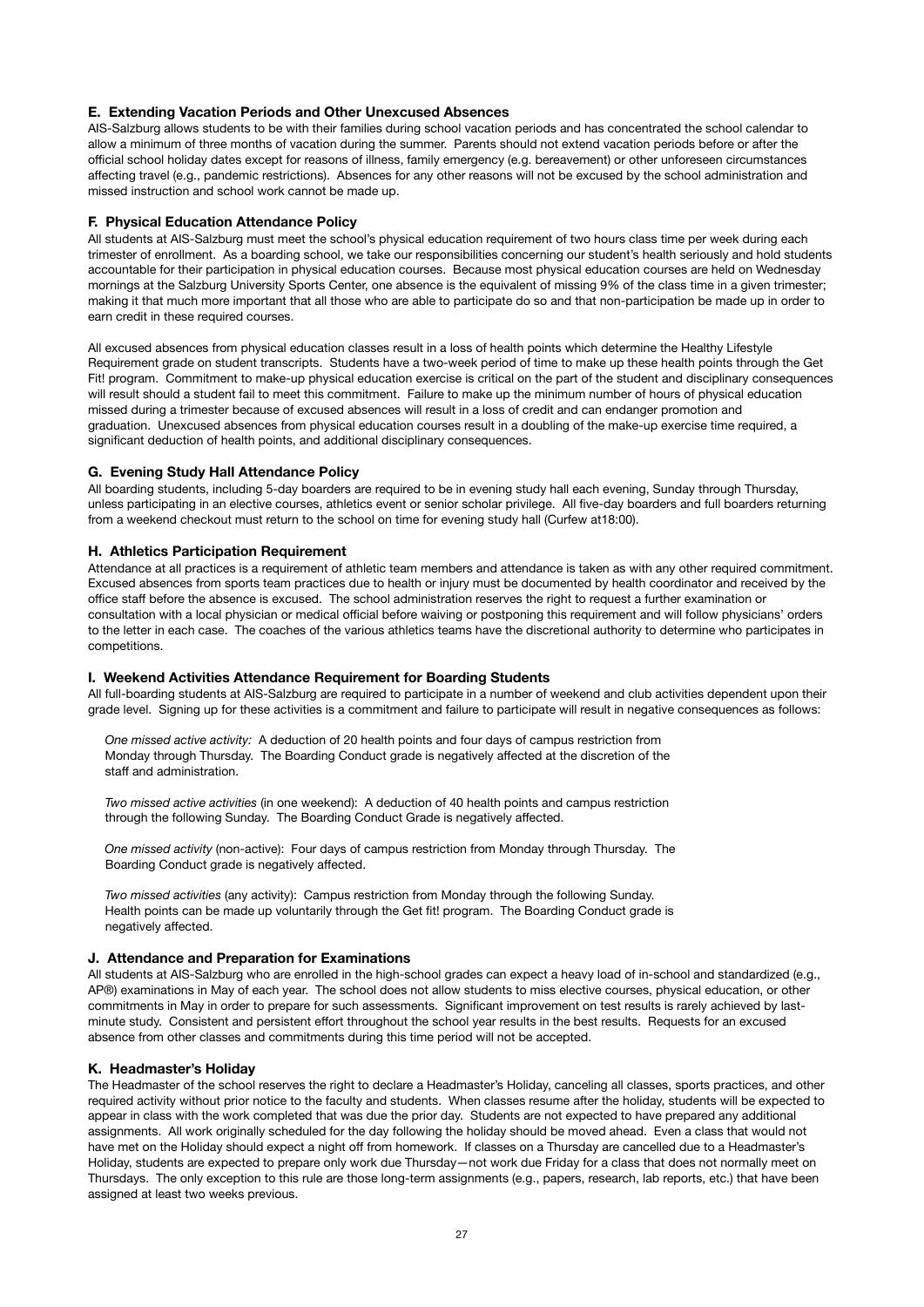### E. Extending Vacation Periods and Other Unexcused Absences

AIS-Salzburg allows students to be with their families during school vacation periods and has concentrated the school calendar to allow a minimum of three months of vacation during the summer. Parents should not extend vacation periods before or after the official school holiday dates except for reasons of illness, family emergency (e.g. bereavement) or other unforeseen circumstances affecting travel (e.g., pandemic restrictions). Absences for any other reasons will not be excused by the school administration and missed instruction and school work cannot be made up.

### F. Physical Education Attendance Policy

All students at AIS-Salzburg must meet the school's physical education requirement of two hours class time per week during each trimester of enrollment. As a boarding school, we take our responsibilities concerning our student's health seriously and hold students accountable for their participation in physical education courses. Because most physical education courses are held on Wednesday mornings at the Salzburg University Sports Center, one absence is the equivalent of missing 9% of the class time in a given trimester; making it that much more important that all those who are able to participate do so and that non-participation be made up in order to earn credit in these required courses.

All excused absences from physical education classes result in a loss of health points which determine the Healthy Lifestyle Requirement grade on student transcripts. Students have a two-week period of time to make up these health points through the Get Fit! program. Commitment to make-up physical education exercise is critical on the part of the student and disciplinary consequences will result should a student fail to meet this commitment. Failure to make up the minimum number of hours of physical education missed during a trimester because of excused absences will result in a loss of credit and can endanger promotion and graduation. Unexcused absences from physical education courses result in a doubling of the make-up exercise time required, a significant deduction of health points, and additional disciplinary consequences.

### G. Evening Study Hall Attendance Policy

All boarding students, including 5-day boarders are required to be in evening study hall each evening, Sunday through Thursday, unless participating in an elective courses, athletics event or senior scholar privilege. All five-day boarders and full boarders returning from a weekend checkout must return to the school on time for evening study hall (Curfew at18:00).

### H. Athletics Participation Requirement

Attendance at all practices is a requirement of athletic team members and attendance is taken as with any other required commitment. Excused absences from sports team practices due to health or injury must be documented by health coordinator and received by the office staff before the absence is excused. The school administration reserves the right to request a further examination or consultation with a local physician or medical official before waiving or postponing this requirement and will follow physicians' orders to the letter in each case. The coaches of the various athletics teams have the discretional authority to determine who participates in competitions.

### I. Weekend Activities Attendance Requirement for Boarding Students

All full-boarding students at AIS-Salzburg are required to participate in a number of weekend and club activities dependent upon their grade level. Signing up for these activities is a commitment and failure to participate will result in negative consequences as follows:

*One missed active activity:* A deduction of 20 health points and four days of campus restriction from Monday through Thursday. The Boarding Conduct grade is negatively affected at the discretion of the staff and administration.

*Two missed active activities* (in one weekend): A deduction of 40 health points and campus restriction through the following Sunday. The Boarding Conduct Grade is negatively affected.

*One missed activity* (non-active): Four days of campus restriction from Monday through Thursday. The Boarding Conduct grade is negatively affected.

*Two missed activities* (any activity): Campus restriction from Monday through the following Sunday. Health points can be made up voluntarily through the Get fit! program. The Boarding Conduct grade is negatively affected.

### J. Attendance and Preparation for Examinations

All students at AIS-Salzburg who are enrolled in the high-school grades can expect a heavy load of in-school and standardized (e.g., AP®) examinations in May of each year. The school does not allow students to miss elective courses, physical education, or other commitments in May in order to prepare for such assessments. Significant improvement on test results is rarely achieved by last-minute study. Consistent and persistent effort throughout the school year results in the best results. Requests for an excused absence from other classes and commitments during this time period will not be accepted.

### K. Headmaster's Holiday

The Headmaster of the school reserves the right to declare a Headmaster's Holiday, canceling all classes, sports practices, and other required activity without prior notice to the faculty and students. When classes resume after the holiday, students will be expected to appear in class with the work completed that was due the prior day. Students are not expected to have prepared any additional assignments. All work originally scheduled for the day following the holiday should be moved ahead. Even a class that would not have met on the Holiday should expect a night off from homework. If classes on a Thursday are cancelled due to a Headmaster's Holiday, students are expected to prepare only work due Thursday—not work due Friday for a class that does not normally meet on Thursdays. The only exception to this rule are those long-term assignments (e.g., papers, research, lab reports, etc.) that have been assigned at least two weeks previous.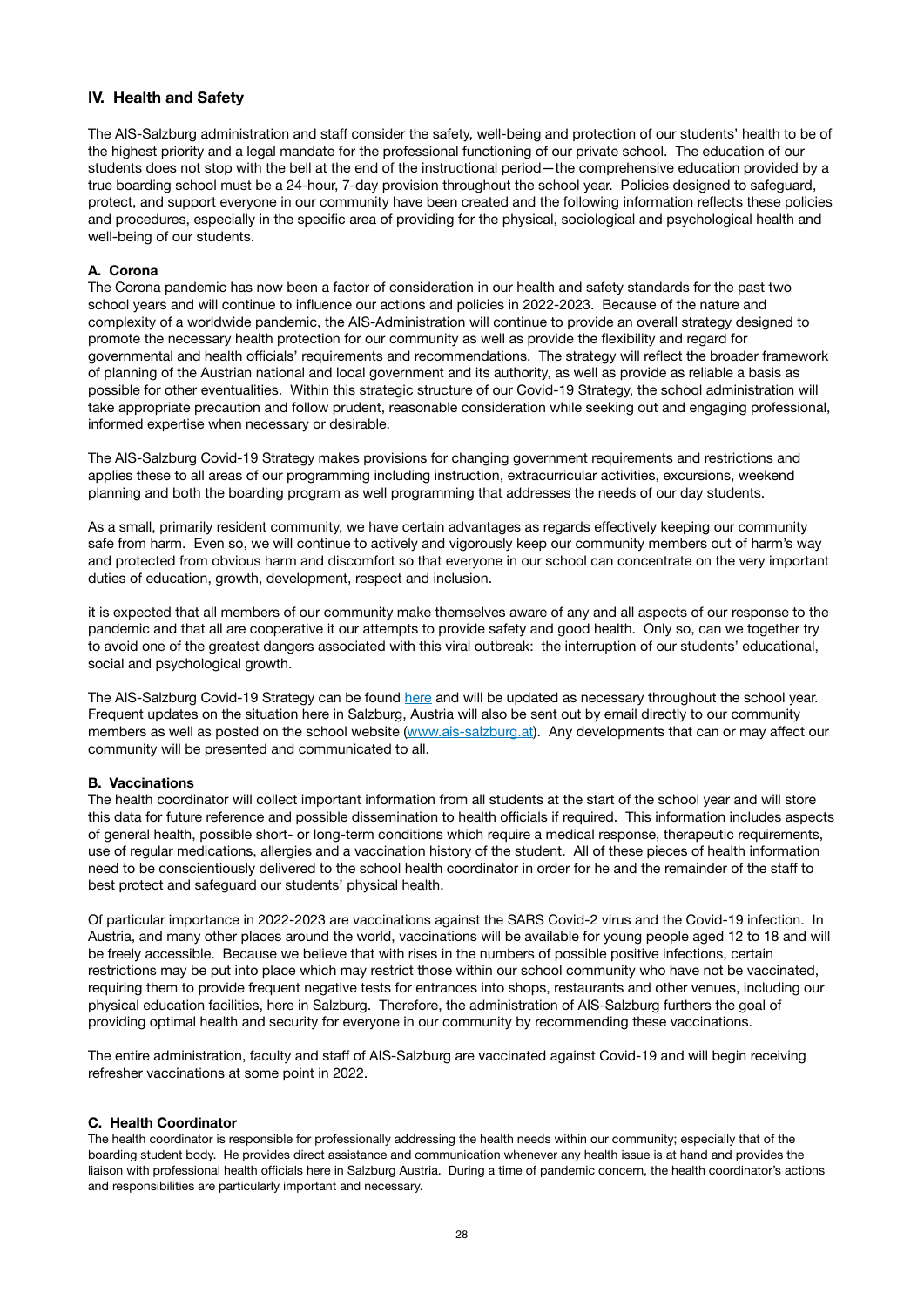## IV. Health and Safety

The AIS-Salzburg administration and staff consider the safety, well-being and protection of our students' health to be of the highest priority and a legal mandate for the professional functioning of our private school. The education of our students does not stop with the bell at the end of the instructional period—the comprehensive education provided by a true boarding school must be a 24-hour, 7-day provision throughout the school year. Policies designed to safeguard, protect, and support everyone in our community have been created and the following information reflects these policies and procedures, especially in the specific area of providing for the physical, sociological and psychological health and well-being of our students.

### A. Corona

The Corona pandemic has now been a factor of consideration in our health and safety standards for the past two school years and will continue to influence our actions and policies in 2022-2023. Because of the nature and complexity of a worldwide pandemic, the AIS-Administration will continue to provide an overall strategy designed to promote the necessary health protection for our community as well as provide the flexibility and regard for governmental and health officials' requirements and recommendations. The strategy will reflect the broader framework of planning of the Austrian national and local government and its authority, as well as provide as reliable a basis as possible for other eventualities. Within this strategic structure of our Covid-19 Strategy, the school administration will take appropriate precaution and follow prudent, reasonable consideration while seeking out and engaging professional, informed expertise when necessary or desirable.

The AIS-Salzburg Covid-19 Strategy makes provisions for changing government requirements and restrictions and applies these to all areas of our programming including instruction, extracurricular activities, excursions, weekend planning and both the boarding program as well programming that addresses the needs of our day students.

As a small, primarily resident community, we have certain advantages as regards effectively keeping our community safe from harm. Even so, we will continue to actively and vigorously keep our community members out of harm's way and protected from obvious harm and discomfort so that everyone in our school can concentrate on the very important duties of education, growth, development, respect and inclusion.

it is expected that all members of our community make themselves aware of any and all aspects of our response to the pandemic and that all are cooperative it our attempts to provide safety and good health. Only so, can we together try to avoid one of the greatest dangers associated with this viral outbreak: the interruption of our students' educational, social and psychological growth.

The AIS-Salzburg Covid-19 Strategy can be found here and will be updated as necessary throughout the school year. Frequent updates on the situation here in Salzburg, Austria will also be sent out by email directly to our community members as well as posted on the school website (www.ais-salzburg.at). Any developments that can or may affect our community will be presented and communicated to all.

### B. Vaccinations

The health coordinator will collect important information from all students at the start of the school year and will store this data for future reference and possible dissemination to health officials if required. This information includes aspects of general health, possible short- or long-term conditions which require a medical response, therapeutic requirements, use of regular medications, allergies and a vaccination history of the student. All of these pieces of health information need to be conscientiously delivered to the school health coordinator in order for he and the remainder of the staff to best protect and safeguard our students' physical health.

Of particular importance in 2022-2023 are vaccinations against the SARS Covid-2 virus and the Covid-19 infection. In Austria, and many other places around the world, vaccinations will be available for young people aged 12 to 18 and will be freely accessible. Because we believe that with rises in the numbers of possible positive infections, certain restrictions may be put into place which may restrict those within our school community who have not be vaccinated, requiring them to provide frequent negative tests for entrances into shops, restaurants and other venues, including our physical education facilities, here in Salzburg. Therefore, the administration of AIS-Salzburg furthers the goal of providing optimal health and security for everyone in our community by recommending these vaccinations.

The entire administration, faculty and staff of AIS-Salzburg are vaccinated against Covid-19 and will begin receiving refresher vaccinations at some point in 2022.

### C. Health Coordinator

The health coordinator is responsible for professionally addressing the health needs within our community; especially that of the boarding student body. He provides direct assistance and communication whenever any health issue is at hand and provides the liaison with professional health officials here in Salzburg Austria. During a time of pandemic concern, the health coordinator's actions and responsibilities are particularly important and necessary.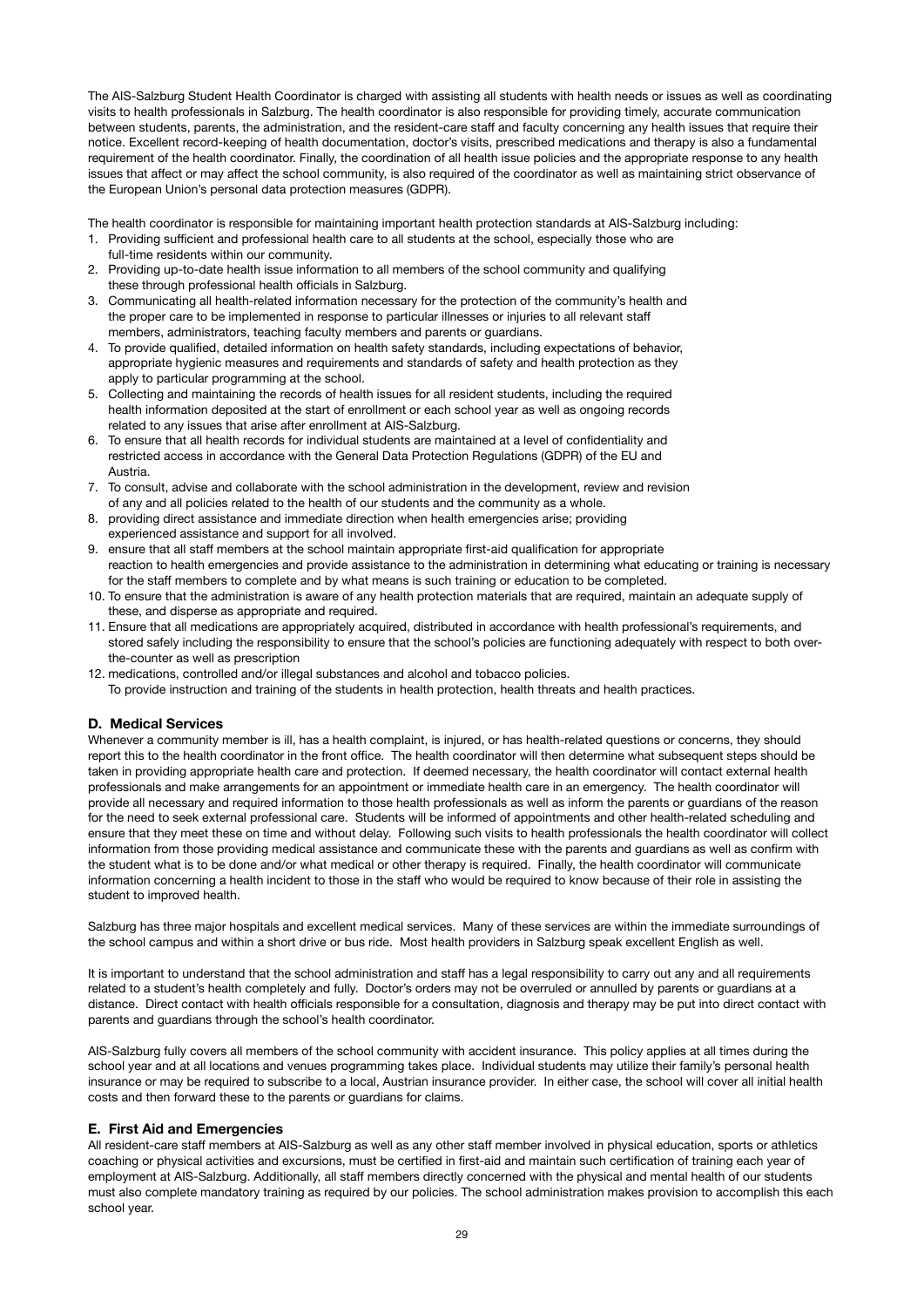The AIS-Salzburg Student Health Coordinator is charged with assisting all students with health needs or issues as well as coordinating visits to health professionals in Salzburg. The health coordinator is also responsible for providing timely, accurate communication between students, parents, the administration, and the resident-care staff and faculty concerning any health issues that require their notice. Excellent record-keeping of health documentation, doctor's visits, prescribed medications and therapy is also a fundamental requirement of the health coordinator. Finally, the coordination of all health issue policies and the appropriate response to any health issues that affect or may affect the school community, is also required of the coordinator as well as maintaining strict observance of the European Union's personal data protection measures (GDPR).

The health coordinator is responsible for maintaining important health protection standards at AIS-Salzburg including:

1. Providing sufficient and professional health care to all students at the school, especially those who are full-time residents within our community.
2. Providing up-to-date health issue information to all members of the school community and qualifying these through professional health officials in Salzburg.
3. Communicating all health-related information necessary for the protection of the community's health and the proper care to be implemented in response to particular illnesses or injuries to all relevant staff members, administrators, teaching faculty members and parents or guardians.
4. To provide qualified, detailed information on health safety standards, including expectations of behavior, appropriate hygienic measures and requirements and standards of safety and health protection as they apply to particular programming at the school.
5. Collecting and maintaining the records of health issues for all resident students, including the required health information deposited at the start of enrollment or each school year as well as ongoing records related to any issues that arise after enrollment at AIS-Salzburg.
6. To ensure that all health records for individual students are maintained at a level of confidentiality and restricted access in accordance with the General Data Protection Regulations (GDPR) of the EU and Austria.
7. To consult, advise and collaborate with the school administration in the development, review and revision of any and all policies related to the health of our students and the community as a whole.
8. providing direct assistance and immediate direction when health emergencies arise; providing experienced assistance and support for all involved.
9. ensure that all staff members at the school maintain appropriate first-aid qualification for appropriate reaction to health emergencies and provide assistance to the administration in determining what educating or training is necessary for the staff members to complete and by what means is such training or education to be completed.
10. To ensure that the administration is aware of any health protection materials that are required, maintain an adequate supply of these, and disperse as appropriate and required.
11. Ensure that all medications are appropriately acquired, distributed in accordance with health professional's requirements, and stored safely including the responsibility to ensure that the school's policies are functioning adequately with respect to both over-the-counter as well as prescription
12. medications, controlled and/or illegal substances and alcohol and tobacco policies.
    To provide instruction and training of the students in health protection, health threats and health practices.

### D. Medical Services

Whenever a community member is ill, has a health complaint, is injured, or has health-related questions or concerns, they should report this to the health coordinator in the front office. The health coordinator will then determine what subsequent steps should be taken in providing appropriate health care and protection. If deemed necessary, the health coordinator will contact external health professionals and make arrangements for an appointment or immediate health care in an emergency. The health coordinator will provide all necessary and required information to those health professionals as well as inform the parents or guardians of the reason for the need to seek external professional care. Students will be informed of appointments and other health-related scheduling and ensure that they meet these on time and without delay. Following such visits to health professionals the health coordinator will collect information from those providing medical assistance and communicate these with the parents and guardians as well as confirm with the student what is to be done and/or what medical or other therapy is required. Finally, the health coordinator will communicate information concerning a health incident to those in the staff who would be required to know because of their role in assisting the student to improved health.

Salzburg has three major hospitals and excellent medical services. Many of these services are within the immediate surroundings of the school campus and within a short drive or bus ride. Most health providers in Salzburg speak excellent English as well.

It is important to understand that the school administration and staff has a legal responsibility to carry out any and all requirements related to a student's health completely and fully. Doctor's orders may not be overruled or annulled by parents or guardians at a distance. Direct contact with health officials responsible for a consultation, diagnosis and therapy may be put into direct contact with parents and guardians through the school's health coordinator.

AIS-Salzburg fully covers all members of the school community with accident insurance. This policy applies at all times during the school year and at all locations and venues programming takes place. Individual students may utilize their family's personal health insurance or may be required to subscribe to a local, Austrian insurance provider. In either case, the school will cover all initial health costs and then forward these to the parents or guardians for claims.

### E. First Aid and Emergencies

All resident-care staff members at AIS-Salzburg as well as any other staff member involved in physical education, sports or athletics coaching or physical activities and excursions, must be certified in first-aid and maintain such certification of training each year of employment at AIS-Salzburg. Additionally, all staff members directly concerned with the physical and mental health of our students must also complete mandatory training as required by our policies. The school administration makes provision to accomplish this each school year.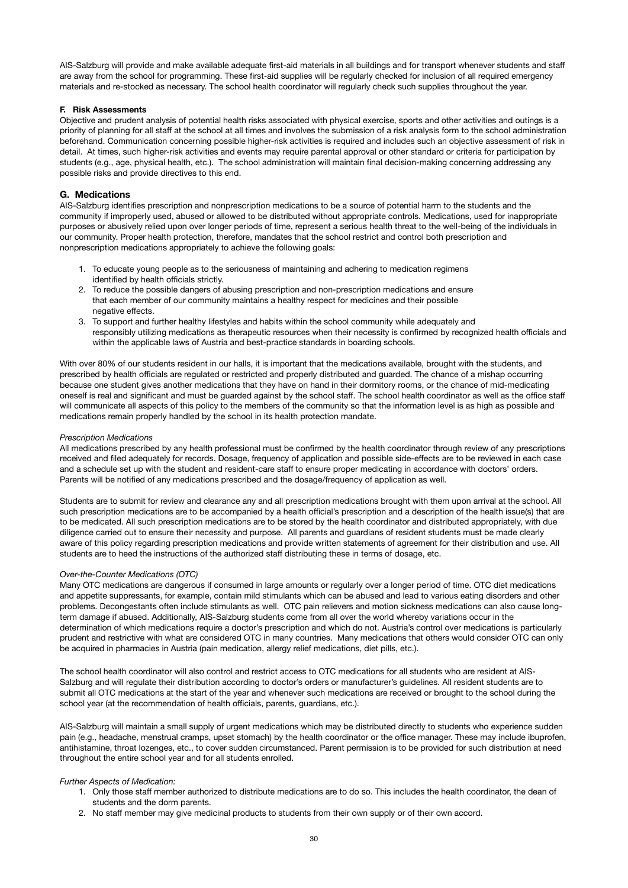AIS-Salzburg will provide and make available adequate first-aid materials in all buildings and for transport whenever students and staff are away from the school for programming. These first-aid supplies will be regularly checked for inclusion of all required emergency materials and re-stocked as necessary. The school health coordinator will regularly check such supplies throughout the year.

#### F. Risk Assessments

Objective and prudent analysis of potential health risks associated with physical exercise, sports and other activities and outings is a priority of planning for all staff at the school at all times and involves the submission of a risk analysis form to the school administration beforehand. Communication concerning possible higher-risk activities is required and includes such an objective assessment of risk in detail. At times, such higher-risk activities and events may require parental approval or other standard or criteria for participation by students (e.g., age, physical health, etc.). The school administration will maintain final decision-making concerning addressing any possible risks and provide directives to this end.

### G. Medications

AIS-Salzburg identifies prescription and nonprescription medications to be a source of potential harm to the students and the community if improperly used, abused or allowed to be distributed without appropriate controls. Medications, used for inappropriate purposes or abusively relied upon over longer periods of time, represent a serious health threat to the well-being of the individuals in our community. Proper health protection, therefore, mandates that the school restrict and control both prescription and nonprescription medications appropriately to achieve the following goals:

1. To educate young people as to the seriousness of maintaining and adhering to medication regimens identified by health officials strictly.
2. To reduce the possible dangers of abusing prescription and non-prescription medications and ensure that each member of our community maintains a healthy respect for medicines and their possible negative effects.
3. To support and further healthy lifestyles and habits within the school community while adequately and responsibly utilizing medications as therapeutic resources when their necessity is confirmed by recognized health officials and within the applicable laws of Austria and best-practice standards in boarding schools.

With over 80% of our students resident in our halls, it is important that the medications available, brought with the students, and prescribed by health officials are regulated or restricted and properly distributed and guarded. The chance of a mishap occurring because one student gives another medications that they have on hand in their dormitory rooms, or the chance of mid-medicating oneself is real and significant and must be guarded against by the school staff. The school health coordinator as well as the office staff will communicate all aspects of this policy to the members of the community so that the information level is as high as possible and medications remain properly handled by the school in its health protection mandate.

*Prescription Medications*

All medications prescribed by any health professional must be confirmed by the health coordinator through review of any prescriptions received and filed adequately for records. Dosage, frequency of application and possible side-effects are to be reviewed in each case and a schedule set up with the student and resident-care staff to ensure proper medicating in accordance with doctors' orders. Parents will be notified of any medications prescribed and the dosage/frequency of application as well.

Students are to submit for review and clearance any and all prescription medications brought with them upon arrival at the school. All such prescription medications are to be accompanied by a health official's prescription and a description of the health issue(s) that are to be medicated. All such prescription medications are to be stored by the health coordinator and distributed appropriately, with due diligence carried out to ensure their necessity and purpose. All parents and guardians of resident students must be made clearly aware of this policy regarding prescription medications and provide written statements of agreement for their distribution and use. All students are to heed the instructions of the authorized staff distributing these in terms of dosage, etc.

*Over-the-Counter Medications (OTC)*

Many OTC medications are dangerous if consumed in large amounts or regularly over a longer period of time. OTC diet medications and appetite suppressants, for example, contain mild stimulants which can be abused and lead to various eating disorders and other problems. Decongestants often include stimulants as well. OTC pain relievers and motion sickness medications can also cause long-term damage if abused. Additionally, AIS-Salzburg students come from all over the world whereby variations occur in the determination of which medications require a doctor's prescription and which do not. Austria's control over medications is particularly prudent and restrictive with what are considered OTC in many countries. Many medications that others would consider OTC can only be acquired in pharmacies in Austria (pain medication, allergy relief medications, diet pills, etc.).

The school health coordinator will also control and restrict access to OTC medications for all students who are resident at AIS-Salzburg and will regulate their distribution according to doctor's orders or manufacturer's guidelines. All resident students are to submit all OTC medications at the start of the year and whenever such medications are received or brought to the school during the school year (at the recommendation of health officials, parents, guardians, etc.).

AIS-Salzburg will maintain a small supply of urgent medications which may be distributed directly to students who experience sudden pain (e.g., headache, menstrual cramps, upset stomach) by the health coordinator or the office manager. These may include ibuprofen, antihistamine, throat lozenges, etc., to cover sudden circumstanced. Parent permission is to be provided for such distribution at need throughout the entire school year and for all students enrolled.

*Further Aspects of Medication:*

1. Only those staff member authorized to distribute medications are to do so. This includes the health coordinator, the dean of students and the dorm parents.
2. No staff member may give medicinal products to students from their own supply or of their own accord.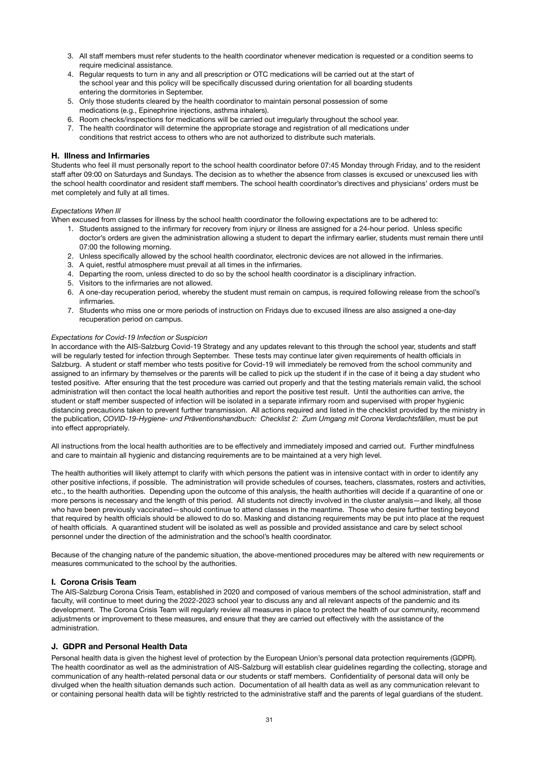3. All staff members must refer students to the health coordinator whenever medication is requested or a condition seems to require medicinal assistance.
4. Regular requests to turn in any and all prescription or OTC medications will be carried out at the start of the school year and this policy will be specifically discussed during orientation for all boarding students entering the dormitories in September.
5. Only those students cleared by the health coordinator to maintain personal possession of some medications (e.g., Epinephrine injections, asthma inhalers).
6. Room checks/inspections for medications will be carried out irregularly throughout the school year.
7. The health coordinator will determine the appropriate storage and registration of all medications under conditions that restrict access to others who are not authorized to distribute such materials.

### H. Illness and Infirmaries

Students who feel ill must personally report to the school health coordinator before 07:45 Monday through Friday, and to the resident staff after 09:00 on Saturdays and Sundays. The decision as to whether the absence from classes is excused or unexcused lies with the school health coordinator and resident staff members. The school health coordinator's directives and physicians' orders must be met completely and fully at all times.

*Expectations When Ill*

When excused from classes for illness by the school health coordinator the following expectations are to be adhered to:

1. Students assigned to the infirmary for recovery from injury or illness are assigned for a 24-hour period. Unless specific doctor's orders are given the administration allowing a student to depart the infirmary earlier, students must remain there until 07:00 the following morning.
2. Unless specifically allowed by the school health coordinator, electronic devices are not allowed in the infirmaries.
3. A quiet, restful atmosphere must prevail at all times in the infirmaries.
4. Departing the room, unless directed to do so by the school health coordinator is a disciplinary infraction.
5. Visitors to the infirmaries are not allowed.
6. A one-day recuperation period, whereby the student must remain on campus, is required following release from the school's infirmaries.
7. Students who miss one or more periods of instruction on Fridays due to excused illness are also assigned a one-day recuperation period on campus.

*Expectations for Covid-19 Infection or Suspicion*

In accordance with the AIS-Salzburg Covid-19 Strategy and any updates relevant to this through the school year, students and staff will be regularly tested for infection through September. These tests may continue later given requirements of health officials in Salzburg. A student or staff member who tests positive for Covid-19 will immediately be removed from the school community and assigned to an infirmary by themselves or the parents will be called to pick up the student if in the case of it being a day student who tested positive. After ensuring that the test procedure was carried out properly and that the testing materials remain valid, the school administration will then contact the local health authorities and report the positive test result. Until the authorities can arrive, the student or staff member suspected of infection will be isolated in a separate infirmary room and supervised with proper hygienic distancing precautions taken to prevent further transmission. All actions required and listed in the checklist provided by the ministry in the publication, *COVID-19-Hygiene- und Präventionshandbuch: Checklist 2: Zum Umgang mit Corona Verdachtsfällen*, must be put into effect appropriately.

All instructions from the local health authorities are to be effectively and immediately imposed and carried out. Further mindfulness and care to maintain all hygienic and distancing requirements are to be maintained at a very high level.

The health authorities will likely attempt to clarify with which persons the patient was in intensive contact with in order to identify any other positive infections, if possible. The administration will provide schedules of courses, teachers, classmates, rosters and activities, etc., to the health authorities. Depending upon the outcome of this analysis, the health authorities will decide if a quarantine of one or more persons is necessary and the length of this period. All students not directly involved in the cluster analysis—and likely, all those who have been previously vaccinated—should continue to attend classes in the meantime. Those who desire further testing beyond that required by health officials should be allowed to do so. Masking and distancing requirements may be put into place at the request of health officials. A quarantined student will be isolated as well as possible and provided assistance and care by select school personnel under the direction of the administration and the school's health coordinator.

Because of the changing nature of the pandemic situation, the above-mentioned procedures may be altered with new requirements or measures communicated to the school by the authorities.

### I. Corona Crisis Team

The AIS-Salzburg Corona Crisis Team, established in 2020 and composed of various members of the school administration, staff and faculty, will continue to meet during the 2022-2023 school year to discuss any and all relevant aspects of the pandemic and its development. The Corona Crisis Team will regularly review all measures in place to protect the health of our community, recommend adjustments or improvement to these measures, and ensure that they are carried out effectively with the assistance of the administration.

### J. GDPR and Personal Health Data

Personal health data is given the highest level of protection by the European Union's personal data protection requirements (GDPR). The health coordinator as well as the administration of AIS-Salzburg will establish clear guidelines regarding the collecting, storage and communication of any health-related personal data or our students or staff members. Confidentiality of personal data will only be divulged when the health situation demands such action. Documentation of all health data as well as any communication relevant to or containing personal health data will be tightly restricted to the administrative staff and the parents of legal guardians of the student.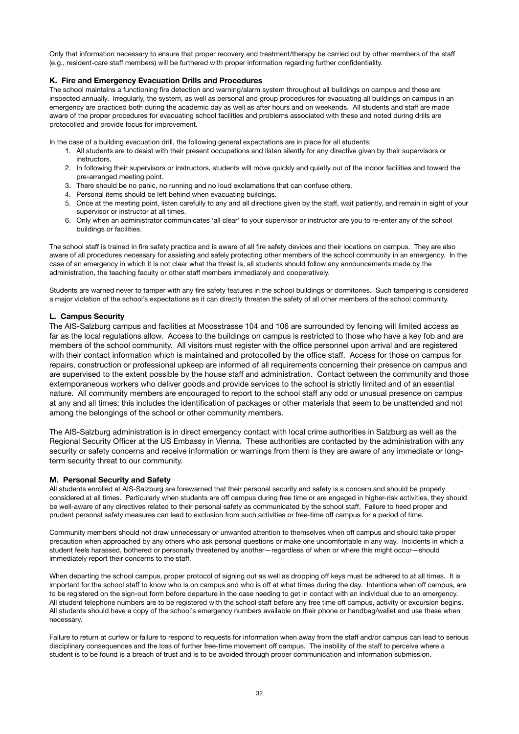Only that information necessary to ensure that proper recovery and treatment/therapy be carried out by other members of the staff (e.g., resident-care staff members) will be furthered with proper information regarding further confidentiality.

### K. Fire and Emergency Evacuation Drills and Procedures

The school maintains a functioning fire detection and warning/alarm system throughout all buildings on campus and these are inspected annually. Irregularly, the system, as well as personal and group procedures for evacuating all buildings on campus in an emergency are practiced both during the academic day as well as after hours and on weekends. All students and staff are made aware of the proper procedures for evacuating school facilities and problems associated with these and noted during drills are protocolled and provide focus for improvement.

In the case of a building evacuation drill, the following general expectations are in place for all students:

1. All students are to desist with their present occupations and listen silently for any directive given by their supervisors or instructors.
2. In following their supervisors or instructors, students will move quickly and quietly out of the indoor facilities and toward the pre-arranged meeting point.
3. There should be no panic, no running and no loud exclamations that can confuse others.
4. Personal items should be left behind when evacuating buildings.
5. Once at the meeting point, listen carefully to any and all directions given by the staff, wait patiently, and remain in sight of your supervisor or instructor at all times.
6. Only when an administrator communicates 'all clear' to your supervisor or instructor are you to re-enter any of the school buildings or facilities.

The school staff is trained in fire safety practice and is aware of all fire safety devices and their locations on campus. They are also aware of all procedures necessary for assisting and safely protecting other members of the school community in an emergency. In the case of an emergency in which it is not clear what the threat is, all students should follow any announcements made by the administration, the teaching faculty or other staff members immediately and cooperatively.

Students are warned never to tamper with any fire safety features in the school buildings or dormitories. Such tampering is considered a major violation of the school's expectations as it can directly threaten the safety of all other members of the school community.

### L. Campus Security

The AIS-Salzburg campus and facilities at Moosstrasse 104 and 106 are surrounded by fencing will limited access as far as the local regulations allow. Access to the buildings on campus is restricted to those who have a key fob and are members of the school community. All visitors must register with the office personnel upon arrival and are registered with their contact information which is maintained and protocolled by the office staff. Access for those on campus for repairs, construction or professional upkeep are informed of all requirements concerning their presence on campus and are supervised to the extent possible by the house staff and administration. Contact between the community and those extemporaneous workers who deliver goods and provide services to the school is strictly limited and of an essential nature. All community members are encouraged to report to the school staff any odd or unusual presence on campus at any and all times; this includes the identification of packages or other materials that seem to be unattended and not among the belongings of the school or other community members.

The AIS-Salzburg administration is in direct emergency contact with local crime authorities in Salzburg as well as the Regional Security Officer at the US Embassy in Vienna. These authorities are contacted by the administration with any security or safety concerns and receive information or warnings from them is they are aware of any immediate or long-term security threat to our community.

### M. Personal Security and Safety

All students enrolled at AIS-Salzburg are forewarned that their personal security and safety is a concern and should be properly considered at all times. Particularly when students are off campus during free time or are engaged in higher-risk activities, they should be well-aware of any directives related to their personal safety as communicated by the school staff. Failure to heed proper and prudent personal safety measures can lead to exclusion from such activities or free-time off campus for a period of time.

Community members should not draw unnecessary or unwanted attention to themselves when off campus and should take proper precaution when approached by any others who ask personal questions or make one uncomfortable in any way. Incidents in which a student feels harassed, bothered or personally threatened by another—regardless of when or where this might occur—should immediately report their concerns to the staff.

When departing the school campus, proper protocol of signing out as well as dropping off keys must be adhered to at all times. It is important for the school staff to know who is on campus and who is off at what times during the day. Intentions when off campus, are to be registered on the sign-out form before departure in the case needing to get in contact with an individual due to an emergency. All student telephone numbers are to be registered with the school staff before any free time off campus, activity or excursion begins. All students should have a copy of the school's emergency numbers available on their phone or handbag/wallet and use these when necessary.

Failure to return at curfew or failure to respond to requests for information when away from the staff and/or campus can lead to serious disciplinary consequences and the loss of further free-time movement off campus. The inability of the staff to perceive where a student is to be found is a breach of trust and is to be avoided through proper communication and information submission.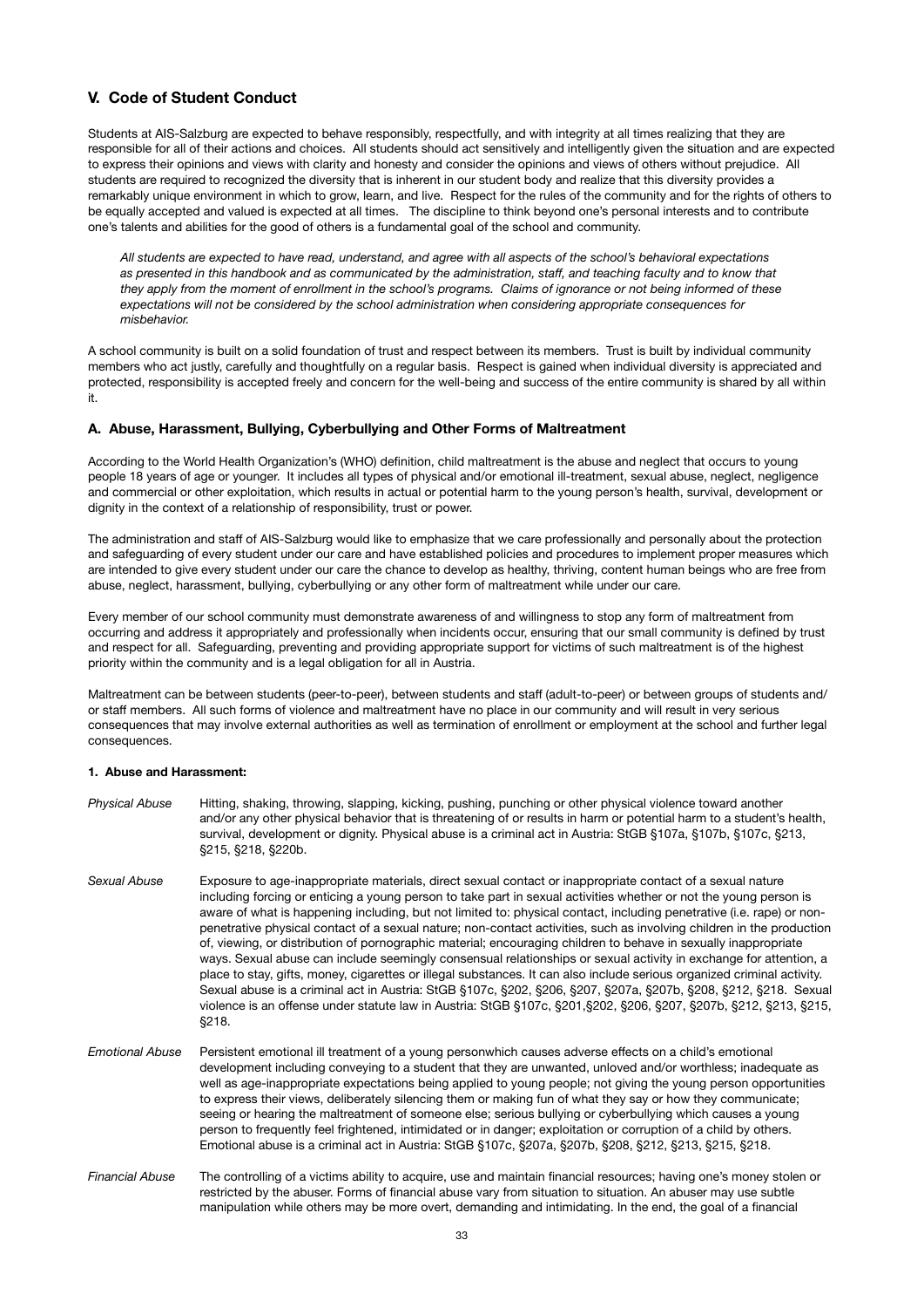## V. Code of Student Conduct

Students at AIS-Salzburg are expected to behave responsibly, respectfully, and with integrity at all times realizing that they are responsible for all of their actions and choices. All students should act sensitively and intelligently given the situation and are expected to express their opinions and views with clarity and honesty and consider the opinions and views of others without prejudice. All students are required to recognized the diversity that is inherent in our student body and realize that this diversity provides a remarkably unique environment in which to grow, learn, and live. Respect for the rules of the community and for the rights of others to be equally accepted and valued is expected at all times. The discipline to think beyond one's personal interests and to contribute one's talents and abilities for the good of others is a fundamental goal of the school and community.

*All students are expected to have read, understand, and agree with all aspects of the school's behavioral expectations as presented in this handbook and as communicated by the administration, staff, and teaching faculty and to know that they apply from the moment of enrollment in the school's programs. Claims of ignorance or not being informed of these expectations will not be considered by the school administration when considering appropriate consequences for misbehavior.*

A school community is built on a solid foundation of trust and respect between its members. Trust is built by individual community members who act justly, carefully and thoughtfully on a regular basis. Respect is gained when individual diversity is appreciated and protected, responsibility is accepted freely and concern for the well-being and success of the entire community is shared by all within it.

### A. Abuse, Harassment, Bullying, Cyberbullying and Other Forms of Maltreatment

According to the World Health Organization's (WHO) definition, child maltreatment is the abuse and neglect that occurs to young people 18 years of age or younger. It includes all types of physical and/or emotional ill-treatment, sexual abuse, neglect, negligence and commercial or other exploitation, which results in actual or potential harm to the young person's health, survival, development or dignity in the context of a relationship of responsibility, trust or power.

The administration and staff of AIS-Salzburg would like to emphasize that we care professionally and personally about the protection and safeguarding of every student under our care and have established policies and procedures to implement proper measures which are intended to give every student under our care the chance to develop as healthy, thriving, content human beings who are free from abuse, neglect, harassment, bullying, cyberbullying or any other form of maltreatment while under our care.

Every member of our school community must demonstrate awareness of and willingness to stop any form of maltreatment from occurring and address it appropriately and professionally when incidents occur, ensuring that our small community is defined by trust and respect for all. Safeguarding, preventing and providing appropriate support for victims of such maltreatment is of the highest priority within the community and is a legal obligation for all in Austria.

Maltreatment can be between students (peer-to-peer), between students and staff (adult-to-peer) or between groups of students and/or staff members. All such forms of violence and maltreatment have no place in our community and will result in very serious consequences that may involve external authorities as well as termination of enrollment or employment at the school and further legal consequences.

#### 1. Abuse and Harassment:

*Physical Abuse* Hitting, shaking, throwing, slapping, kicking, pushing, punching or other physical violence toward another and/or any other physical behavior that is threatening of or results in harm or potential harm to a student's health, survival, development or dignity. Physical abuse is a criminal act in Austria: StGB §107a, §107b, §107c, §213, §215, §218, §220b.

*Sexual Abuse* Exposure to age-inappropriate materials, direct sexual contact or inappropriate contact of a sexual nature including forcing or enticing a young person to take part in sexual activities whether or not the young person is aware of what is happening including, but not limited to: physical contact, including penetrative (i.e. rape) or non-penetrative physical contact of a sexual nature; non-contact activities, such as involving children in the production of, viewing, or distribution of pornographic material; encouraging children to behave in sexually inappropriate ways. Sexual abuse can include seemingly consensual relationships or sexual activity in exchange for attention, a place to stay, gifts, money, cigarettes or illegal substances. It can also include serious organized criminal activity. Sexual abuse is a criminal act in Austria: StGB §107c, §202, §206, §207, §207a, §207b, §208, §212, §218. Sexual violence is an offense under statute law in Austria: StGB §107c, §201,§202, §206, §207, §207b, §212, §213, §215, §218.

*Emotional Abuse* Persistent emotional ill treatment of a young personwhich causes adverse effects on a child's emotional development including conveying to a student that they are unwanted, unloved and/or worthless; inadequate as well as age-inappropriate expectations being applied to young people; not giving the young person opportunities to express their views, deliberately silencing them or making fun of what they say or how they communicate; seeing or hearing the maltreatment of someone else; serious bullying or cyberbullying which causes a young person to frequently feel frightened, intimidated or in danger; exploitation or corruption of a child by others. Emotional abuse is a criminal act in Austria: StGB §107c, §207a, §207b, §208, §212, §213, §215, §218.

*Financial Abuse* The controlling of a victims ability to acquire, use and maintain financial resources; having one's money stolen or restricted by the abuser. Forms of financial abuse vary from situation to situation. An abuser may use subtle manipulation while others may be more overt, demanding and intimidating. In the end, the goal of a financial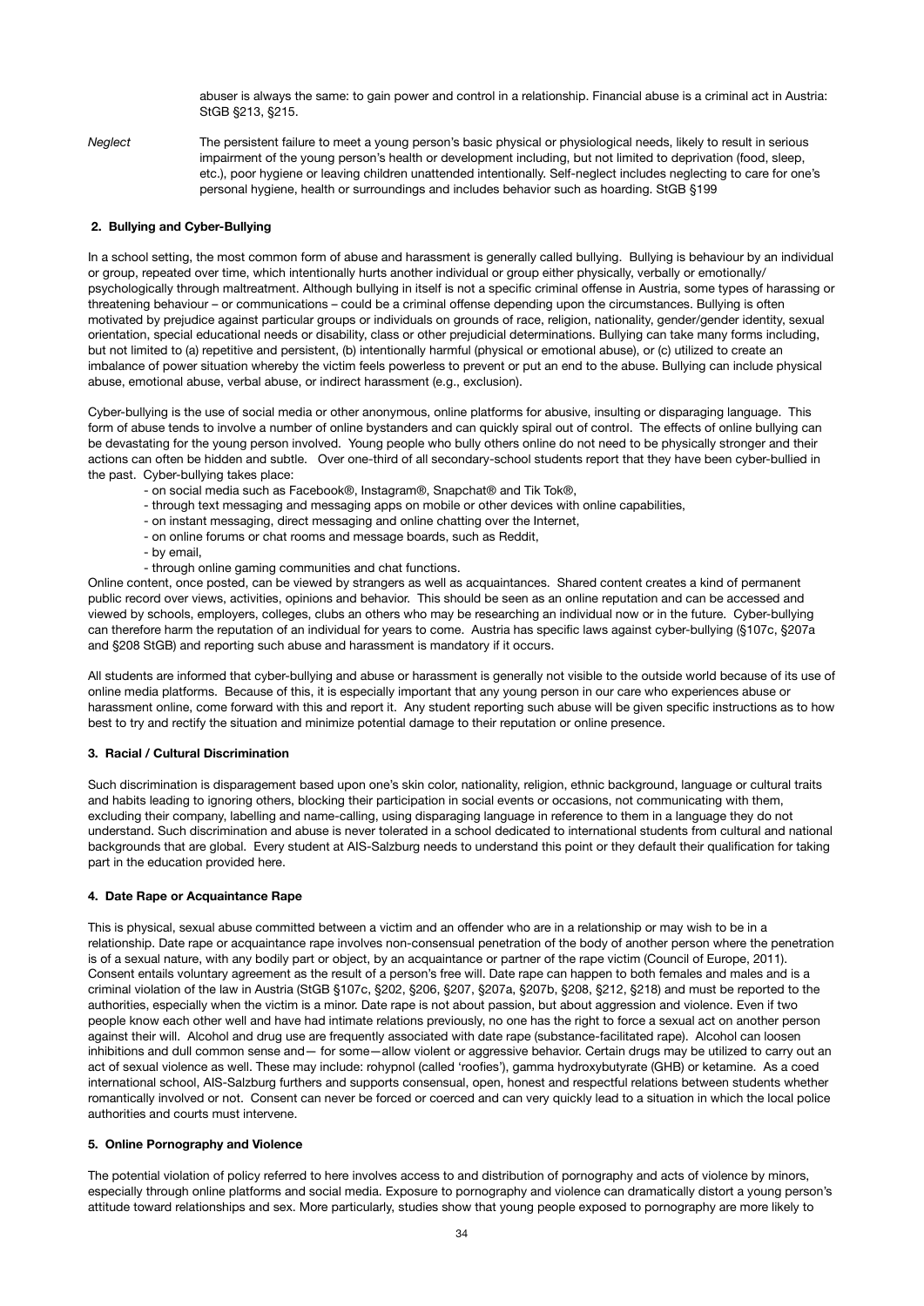abuser is always the same: to gain power and control in a relationship. Financial abuse is a criminal act in Austria: StGB §213, §215.

*Neglect* The persistent failure to meet a young person's basic physical or physiological needs, likely to result in serious impairment of the young person's health or development including, but not limited to deprivation (food, sleep, etc.), poor hygiene or leaving children unattended intentionally. Self-neglect includes neglecting to care for one's personal hygiene, health or surroundings and includes behavior such as hoarding. StGB §199

**2. Bullying and Cyber-Bullying**

In a school setting, the most common form of abuse and harassment is generally called bullying. Bullying is behaviour by an individual or group, repeated over time, which intentionally hurts another individual or group either physically, verbally or emotionally/ psychologically through maltreatment. Although bullying in itself is not a specific criminal offense in Austria, some types of harassing or threatening behaviour – or communications – could be a criminal offense depending upon the circumstances. Bullying is often motivated by prejudice against particular groups or individuals on grounds of race, religion, nationality, gender/gender identity, sexual orientation, special educational needs or disability, class or other prejudicial determinations. Bullying can take many forms including, but not limited to (a) repetitive and persistent, (b) intentionally harmful (physical or emotional abuse), or (c) utilized to create an imbalance of power situation whereby the victim feels powerless to prevent or put an end to the abuse. Bullying can include physical abuse, emotional abuse, verbal abuse, or indirect harassment (e.g., exclusion).

Cyber-bullying is the use of social media or other anonymous, online platforms for abusive, insulting or disparaging language. This form of abuse tends to involve a number of online bystanders and can quickly spiral out of control. The effects of online bullying can be devastating for the young person involved. Young people who bully others online do not need to be physically stronger and their actions can often be hidden and subtle. Over one-third of all secondary-school students report that they have been cyber-bullied in the past. Cyber-bullying takes place:

- on social media such as Facebook®, Instagram®, Snapchat® and Tik Tok®,
- through text messaging and messaging apps on mobile or other devices with online capabilities,
- on instant messaging, direct messaging and online chatting over the Internet,
- on online forums or chat rooms and message boards, such as Reddit,
- by email,
- through online gaming communities and chat functions.

Online content, once posted, can be viewed by strangers as well as acquaintances. Shared content creates a kind of permanent public record over views, activities, opinions and behavior. This should be seen as an online reputation and can be accessed and viewed by schools, employers, colleges, clubs an others who may be researching an individual now or in the future. Cyber-bullying can therefore harm the reputation of an individual for years to come. Austria has specific laws against cyber-bullying (§107c, §207a and §208 StGB) and reporting such abuse and harassment is mandatory if it occurs.

All students are informed that cyber-bullying and abuse or harassment is generally not visible to the outside world because of its use of online media platforms. Because of this, it is especially important that any young person in our care who experiences abuse or harassment online, come forward with this and report it. Any student reporting such abuse will be given specific instructions as to how best to try and rectify the situation and minimize potential damage to their reputation or online presence.

**3. Racial / Cultural Discrimination**

Such discrimination is disparagement based upon one's skin color, nationality, religion, ethnic background, language or cultural traits and habits leading to ignoring others, blocking their participation in social events or occasions, not communicating with them, excluding their company, labelling and name-calling, using disparaging language in reference to them in a language they do not understand. Such discrimination and abuse is never tolerated in a school dedicated to international students from cultural and national backgrounds that are global. Every student at AIS-Salzburg needs to understand this point or they default their qualification for taking part in the education provided here.

**4. Date Rape or Acquaintance Rape**

This is physical, sexual abuse committed between a victim and an offender who are in a relationship or may wish to be in a relationship. Date rape or acquaintance rape involves non-consensual penetration of the body of another person where the penetration is of a sexual nature, with any bodily part or object, by an acquaintance or partner of the rape victim (Council of Europe, 2011). Consent entails voluntary agreement as the result of a person's free will. Date rape can happen to both females and males and is a criminal violation of the law in Austria (StGB §107c, §202, §206, §207, §207a, §207b, §208, §212, §218) and must be reported to the authorities, especially when the victim is a minor. Date rape is not about passion, but about aggression and violence. Even if two people know each other well and have had intimate relations previously, no one has the right to force a sexual act on another person against their will. Alcohol and drug use are frequently associated with date rape (substance-facilitated rape). Alcohol can loosen inhibitions and dull common sense and— for some—allow violent or aggressive behavior. Certain drugs may be utilized to carry out an act of sexual violence as well. These may include: rohypnol (called 'roofies'), gamma hydroxybutyrate (GHB) or ketamine. As a coed international school, AIS-Salzburg furthers and supports consensual, open, honest and respectful relations between students whether romantically involved or not. Consent can never be forced or coerced and can very quickly lead to a situation in which the local police authorities and courts must intervene.

**5. Online Pornography and Violence**

The potential violation of policy referred to here involves access to and distribution of pornography and acts of violence by minors, especially through online platforms and social media. Exposure to pornography and violence can dramatically distort a young person's attitude toward relationships and sex. More particularly, studies show that young people exposed to pornography are more likely to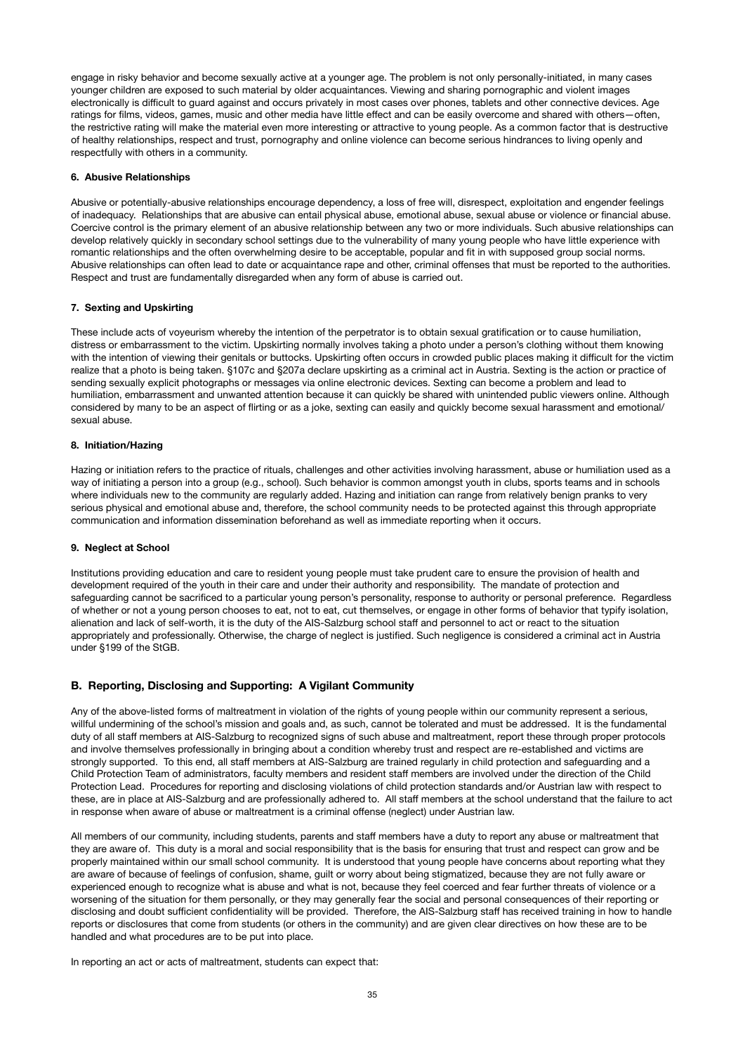engage in risky behavior and become sexually active at a younger age. The problem is not only personally-initiated, in many cases younger children are exposed to such material by older acquaintances. Viewing and sharing pornographic and violent images electronically is difficult to guard against and occurs privately in most cases over phones, tablets and other connective devices. Age ratings for films, videos, games, music and other media have little effect and can be easily overcome and shared with others—often, the restrictive rating will make the material even more interesting or attractive to young people. As a common factor that is destructive of healthy relationships, respect and trust, pornography and online violence can become serious hindrances to living openly and respectfully with others in a community.

#### 6. Abusive Relationships

Abusive or potentially-abusive relationships encourage dependency, a loss of free will, disrespect, exploitation and engender feelings of inadequacy. Relationships that are abusive can entail physical abuse, emotional abuse, sexual abuse or violence or financial abuse. Coercive control is the primary element of an abusive relationship between any two or more individuals. Such abusive relationships can develop relatively quickly in secondary school settings due to the vulnerability of many young people who have little experience with romantic relationships and the often overwhelming desire to be acceptable, popular and fit in with supposed group social norms. Abusive relationships can often lead to date or acquaintance rape and other, criminal offenses that must be reported to the authorities. Respect and trust are fundamentally disregarded when any form of abuse is carried out.

#### 7. Sexting and Upskirting

These include acts of voyeurism whereby the intention of the perpetrator is to obtain sexual gratification or to cause humiliation, distress or embarrassment to the victim. Upskirting normally involves taking a photo under a person's clothing without them knowing with the intention of viewing their genitals or buttocks. Upskirting often occurs in crowded public places making it difficult for the victim realize that a photo is being taken. §107c and §207a declare upskirting as a criminal act in Austria. Sexting is the action or practice of sending sexually explicit photographs or messages via online electronic devices. Sexting can become a problem and lead to humiliation, embarrassment and unwanted attention because it can quickly be shared with unintended public viewers online. Although considered by many to be an aspect of flirting or as a joke, sexting can easily and quickly become sexual harassment and emotional/ sexual abuse.

#### 8. Initiation/Hazing

Hazing or initiation refers to the practice of rituals, challenges and other activities involving harassment, abuse or humiliation used as a way of initiating a person into a group (e.g., school). Such behavior is common amongst youth in clubs, sports teams and in schools where individuals new to the community are regularly added. Hazing and initiation can range from relatively benign pranks to very serious physical and emotional abuse and, therefore, the school community needs to be protected against this through appropriate communication and information dissemination beforehand as well as immediate reporting when it occurs.

#### 9. Neglect at School

Institutions providing education and care to resident young people must take prudent care to ensure the provision of health and development required of the youth in their care and under their authority and responsibility. The mandate of protection and safeguarding cannot be sacrificed to a particular young person's personality, response to authority or personal preference. Regardless of whether or not a young person chooses to eat, not to eat, cut themselves, or engage in other forms of behavior that typify isolation, alienation and lack of self-worth, it is the duty of the AIS-Salzburg school staff and personnel to act or react to the situation appropriately and professionally. Otherwise, the charge of neglect is justified. Such negligence is considered a criminal act in Austria under §199 of the StGB.

### B. Reporting, Disclosing and Supporting: A Vigilant Community

Any of the above-listed forms of maltreatment in violation of the rights of young people within our community represent a serious, willful undermining of the school's mission and goals and, as such, cannot be tolerated and must be addressed. It is the fundamental duty of all staff members at AIS-Salzburg to recognized signs of such abuse and maltreatment, report these through proper protocols and involve themselves professionally in bringing about a condition whereby trust and respect are re-established and victims are strongly supported. To this end, all staff members at AIS-Salzburg are trained regularly in child protection and safeguarding and a Child Protection Team of administrators, faculty members and resident staff members are involved under the direction of the Child Protection Lead. Procedures for reporting and disclosing violations of child protection standards and/or Austrian law with respect to these, are in place at AIS-Salzburg and are professionally adhered to. All staff members at the school understand that the failure to act in response when aware of abuse or maltreatment is a criminal offense (neglect) under Austrian law.

All members of our community, including students, parents and staff members have a duty to report any abuse or maltreatment that they are aware of. This duty is a moral and social responsibility that is the basis for ensuring that trust and respect can grow and be properly maintained within our small school community. It is understood that young people have concerns about reporting what they are aware of because of feelings of confusion, shame, guilt or worry about being stigmatized, because they are not fully aware or experienced enough to recognize what is abuse and what is not, because they feel coerced and fear further threats of violence or a worsening of the situation for them personally, or they may generally fear the social and personal consequences of their reporting or disclosing and doubt sufficient confidentiality will be provided. Therefore, the AIS-Salzburg staff has received training in how to handle reports or disclosures that come from students (or others in the community) and are given clear directives on how these are to be handled and what procedures are to be put into place.

In reporting an act or acts of maltreatment, students can expect that: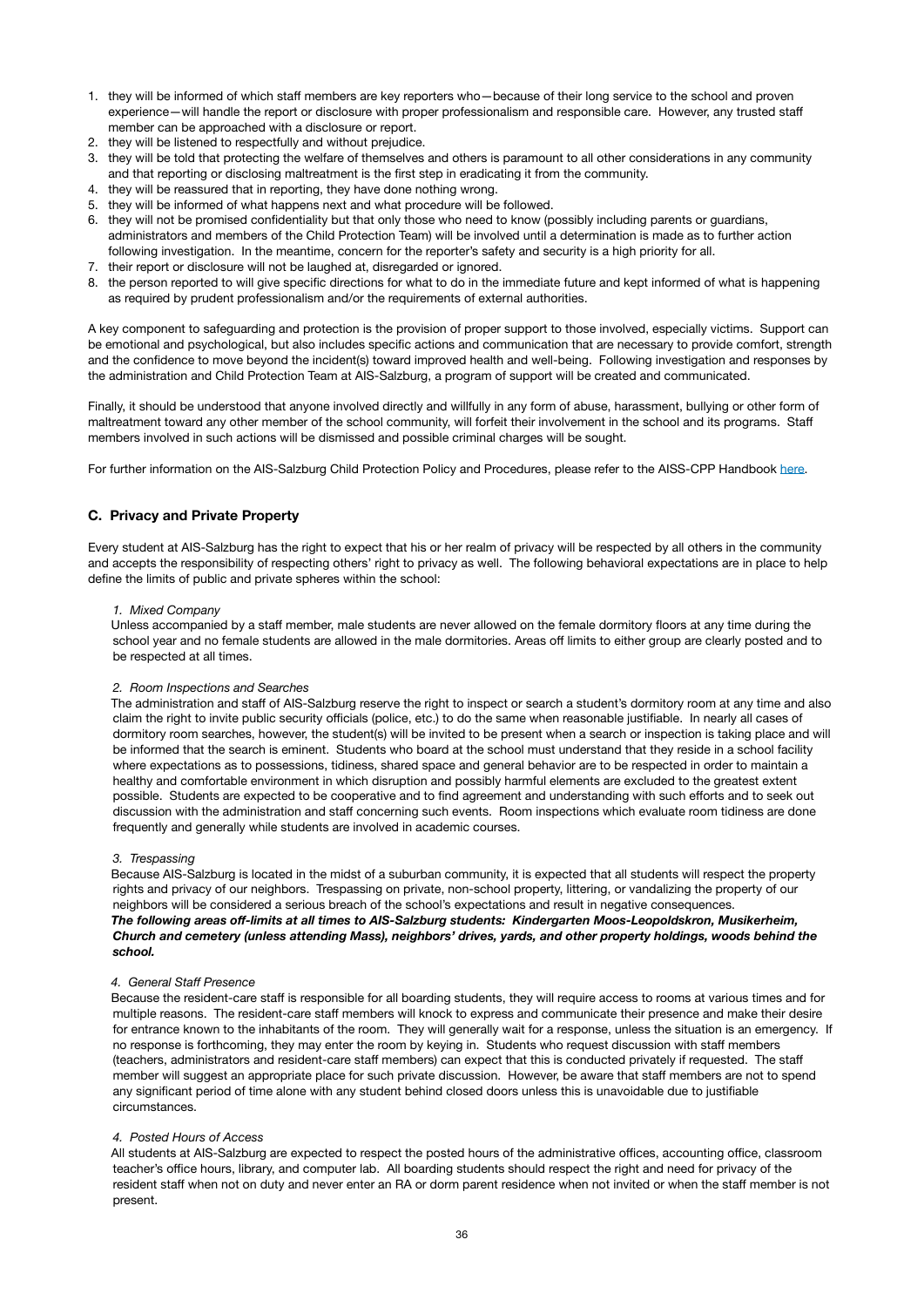1. they will be informed of which staff members are key reporters who—because of their long service to the school and proven experience—will handle the report or disclosure with proper professionalism and responsible care. However, any trusted staff member can be approached with a disclosure or report.
2. they will be listened to respectfully and without prejudice.
3. they will be told that protecting the welfare of themselves and others is paramount to all other considerations in any community and that reporting or disclosing maltreatment is the first step in eradicating it from the community.
4. they will be reassured that in reporting, they have done nothing wrong.
5. they will be informed of what happens next and what procedure will be followed.
6. they will not be promised confidentiality but that only those who need to know (possibly including parents or guardians, administrators and members of the Child Protection Team) will be involved until a determination is made as to further action following investigation. In the meantime, concern for the reporter's safety and security is a high priority for all.
7. their report or disclosure will not be laughed at, disregarded or ignored.
8. the person reported to will give specific directions for what to do in the immediate future and kept informed of what is happening as required by prudent professionalism and/or the requirements of external authorities.

A key component to safeguarding and protection is the provision of proper support to those involved, especially victims. Support can be emotional and psychological, but also includes specific actions and communication that are necessary to provide comfort, strength and the confidence to move beyond the incident(s) toward improved health and well-being. Following investigation and responses by the administration and Child Protection Team at AIS-Salzburg, a program of support will be created and communicated.

Finally, it should be understood that anyone involved directly and willfully in any form of abuse, harassment, bullying or other form of maltreatment toward any other member of the school community, will forfeit their involvement in the school and its programs. Staff members involved in such actions will be dismissed and possible criminal charges will be sought.

For further information on the AIS-Salzburg Child Protection Policy and Procedures, please refer to the AISS-CPP Handbook here.

### C. Privacy and Private Property

Every student at AIS-Salzburg has the right to expect that his or her realm of privacy will be respected by all others in the community and accepts the responsibility of respecting others' right to privacy as well. The following behavioral expectations are in place to help define the limits of public and private spheres within the school:

*1. Mixed Company*

Unless accompanied by a staff member, male students are never allowed on the female dormitory floors at any time during the school year and no female students are allowed in the male dormitories. Areas off limits to either group are clearly posted and to be respected at all times.

*2. Room Inspections and Searches*

The administration and staff of AIS-Salzburg reserve the right to inspect or search a student's dormitory room at any time and also claim the right to invite public security officials (police, etc.) to do the same when reasonable justifiable. In nearly all cases of dormitory room searches, however, the student(s) will be invited to be present when a search or inspection is taking place and will be informed that the search is eminent. Students who board at the school must understand that they reside in a school facility where expectations as to possessions, tidiness, shared space and general behavior are to be respected in order to maintain a healthy and comfortable environment in which disruption and possibly harmful elements are excluded to the greatest extent possible. Students are expected to be cooperative and to find agreement and understanding with such efforts and to seek out discussion with the administration and staff concerning such events. Room inspections which evaluate room tidiness are done frequently and generally while students are involved in academic courses.

*3. Trespassing*

Because AIS-Salzburg is located in the midst of a suburban community, it is expected that all students will respect the property rights and privacy of our neighbors. Trespassing on private, non-school property, littering, or vandalizing the property of our neighbors will be considered a serious breach of the school's expectations and result in negative consequences.
***The following areas off-limits at all times to AIS-Salzburg students: Kindergarten Moos-Leopoldskron, Musikerheim, Church and cemetery (unless attending Mass), neighbors' drives, yards, and other property holdings, woods behind the school.***

*4. General Staff Presence*

Because the resident-care staff is responsible for all boarding students, they will require access to rooms at various times and for multiple reasons. The resident-care staff members will knock to express and communicate their presence and make their desire for entrance known to the inhabitants of the room. They will generally wait for a response, unless the situation is an emergency. If no response is forthcoming, they may enter the room by keying in. Students who request discussion with staff members (teachers, administrators and resident-care staff members) can expect that this is conducted privately if requested. The staff member will suggest an appropriate place for such private discussion. However, be aware that staff members are not to spend any significant period of time alone with any student behind closed doors unless this is unavoidable due to justifiable circumstances.

*4. Posted Hours of Access*

All students at AIS-Salzburg are expected to respect the posted hours of the administrative offices, accounting office, classroom teacher's office hours, library, and computer lab. All boarding students should respect the right and need for privacy of the resident staff when not on duty and never enter an RA or dorm parent residence when not invited or when the staff member is not present.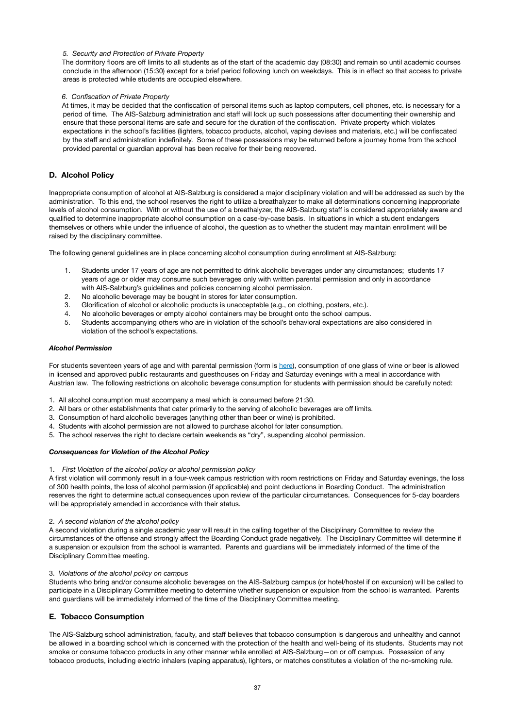*5. Security and Protection of Private Property*

The dormitory floors are off limits to all students as of the start of the academic day (08:30) and remain so until academic courses conclude in the afternoon (15:30) except for a brief period following lunch on weekdays. This is in effect so that access to private areas is protected while students are occupied elsewhere.

*6. Confiscation of Private Property*

At times, it may be decided that the confiscation of personal items such as laptop computers, cell phones, etc. is necessary for a period of time. The AIS-Salzburg administration and staff will lock up such possessions after documenting their ownership and ensure that these personal items are safe and secure for the duration of the confiscation. Private property which violates expectations in the school's facilities (lighters, tobacco products, alcohol, vaping devises and materials, etc.) will be confiscated by the staff and administration indefinitely. Some of these possessions may be returned before a journey home from the school provided parental or guardian approval has been receive for their being recovered.

## D. Alcohol Policy

Inappropriate consumption of alcohol at AIS-Salzburg is considered a major disciplinary violation and will be addressed as such by the administration. To this end, the school reserves the right to utilize a breathalyzer to make all determinations concerning inappropriate levels of alcohol consumption. With or without the use of a breathalyzer, the AIS-Salzburg staff is considered appropriately aware and qualified to determine inappropriate alcohol consumption on a case-by-case basis. In situations in which a student endangers themselves or others while under the influence of alcohol, the question as to whether the student may maintain enrollment will be raised by the disciplinary committee.

The following general guidelines are in place concerning alcohol consumption during enrollment at AIS-Salzburg:

1. Students under 17 years of age are not permitted to drink alcoholic beverages under any circumstances; students 17 years of age or older may consume such beverages only with written parental permission and only in accordance with AIS-Salzburg's guidelines and policies concerning alcohol permission.
2. No alcoholic beverage may be bought in stores for later consumption.
3. Glorification of alcohol or alcoholic products is unacceptable (e.g., on clothing, posters, etc.).
4. No alcoholic beverages or empty alcohol containers may be brought onto the school campus.
5. Students accompanying others who are in violation of the school's behavioral expectations are also considered in violation of the school's expectations.

### *Alcohol Permission*

For students seventeen years of age and with parental permission (form is here), consumption of one glass of wine or beer is allowed in licensed and approved public restaurants and guesthouses on Friday and Saturday evenings with a meal in accordance with Austrian law. The following restrictions on alcoholic beverage consumption for students with permission should be carefully noted:

1. All alcohol consumption must accompany a meal which is consumed before 21:30.
2. All bars or other establishments that cater primarily to the serving of alcoholic beverages are off limits.
3. Consumption of hard alcoholic beverages (anything other than beer or wine) is prohibited.
4. Students with alcohol permission are not allowed to purchase alcohol for later consumption.
5. The school reserves the right to declare certain weekends as "dry", suspending alcohol permission.

### *Consequences for Violation of the Alcohol Policy*

1. *First Violation of the alcohol policy or alcohol permission policy*

A first violation will commonly result in a four-week campus restriction with room restrictions on Friday and Saturday evenings, the loss of 300 health points, the loss of alcohol permission (if applicable) and point deductions in Boarding Conduct. The administration reserves the right to determine actual consequences upon review of the particular circumstances. Consequences for 5-day boarders will be appropriately amended in accordance with their status.

2. *A second violation of the alcohol policy*

A second violation during a single academic year will result in the calling together of the Disciplinary Committee to review the circumstances of the offense and strongly affect the Boarding Conduct grade negatively. The Disciplinary Committee will determine if a suspension or expulsion from the school is warranted. Parents and guardians will be immediately informed of the time of the Disciplinary Committee meeting.

3. *Violations of the alcohol policy on campus*

Students who bring and/or consume alcoholic beverages on the AIS-Salzburg campus (or hotel/hostel if on excursion) will be called to participate in a Disciplinary Committee meeting to determine whether suspension or expulsion from the school is warranted. Parents and guardians will be immediately informed of the time of the Disciplinary Committee meeting.

## E. Tobacco Consumption

The AIS-Salzburg school administration, faculty, and staff believes that tobacco consumption is dangerous and unhealthy and cannot be allowed in a boarding school which is concerned with the protection of the health and well-being of its students. Students may not smoke or consume tobacco products in any other manner while enrolled at AIS-Salzburg—on or off campus. Possession of any tobacco products, including electric inhalers (vaping apparatus), lighters, or matches constitutes a violation of the no-smoking rule.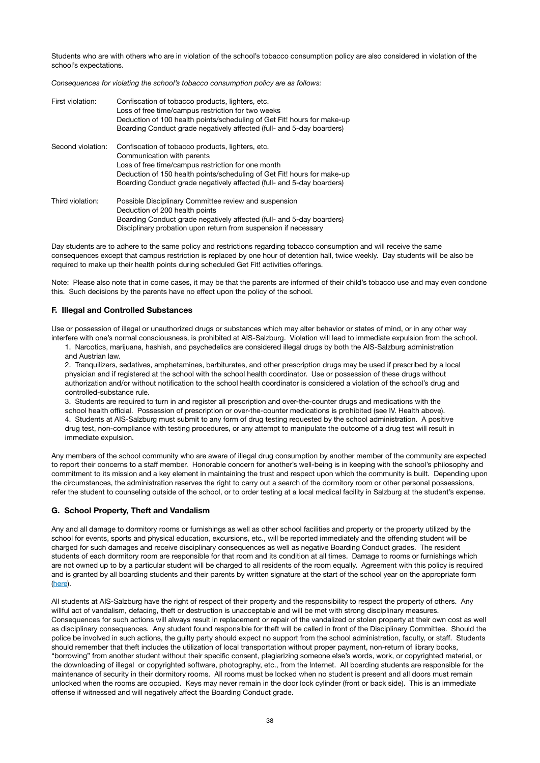Students who are with others who are in violation of the school's tobacco consumption policy are also considered in violation of the school's expectations.

*Consequences for violating the school's tobacco consumption policy are as follows:*

| | |
|---|---|
| First violation: | Confiscation of tobacco products, lighters, etc.<br>Loss of free time/campus restriction for two weeks<br>Deduction of 100 health points/scheduling of Get Fit! hours for make-up<br>Boarding Conduct grade negatively affected (full- and 5-day boarders) |
| Second violation: | Confiscation of tobacco products, lighters, etc.<br>Communication with parents<br>Loss of free time/campus restriction for one month<br>Deduction of 150 health points/scheduling of Get Fit! hours for make-up<br>Boarding Conduct grade negatively affected (full- and 5-day boarders) |
| Third violation: | Possible Disciplinary Committee review and suspension<br>Deduction of 200 health points<br>Boarding Conduct grade negatively affected (full- and 5-day boarders)<br>Disciplinary probation upon return from suspension if necessary |

Day students are to adhere to the same policy and restrictions regarding tobacco consumption and will receive the same consequences except that campus restriction is replaced by one hour of detention hall, twice weekly. Day students will be also be required to make up their health points during scheduled Get Fit! activities offerings.

Note: Please also note that in come cases, it may be that the parents are informed of their child's tobacco use and may even condone this. Such decisions by the parents have no effect upon the policy of the school.

### F. Illegal and Controlled Substances

Use or possession of illegal or unauthorized drugs or substances which may alter behavior or states of mind, or in any other way interfere with one's normal consciousness, is prohibited at AIS-Salzburg. Violation will lead to immediate expulsion from the school.

1. Narcotics, marijuana, hashish, and psychedelics are considered illegal drugs by both the AIS-Salzburg administration and Austrian law.
2. Tranquilizers, sedatives, amphetamines, barbiturates, and other prescription drugs may be used if prescribed by a local physician and if registered at the school with the school health coordinator. Use or possession of these drugs without authorization and/or without notification to the school health coordinator is considered a violation of the school's drug and controlled-substance rule.
3. Students are required to turn in and register all prescription and over-the-counter drugs and medications with the school health official. Possession of prescription or over-the-counter medications is prohibited (see IV. Health above).
4. Students at AIS-Salzburg must submit to any form of drug testing requested by the school administration. A positive drug test, non-compliance with testing procedures, or any attempt to manipulate the outcome of a drug test will result in immediate expulsion.

Any members of the school community who are aware of illegal drug consumption by another member of the community are expected to report their concerns to a staff member. Honorable concern for another's well-being is in keeping with the school's philosophy and commitment to its mission and a key element in maintaining the trust and respect upon which the community is built. Depending upon the circumstances, the administration reserves the right to carry out a search of the dormitory room or other personal possessions, refer the student to counseling outside of the school, or to order testing at a local medical facility in Salzburg at the student's expense.

### G. School Property, Theft and Vandalism

Any and all damage to dormitory rooms or furnishings as well as other school facilities and property or the property utilized by the school for events, sports and physical education, excursions, etc., will be reported immediately and the offending student will be charged for such damages and receive disciplinary consequences as well as negative Boarding Conduct grades. The resident students of each dormitory room are responsible for that room and its condition at all times. Damage to rooms or furnishings which are not owned up to by a particular student will be charged to all residents of the room equally. Agreement with this policy is required and is granted by all boarding students and their parents by written signature at the start of the school year on the appropriate form (here).

All students at AIS-Salzburg have the right of respect of their property and the responsibility to respect the property of others. Any willful act of vandalism, defacing, theft or destruction is unacceptable and will be met with strong disciplinary measures. Consequences for such actions will always result in replacement or repair of the vandalized or stolen property at their own cost as well as disciplinary consequences. Any student found responsible for theft will be called in front of the Disciplinary Committee. Should the police be involved in such actions, the guilty party should expect no support from the school administration, faculty, or staff. Students should remember that theft includes the utilization of local transportation without proper payment, non-return of library books, "borrowing" from another student without their specific consent, plagiarizing someone else's words, work, or copyrighted material, or the downloading of illegal or copyrighted software, photography, etc., from the Internet. All boarding students are responsible for the maintenance of security in their dormitory rooms. All rooms must be locked when no student is present and all doors must remain unlocked when the rooms are occupied. Keys may never remain in the door lock cylinder (front or back side). This is an immediate offense if witnessed and will negatively affect the Boarding Conduct grade.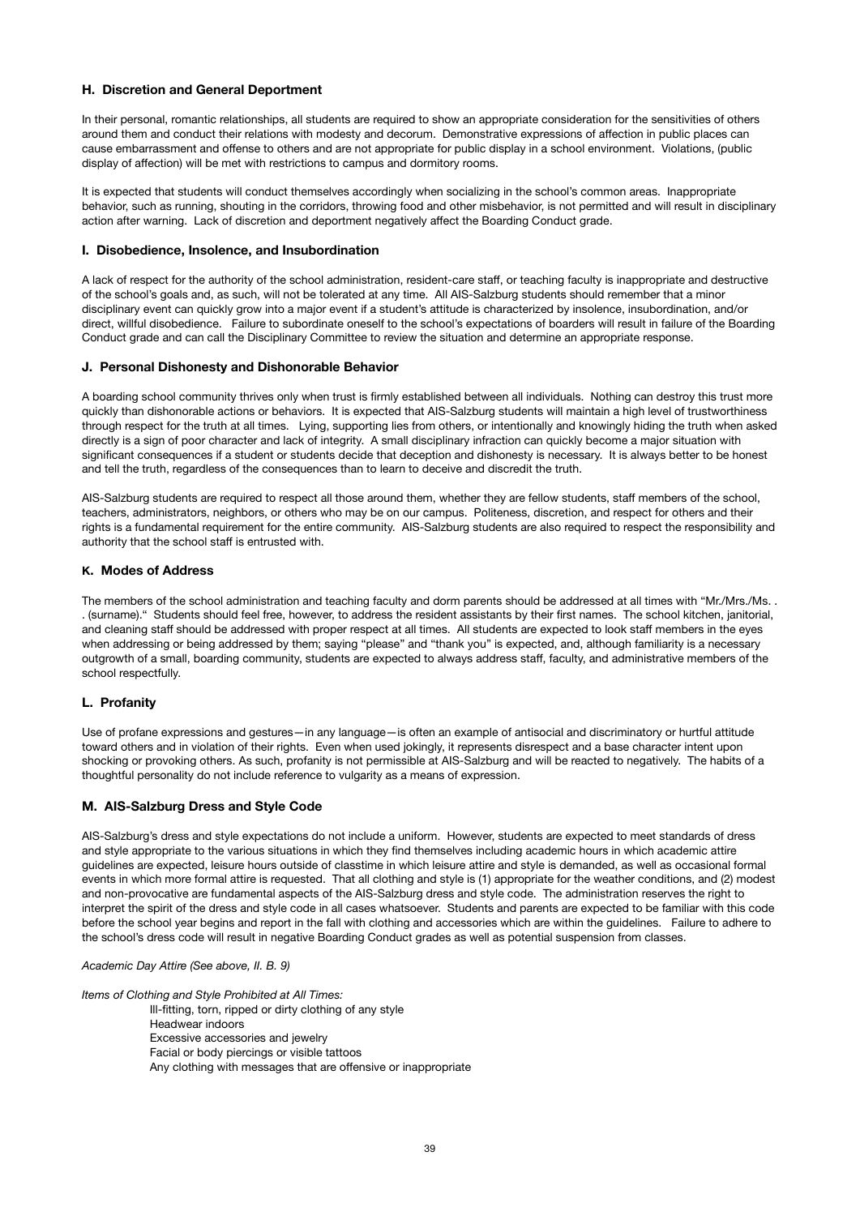### H. Discretion and General Deportment

In their personal, romantic relationships, all students are required to show an appropriate consideration for the sensitivities of others around them and conduct their relations with modesty and decorum. Demonstrative expressions of affection in public places can cause embarrassment and offense to others and are not appropriate for public display in a school environment. Violations, (public display of affection) will be met with restrictions to campus and dormitory rooms.

It is expected that students will conduct themselves accordingly when socializing in the school's common areas. Inappropriate behavior, such as running, shouting in the corridors, throwing food and other misbehavior, is not permitted and will result in disciplinary action after warning. Lack of discretion and deportment negatively affect the Boarding Conduct grade.

### I. Disobedience, Insolence, and Insubordination

A lack of respect for the authority of the school administration, resident-care staff, or teaching faculty is inappropriate and destructive of the school's goals and, as such, will not be tolerated at any time. All AIS-Salzburg students should remember that a minor disciplinary event can quickly grow into a major event if a student's attitude is characterized by insolence, insubordination, and/or direct, willful disobedience. Failure to subordinate oneself to the school's expectations of boarders will result in failure of the Boarding Conduct grade and can call the Disciplinary Committee to review the situation and determine an appropriate response.

### J. Personal Dishonesty and Dishonorable Behavior

A boarding school community thrives only when trust is firmly established between all individuals. Nothing can destroy this trust more quickly than dishonorable actions or behaviors. It is expected that AIS-Salzburg students will maintain a high level of trustworthiness through respect for the truth at all times. Lying, supporting lies from others, or intentionally and knowingly hiding the truth when asked directly is a sign of poor character and lack of integrity. A small disciplinary infraction can quickly become a major situation with significant consequences if a student or students decide that deception and dishonesty is necessary. It is always better to be honest and tell the truth, regardless of the consequences than to learn to deceive and discredit the truth.

AIS-Salzburg students are required to respect all those around them, whether they are fellow students, staff members of the school, teachers, administrators, neighbors, or others who may be on our campus. Politeness, discretion, and respect for others and their rights is a fundamental requirement for the entire community. AIS-Salzburg students are also required to respect the responsibility and authority that the school staff is entrusted with.

### K. Modes of Address

The members of the school administration and teaching faculty and dorm parents should be addressed at all times with "Mr./Mrs./Ms. . . (surname)." Students should feel free, however, to address the resident assistants by their first names. The school kitchen, janitorial, and cleaning staff should be addressed with proper respect at all times. All students are expected to look staff members in the eyes when addressing or being addressed by them; saying "please" and "thank you" is expected, and, although familiarity is a necessary outgrowth of a small, boarding community, students are expected to always address staff, faculty, and administrative members of the school respectfully.

### L. Profanity

Use of profane expressions and gestures—in any language—is often an example of antisocial and discriminatory or hurtful attitude toward others and in violation of their rights. Even when used jokingly, it represents disrespect and a base character intent upon shocking or provoking others. As such, profanity is not permissible at AIS-Salzburg and will be reacted to negatively. The habits of a thoughtful personality do not include reference to vulgarity as a means of expression.

### M. AIS-Salzburg Dress and Style Code

AIS-Salzburg's dress and style expectations do not include a uniform. However, students are expected to meet standards of dress and style appropriate to the various situations in which they find themselves including academic hours in which academic attire guidelines are expected, leisure hours outside of classtime in which leisure attire and style is demanded, as well as occasional formal events in which more formal attire is requested. That all clothing and style is (1) appropriate for the weather conditions, and (2) modest and non-provocative are fundamental aspects of the AIS-Salzburg dress and style code. The administration reserves the right to interpret the spirit of the dress and style code in all cases whatsoever. Students and parents are expected to be familiar with this code before the school year begins and report in the fall with clothing and accessories which are within the guidelines. Failure to adhere to the school's dress code will result in negative Boarding Conduct grades as well as potential suspension from classes.

*Academic Day Attire (See above, II. B. 9)*

*Items of Clothing and Style Prohibited at All Times:*

- Ill-fitting, torn, ripped or dirty clothing of any style
- Headwear indoors
- Excessive accessories and jewelry
- Facial or body piercings or visible tattoos
- Any clothing with messages that are offensive or inappropriate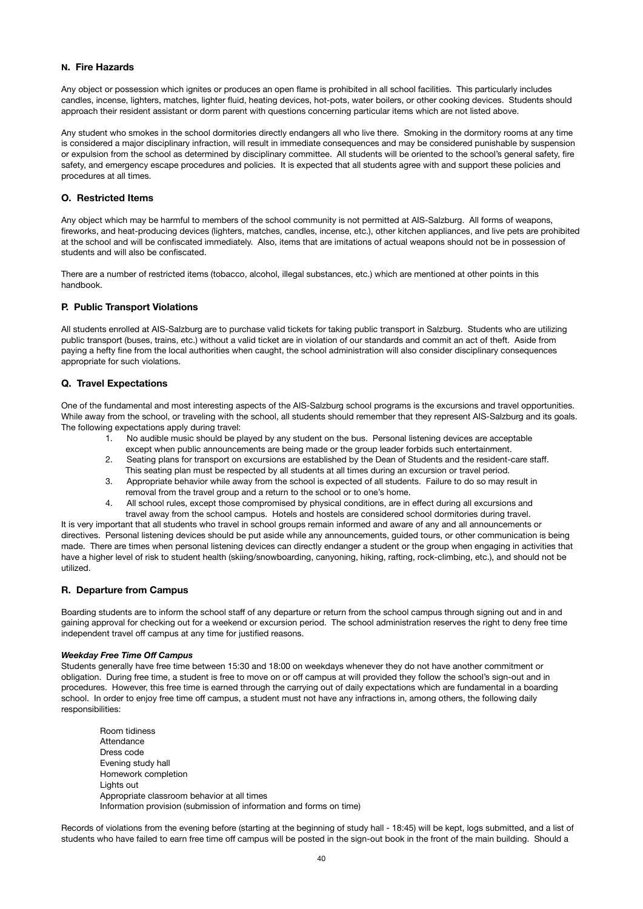### N. Fire Hazards

Any object or possession which ignites or produces an open flame is prohibited in all school facilities. This particularly includes candles, incense, lighters, matches, lighter fluid, heating devices, hot-pots, water boilers, or other cooking devices. Students should approach their resident assistant or dorm parent with questions concerning particular items which are not listed above.

Any student who smokes in the school dormitories directly endangers all who live there. Smoking in the dormitory rooms at any time is considered a major disciplinary infraction, will result in immediate consequences and may be considered punishable by suspension or expulsion from the school as determined by disciplinary committee. All students will be oriented to the school's general safety, fire safety, and emergency escape procedures and policies. It is expected that all students agree with and support these policies and procedures at all times.

### O. Restricted Items

Any object which may be harmful to members of the school community is not permitted at AIS-Salzburg. All forms of weapons, fireworks, and heat-producing devices (lighters, matches, candles, incense, etc.), other kitchen appliances, and live pets are prohibited at the school and will be confiscated immediately. Also, items that are imitations of actual weapons should not be in possession of students and will also be confiscated.

There are a number of restricted items (tobacco, alcohol, illegal substances, etc.) which are mentioned at other points in this handbook.

### P. Public Transport Violations

All students enrolled at AIS-Salzburg are to purchase valid tickets for taking public transport in Salzburg. Students who are utilizing public transport (buses, trains, etc.) without a valid ticket are in violation of our standards and commit an act of theft. Aside from paying a hefty fine from the local authorities when caught, the school administration will also consider disciplinary consequences appropriate for such violations.

### Q. Travel Expectations

One of the fundamental and most interesting aspects of the AIS-Salzburg school programs is the excursions and travel opportunities. While away from the school, or traveling with the school, all students should remember that they represent AIS-Salzburg and its goals. The following expectations apply during travel:

1. No audible music should be played by any student on the bus. Personal listening devices are acceptable except when public announcements are being made or the group leader forbids such entertainment.
2. Seating plans for transport on excursions are established by the Dean of Students and the resident-care staff. This seating plan must be respected by all students at all times during an excursion or travel period.
3. Appropriate behavior while away from the school is expected of all students. Failure to do so may result in removal from the travel group and a return to the school or to one's home.
4. All school rules, except those compromised by physical conditions, are in effect during all excursions and travel away from the school campus. Hotels and hostels are considered school dormitories during travel.

It is very important that all students who travel in school groups remain informed and aware of any and all announcements or directives. Personal listening devices should be put aside while any announcements, guided tours, or other communication is being made. There are times when personal listening devices can directly endanger a student or the group when engaging in activities that have a higher level of risk to student health (skiing/snowboarding, canyoning, hiking, rafting, rock-climbing, etc.), and should not be utilized.

### R. Departure from Campus

Boarding students are to inform the school staff of any departure or return from the school campus through signing out and in and gaining approval for checking out for a weekend or excursion period. The school administration reserves the right to deny free time independent travel off campus at any time for justified reasons.

***Weekday Free Time Off Campus***

Students generally have free time between 15:30 and 18:00 on weekdays whenever they do not have another commitment or obligation. During free time, a student is free to move on or off campus at will provided they follow the school's sign-out and in procedures. However, this free time is earned through the carrying out of daily expectations which are fundamental in a boarding school. In order to enjoy free time off campus, a student must not have any infractions in, among others, the following daily responsibilities:

- Room tidiness
- Attendance
- Dress code
- Evening study hall
- Homework completion
- Lights out
- Appropriate classroom behavior at all times
- Information provision (submission of information and forms on time)

Records of violations from the evening before (starting at the beginning of study hall - 18:45) will be kept, logs submitted, and a list of students who have failed to earn free time off campus will be posted in the sign-out book in the front of the main building. Should a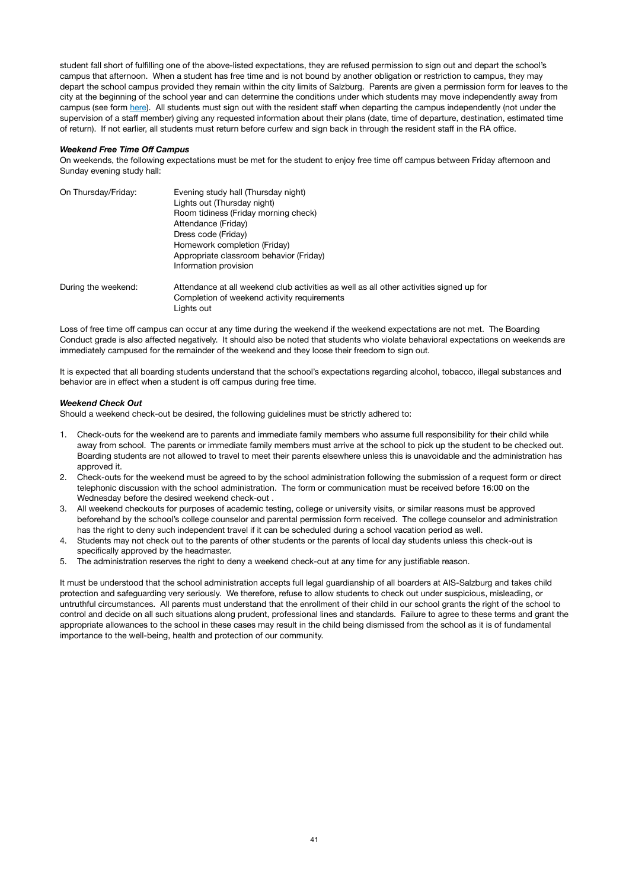student fall short of fulfilling one of the above-listed expectations, they are refused permission to sign out and depart the school's campus that afternoon. When a student has free time and is not bound by another obligation or restriction to campus, they may depart the school campus provided they remain within the city limits of Salzburg. Parents are given a permission form for leaves to the city at the beginning of the school year and can determine the conditions under which students may move independently away from campus (see form [here]). All students must sign out with the resident staff when departing the campus independently (not under the supervision of a staff member) giving any requested information about their plans (date, time of departure, destination, estimated time of return). If not earlier, all students must return before curfew and sign back in through the resident staff in the RA office.

***Weekend Free Time Off Campus***

On weekends, the following expectations must be met for the student to enjoy free time off campus between Friday afternoon and Sunday evening study hall:

| | |
|---|---|
| On Thursday/Friday: | Evening study hall (Thursday night)<br>Lights out (Thursday night)<br>Room tidiness (Friday morning check)<br>Attendance (Friday)<br>Dress code (Friday)<br>Homework completion (Friday)<br>Appropriate classroom behavior (Friday)<br>Information provision |
| During the weekend: | Attendance at all weekend club activities as well as all other activities signed up for<br>Completion of weekend activity requirements<br>Lights out |

Loss of free time off campus can occur at any time during the weekend if the weekend expectations are not met. The Boarding Conduct grade is also affected negatively. It should also be noted that students who violate behavioral expectations on weekends are immediately campused for the remainder of the weekend and they loose their freedom to sign out.

It is expected that all boarding students understand that the school's expectations regarding alcohol, tobacco, illegal substances and behavior are in effect when a student is off campus during free time.

***Weekend Check Out***

Should a weekend check-out be desired, the following guidelines must be strictly adhered to:

1. Check-outs for the weekend are to parents and immediate family members who assume full responsibility for their child while away from school. The parents or immediate family members must arrive at the school to pick up the student to be checked out. Boarding students are not allowed to travel to meet their parents elsewhere unless this is unavoidable and the administration has approved it.
2. Check-outs for the weekend must be agreed to by the school administration following the submission of a request form or direct telephonic discussion with the school administration. The form or communication must be received before 16:00 on the Wednesday before the desired weekend check-out .
3. All weekend checkouts for purposes of academic testing, college or university visits, or similar reasons must be approved beforehand by the school's college counselor and parental permission form received. The college counselor and administration has the right to deny such independent travel if it can be scheduled during a school vacation period as well.
4. Students may not check out to the parents of other students or the parents of local day students unless this check-out is specifically approved by the headmaster.
5. The administration reserves the right to deny a weekend check-out at any time for any justifiable reason.

It must be understood that the school administration accepts full legal guardianship of all boarders at AIS-Salzburg and takes child protection and safeguarding very seriously. We therefore, refuse to allow students to check out under suspicious, misleading, or untruthful circumstances. All parents must understand that the enrollment of their child in our school grants the right of the school to control and decide on all such situations along prudent, professional lines and standards. Failure to agree to these terms and grant the appropriate allowances to the school in these cases may result in the child being dismissed from the school as it is of fundamental importance to the well-being, health and protection of our community.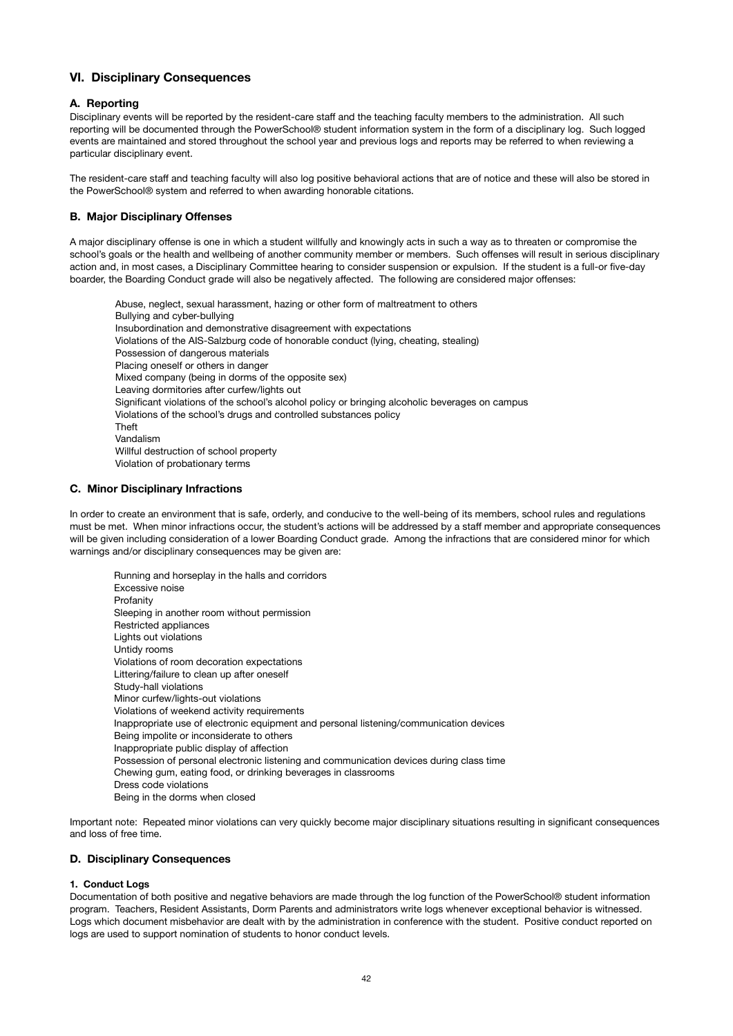## VI. Disciplinary Consequences

### A. Reporting

Disciplinary events will be reported by the resident-care staff and the teaching faculty members to the administration. All such reporting will be documented through the PowerSchool® student information system in the form of a disciplinary log. Such logged events are maintained and stored throughout the school year and previous logs and reports may be referred to when reviewing a particular disciplinary event.

The resident-care staff and teaching faculty will also log positive behavioral actions that are of notice and these will also be stored in the PowerSchool® system and referred to when awarding honorable citations.

### B. Major Disciplinary Offenses

A major disciplinary offense is one in which a student willfully and knowingly acts in such a way as to threaten or compromise the school's goals or the health and wellbeing of another community member or members. Such offenses will result in serious disciplinary action and, in most cases, a Disciplinary Committee hearing to consider suspension or expulsion. If the student is a full-or five-day boarder, the Boarding Conduct grade will also be negatively affected. The following are considered major offenses:

- Abuse, neglect, sexual harassment, hazing or other form of maltreatment to others
- Bullying and cyber-bullying
- Insubordination and demonstrative disagreement with expectations
- Violations of the AIS-Salzburg code of honorable conduct (lying, cheating, stealing)
- Possession of dangerous materials
- Placing oneself or others in danger
- Mixed company (being in dorms of the opposite sex)
- Leaving dormitories after curfew/lights out
- Significant violations of the school's alcohol policy or bringing alcoholic beverages on campus
- Violations of the school's drugs and controlled substances policy
- Theft
- Vandalism
- Willful destruction of school property
- Violation of probationary terms

### C. Minor Disciplinary Infractions

In order to create an environment that is safe, orderly, and conducive to the well-being of its members, school rules and regulations must be met. When minor infractions occur, the student's actions will be addressed by a staff member and appropriate consequences will be given including consideration of a lower Boarding Conduct grade. Among the infractions that are considered minor for which warnings and/or disciplinary consequences may be given are:

- Running and horseplay in the halls and corridors
- Excessive noise
- Profanity
- Sleeping in another room without permission
- Restricted appliances
- Lights out violations
- Untidy rooms
- Violations of room decoration expectations
- Littering/failure to clean up after oneself
- Study-hall violations
- Minor curfew/lights-out violations
- Violations of weekend activity requirements
- Inappropriate use of electronic equipment and personal listening/communication devices
- Being impolite or inconsiderate to others
- Inappropriate public display of affection
- Possession of personal electronic listening and communication devices during class time
- Chewing gum, eating food, or drinking beverages in classrooms
- Dress code violations
- Being in the dorms when closed

Important note: Repeated minor violations can very quickly become major disciplinary situations resulting in significant consequences and loss of free time.

### D. Disciplinary Consequences

#### 1. Conduct Logs

Documentation of both positive and negative behaviors are made through the log function of the PowerSchool® student information program. Teachers, Resident Assistants, Dorm Parents and administrators write logs whenever exceptional behavior is witnessed. Logs which document misbehavior are dealt with by the administration in conference with the student. Positive conduct reported on logs are used to support nomination of students to honor conduct levels.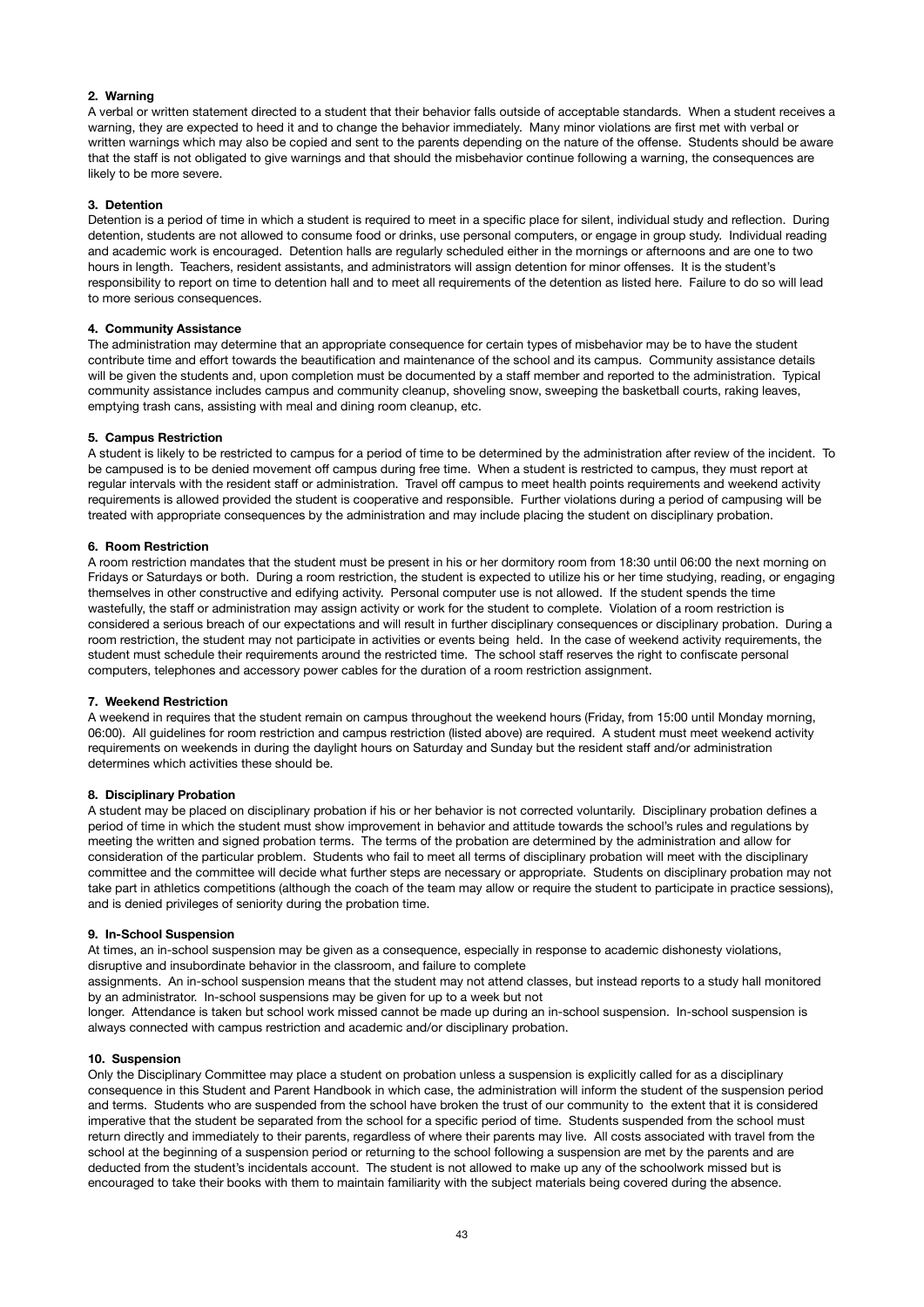**2. Warning**

A verbal or written statement directed to a student that their behavior falls outside of acceptable standards. When a student receives a warning, they are expected to heed it and to change the behavior immediately. Many minor violations are first met with verbal or written warnings which may also be copied and sent to the parents depending on the nature of the offense. Students should be aware that the staff is not obligated to give warnings and that should the misbehavior continue following a warning, the consequences are likely to be more severe.

**3. Detention**

Detention is a period of time in which a student is required to meet in a specific place for silent, individual study and reflection. During detention, students are not allowed to consume food or drinks, use personal computers, or engage in group study. Individual reading and academic work is encouraged. Detention halls are regularly scheduled either in the mornings or afternoons and are one to two hours in length. Teachers, resident assistants, and administrators will assign detention for minor offenses. It is the student's responsibility to report on time to detention hall and to meet all requirements of the detention as listed here. Failure to do so will lead to more serious consequences.

**4. Community Assistance**

The administration may determine that an appropriate consequence for certain types of misbehavior may be to have the student contribute time and effort towards the beautification and maintenance of the school and its campus. Community assistance details will be given the students and, upon completion must be documented by a staff member and reported to the administration. Typical community assistance includes campus and community cleanup, shoveling snow, sweeping the basketball courts, raking leaves, emptying trash cans, assisting with meal and dining room cleanup, etc.

**5. Campus Restriction**

A student is likely to be restricted to campus for a period of time to be determined by the administration after review of the incident. To be campused is to be denied movement off campus during free time. When a student is restricted to campus, they must report at regular intervals with the resident staff or administration. Travel off campus to meet health points requirements and weekend activity requirements is allowed provided the student is cooperative and responsible. Further violations during a period of campusing will be treated with appropriate consequences by the administration and may include placing the student on disciplinary probation.

**6. Room Restriction**

A room restriction mandates that the student must be present in his or her dormitory room from 18:30 until 06:00 the next morning on Fridays or Saturdays or both. During a room restriction, the student is expected to utilize his or her time studying, reading, or engaging themselves in other constructive and edifying activity. Personal computer use is not allowed. If the student spends the time wastefully, the staff or administration may assign activity or work for the student to complete. Violation of a room restriction is considered a serious breach of our expectations and will result in further disciplinary consequences or disciplinary probation. During a room restriction, the student may not participate in activities or events being held. In the case of weekend activity requirements, the student must schedule their requirements around the restricted time. The school staff reserves the right to confiscate personal computers, telephones and accessory power cables for the duration of a room restriction assignment.

**7. Weekend Restriction**

A weekend in requires that the student remain on campus throughout the weekend hours (Friday, from 15:00 until Monday morning, 06:00). All guidelines for room restriction and campus restriction (listed above) are required. A student must meet weekend activity requirements on weekends in during the daylight hours on Saturday and Sunday but the resident staff and/or administration determines which activities these should be.

**8. Disciplinary Probation**

A student may be placed on disciplinary probation if his or her behavior is not corrected voluntarily. Disciplinary probation defines a period of time in which the student must show improvement in behavior and attitude towards the school's rules and regulations by meeting the written and signed probation terms. The terms of the probation are determined by the administration and allow for consideration of the particular problem. Students who fail to meet all terms of disciplinary probation will meet with the disciplinary committee and the committee will decide what further steps are necessary or appropriate. Students on disciplinary probation may not take part in athletics competitions (although the coach of the team may allow or require the student to participate in practice sessions), and is denied privileges of seniority during the probation time.

**9. In-School Suspension**

At times, an in-school suspension may be given as a consequence, especially in response to academic dishonesty violations, disruptive and insubordinate behavior in the classroom, and failure to complete assignments. An in-school suspension means that the student may not attend classes, but instead reports to a study hall monitored by an administrator. In-school suspensions may be given for up to a week but not longer. Attendance is taken but school work missed cannot be made up during an in-school suspension. In-school suspension is always connected with campus restriction and academic and/or disciplinary probation.

**10. Suspension**

Only the Disciplinary Committee may place a student on probation unless a suspension is explicitly called for as a disciplinary consequence in this Student and Parent Handbook in which case, the administration will inform the student of the suspension period and terms. Students who are suspended from the school have broken the trust of our community to the extent that it is considered imperative that the student be separated from the school for a specific period of time. Students suspended from the school must return directly and immediately to their parents, regardless of where their parents may live. All costs associated with travel from the school at the beginning of a suspension period or returning to the school following a suspension are met by the parents and are deducted from the student's incidentals account. The student is not allowed to make up any of the schoolwork missed but is encouraged to take their books with them to maintain familiarity with the subject materials being covered during the absence.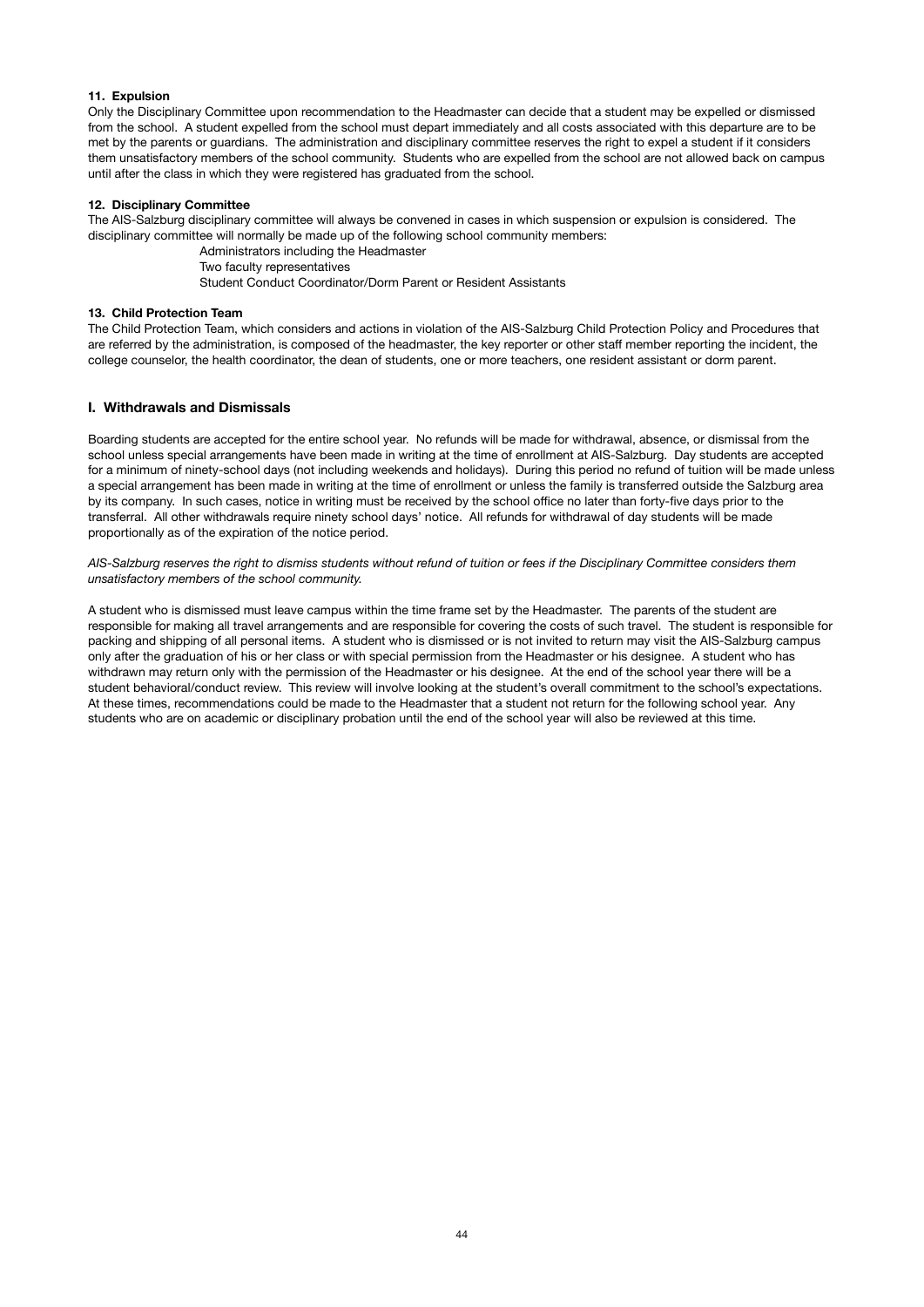#### 11. Expulsion

Only the Disciplinary Committee upon recommendation to the Headmaster can decide that a student may be expelled or dismissed from the school. A student expelled from the school must depart immediately and all costs associated with this departure are to be met by the parents or guardians. The administration and disciplinary committee reserves the right to expel a student if it considers them unsatisfactory members of the school community. Students who are expelled from the school are not allowed back on campus until after the class in which they were registered has graduated from the school.

#### 12. Disciplinary Committee

The AIS-Salzburg disciplinary committee will always be convened in cases in which suspension or expulsion is considered. The disciplinary committee will normally be made up of the following school community members:

- Administrators including the Headmaster
- Two faculty representatives
- Student Conduct Coordinator/Dorm Parent or Resident Assistants

#### 13. Child Protection Team

The Child Protection Team, which considers and actions in violation of the AIS-Salzburg Child Protection Policy and Procedures that are referred by the administration, is composed of the headmaster, the key reporter or other staff member reporting the incident, the college counselor, the health coordinator, the dean of students, one or more teachers, one resident assistant or dorm parent.

### I. Withdrawals and Dismissals

Boarding students are accepted for the entire school year. No refunds will be made for withdrawal, absence, or dismissal from the school unless special arrangements have been made in writing at the time of enrollment at AIS-Salzburg. Day students are accepted for a minimum of ninety-school days (not including weekends and holidays). During this period no refund of tuition will be made unless a special arrangement has been made in writing at the time of enrollment or unless the family is transferred outside the Salzburg area by its company. In such cases, notice in writing must be received by the school office no later than forty-five days prior to the transferral. All other withdrawals require ninety school days' notice. All refunds for withdrawal of day students will be made proportionally as of the expiration of the notice period.

*AIS-Salzburg reserves the right to dismiss students without refund of tuition or fees if the Disciplinary Committee considers them unsatisfactory members of the school community.*

A student who is dismissed must leave campus within the time frame set by the Headmaster. The parents of the student are responsible for making all travel arrangements and are responsible for covering the costs of such travel. The student is responsible for packing and shipping of all personal items. A student who is dismissed or is not invited to return may visit the AIS-Salzburg campus only after the graduation of his or her class or with special permission from the Headmaster or his designee. A student who has withdrawn may return only with the permission of the Headmaster or his designee. At the end of the school year there will be a student behavioral/conduct review. This review will involve looking at the student's overall commitment to the school's expectations. At these times, recommendations could be made to the Headmaster that a student not return for the following school year. Any students who are on academic or disciplinary probation until the end of the school year will also be reviewed at this time.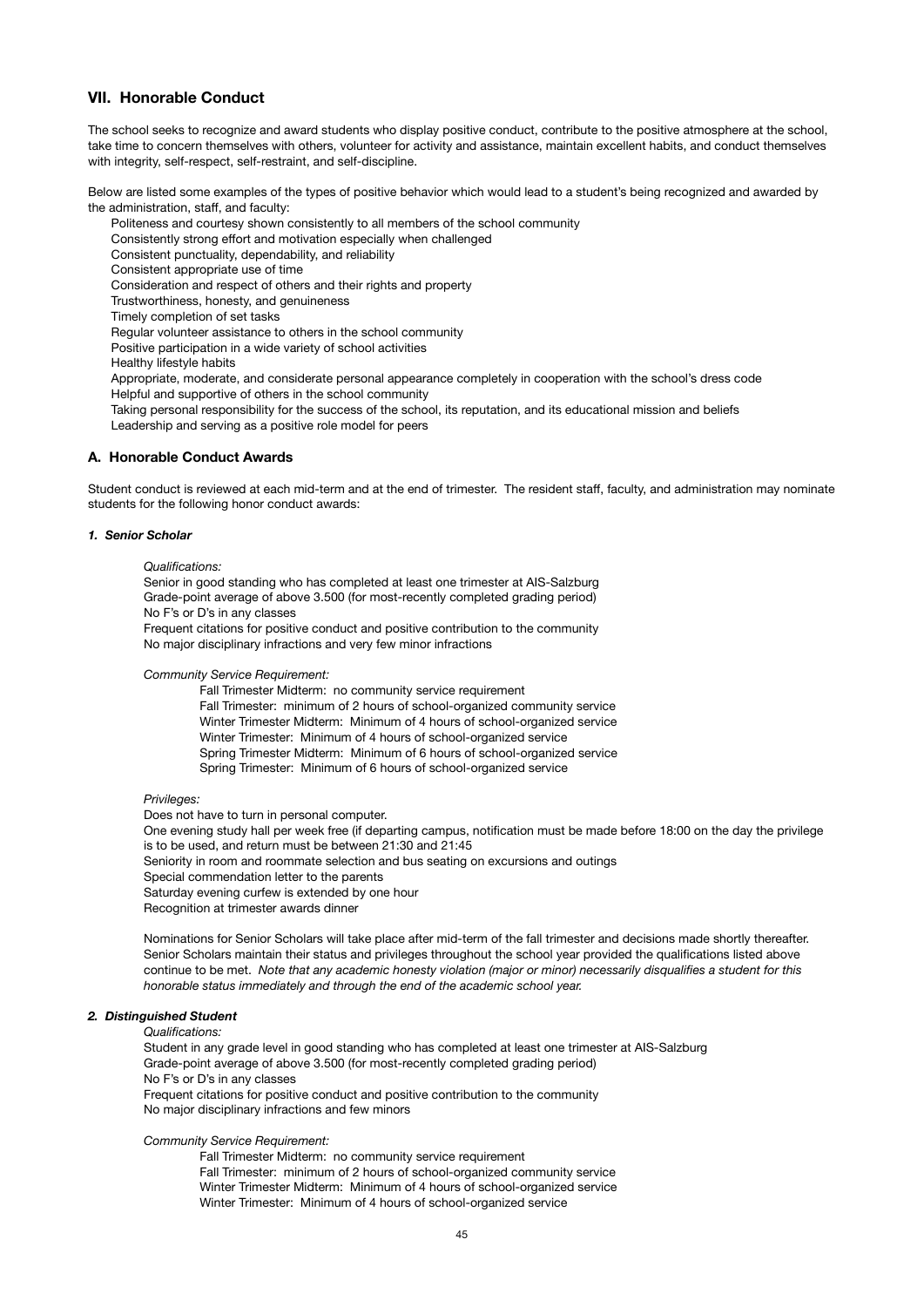## VII. Honorable Conduct

The school seeks to recognize and award students who display positive conduct, contribute to the positive atmosphere at the school, take time to concern themselves with others, volunteer for activity and assistance, maintain excellent habits, and conduct themselves with integrity, self-respect, self-restraint, and self-discipline.

Below are listed some examples of the types of positive behavior which would lead to a student's being recognized and awarded by the administration, staff, and faculty:

- Politeness and courtesy shown consistently to all members of the school community
- Consistently strong effort and motivation especially when challenged
- Consistent punctuality, dependability, and reliability
- Consistent appropriate use of time
- Consideration and respect of others and their rights and property
- Trustworthiness, honesty, and genuineness
- Timely completion of set tasks
- Regular volunteer assistance to others in the school community
- Positive participation in a wide variety of school activities
- Healthy lifestyle habits
- Appropriate, moderate, and considerate personal appearance completely in cooperation with the school's dress code
- Helpful and supportive of others in the school community
- Taking personal responsibility for the success of the school, its reputation, and its educational mission and beliefs
- Leadership and serving as a positive role model for peers

### A. Honorable Conduct Awards

Student conduct is reviewed at each mid-term and at the end of trimester. The resident staff, faculty, and administration may nominate students for the following honor conduct awards:

#### *1. Senior Scholar*

*Qualifications:*

- Senior in good standing who has completed at least one trimester at AIS-Salzburg
- Grade-point average of above 3.500 (for most-recently completed grading period)
- No F's or D's in any classes
- Frequent citations for positive conduct and positive contribution to the community
- No major disciplinary infractions and very few minor infractions

*Community Service Requirement:*

- Fall Trimester Midterm: no community service requirement
- Fall Trimester: minimum of 2 hours of school-organized community service
- Winter Trimester Midterm: Minimum of 4 hours of school-organized service
- Winter Trimester: Minimum of 4 hours of school-organized service
- Spring Trimester Midterm: Minimum of 6 hours of school-organized service
- Spring Trimester: Minimum of 6 hours of school-organized service

*Privileges:*

- Does not have to turn in personal computer.
- One evening study hall per week free (if departing campus, notification must be made before 18:00 on the day the privilege is to be used, and return must be between 21:30 and 21:45
- Seniority in room and roommate selection and bus seating on excursions and outings
- Special commendation letter to the parents
- Saturday evening curfew is extended by one hour
- Recognition at trimester awards dinner

Nominations for Senior Scholars will take place after mid-term of the fall trimester and decisions made shortly thereafter. Senior Scholars maintain their status and privileges throughout the school year provided the qualifications listed above continue to be met. *Note that any academic honesty violation (major or minor) necessarily disqualifies a student for this honorable status immediately and through the end of the academic school year.*

#### *2. Distinguished Student*

*Qualifications:*

- Student in any grade level in good standing who has completed at least one trimester at AIS-Salzburg
- Grade-point average of above 3.500 (for most-recently completed grading period)
- No F's or D's in any classes
- Frequent citations for positive conduct and positive contribution to the community
- No major disciplinary infractions and few minors

*Community Service Requirement:*

- Fall Trimester Midterm: no community service requirement
- Fall Trimester: minimum of 2 hours of school-organized community service
- Winter Trimester Midterm: Minimum of 4 hours of school-organized service
- Winter Trimester: Minimum of 4 hours of school-organized service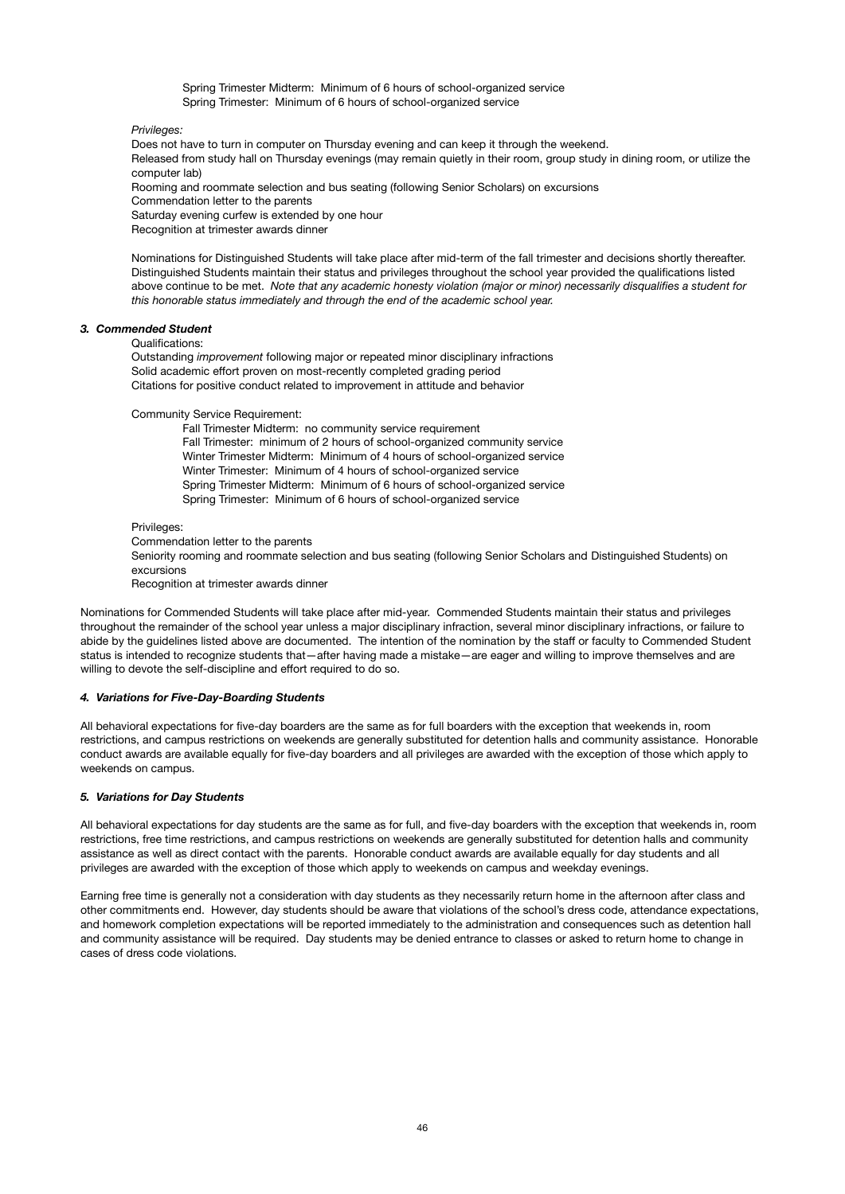Spring Trimester Midterm: Minimum of 6 hours of school-organized service
Spring Trimester: Minimum of 6 hours of school-organized service

*Privileges:*

Does not have to turn in computer on Thursday evening and can keep it through the weekend.
Released from study hall on Thursday evenings (may remain quietly in their room, group study in dining room, or utilize the computer lab)
Rooming and roommate selection and bus seating (following Senior Scholars) on excursions
Commendation letter to the parents
Saturday evening curfew is extended by one hour
Recognition at trimester awards dinner

Nominations for Distinguished Students will take place after mid-term of the fall trimester and decisions shortly thereafter. Distinguished Students maintain their status and privileges throughout the school year provided the qualifications listed above continue to be met. *Note that any academic honesty violation (major or minor) necessarily disqualifies a student for this honorable status immediately and through the end of the academic school year.*

### *3. Commended Student*

Qualifications:

Outstanding *improvement* following major or repeated minor disciplinary infractions
Solid academic effort proven on most-recently completed grading period
Citations for positive conduct related to improvement in attitude and behavior

Community Service Requirement:

Fall Trimester Midterm: no community service requirement
Fall Trimester: minimum of 2 hours of school-organized community service
Winter Trimester Midterm: Minimum of 4 hours of school-organized service
Winter Trimester: Minimum of 4 hours of school-organized service
Spring Trimester Midterm: Minimum of 6 hours of school-organized service
Spring Trimester: Minimum of 6 hours of school-organized service

Privileges:

Commendation letter to the parents
Seniority rooming and roommate selection and bus seating (following Senior Scholars and Distinguished Students) on excursions
Recognition at trimester awards dinner

Nominations for Commended Students will take place after mid-year. Commended Students maintain their status and privileges throughout the remainder of the school year unless a major disciplinary infraction, several minor disciplinary infractions, or failure to abide by the guidelines listed above are documented. The intention of the nomination by the staff or faculty to Commended Student status is intended to recognize students that—after having made a mistake—are eager and willing to improve themselves and are willing to devote the self-discipline and effort required to do so.

### *4. Variations for Five-Day-Boarding Students*

All behavioral expectations for five-day boarders are the same as for full boarders with the exception that weekends in, room restrictions, and campus restrictions on weekends are generally substituted for detention halls and community assistance. Honorable conduct awards are available equally for five-day boarders and all privileges are awarded with the exception of those which apply to weekends on campus.

### *5. Variations for Day Students*

All behavioral expectations for day students are the same as for full, and five-day boarders with the exception that weekends in, room restrictions, free time restrictions, and campus restrictions on weekends are generally substituted for detention halls and community assistance as well as direct contact with the parents. Honorable conduct awards are available equally for day students and all privileges are awarded with the exception of those which apply to weekends on campus and weekday evenings.

Earning free time is generally not a consideration with day students as they necessarily return home in the afternoon after class and other commitments end. However, day students should be aware that violations of the school's dress code, attendance expectations, and homework completion expectations will be reported immediately to the administration and consequences such as detention hall and community assistance will be required. Day students may be denied entrance to classes or asked to return home to change in cases of dress code violations.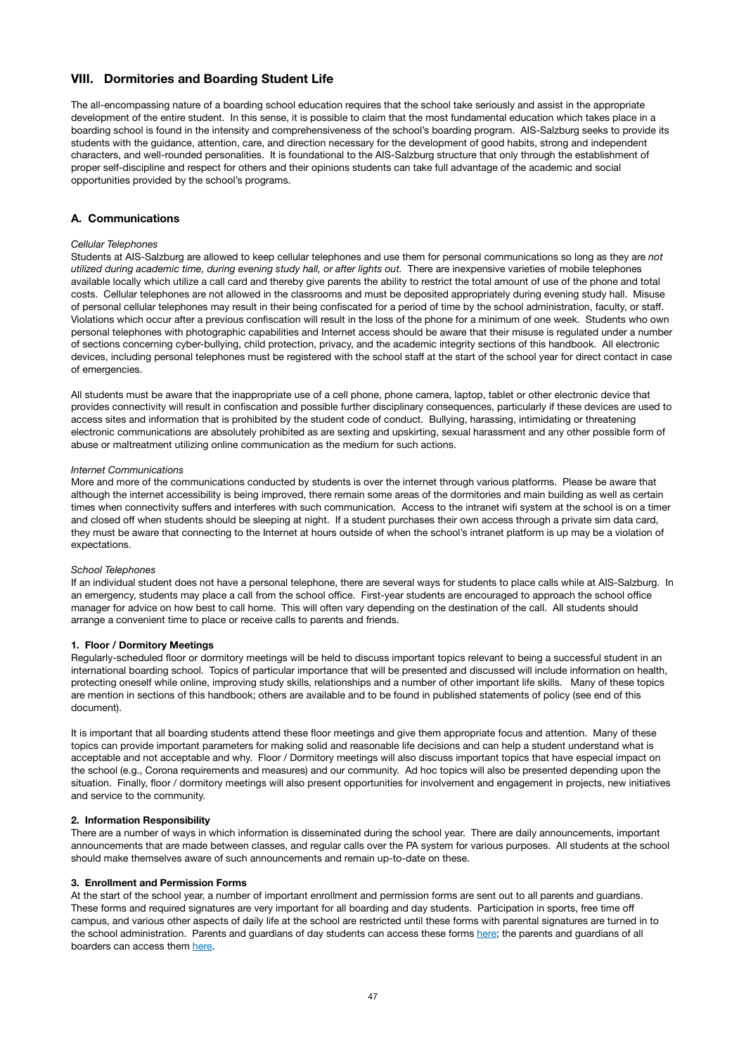## VIII. Dormitories and Boarding Student Life

The all-encompassing nature of a boarding school education requires that the school take seriously and assist in the appropriate development of the entire student. In this sense, it is possible to claim that the most fundamental education which takes place in a boarding school is found in the intensity and comprehensiveness of the school's boarding program. AIS-Salzburg seeks to provide its students with the guidance, attention, care, and direction necessary for the development of good habits, strong and independent characters, and well-rounded personalities. It is foundational to the AIS-Salzburg structure that only through the establishment of proper self-discipline and respect for others and their opinions students can take full advantage of the academic and social opportunities provided by the school's programs.

### A. Communications

*Cellular Telephones*

Students at AIS-Salzburg are allowed to keep cellular telephones and use them for personal communications so long as they are *not utilized during academic time, during evening study hall, or after lights out.* There are inexpensive varieties of mobile telephones available locally which utilize a call card and thereby give parents the ability to restrict the total amount of use of the phone and total costs. Cellular telephones are not allowed in the classrooms and must be deposited appropriately during evening study hall. Misuse of personal cellular telephones may result in their being confiscated for a period of time by the school administration, faculty, or staff. Violations which occur after a previous confiscation will result in the loss of the phone for a minimum of one week. Students who own personal telephones with photographic capabilities and Internet access should be aware that their misuse is regulated under a number of sections concerning cyber-bullying, child protection, privacy, and the academic integrity sections of this handbook. All electronic devices, including personal telephones must be registered with the school staff at the start of the school year for direct contact in case of emergencies.

All students must be aware that the inappropriate use of a cell phone, phone camera, laptop, tablet or other electronic device that provides connectivity will result in confiscation and possible further disciplinary consequences, particularly if these devices are used to access sites and information that is prohibited by the student code of conduct. Bullying, harassing, intimidating or threatening electronic communications are absolutely prohibited as are sexting and upskirting, sexual harassment and any other possible form of abuse or maltreatment utilizing online communication as the medium for such actions.

*Internet Communications*

More and more of the communications conducted by students is over the internet through various platforms. Please be aware that although the internet accessibility is being improved, there remain some areas of the dormitories and main building as well as certain times when connectivity suffers and interferes with such communication. Access to the intranet wifi system at the school is on a timer and closed off when students should be sleeping at night. If a student purchases their own access through a private sim data card, they must be aware that connecting to the Internet at hours outside of when the school's intranet platform is up may be a violation of expectations.

*School Telephones*

If an individual student does not have a personal telephone, there are several ways for students to place calls while at AIS-Salzburg. In an emergency, students may place a call from the school office. First-year students are encouraged to approach the school office manager for advice on how best to call home. This will often vary depending on the destination of the call. All students should arrange a convenient time to place or receive calls to parents and friends.

**1. Floor / Dormitory Meetings**

Regularly-scheduled floor or dormitory meetings will be held to discuss important topics relevant to being a successful student in an international boarding school. Topics of particular importance that will be presented and discussed will include information on health, protecting oneself while online, improving study skills, relationships and a number of other important life skills. Many of these topics are mention in sections of this handbook; others are available and to be found in published statements of policy (see end of this document).

It is important that all boarding students attend these floor meetings and give them appropriate focus and attention. Many of these topics can provide important parameters for making solid and reasonable life decisions and can help a student understand what is acceptable and not acceptable and why. Floor / Dormitory meetings will also discuss important topics that have especial impact on the school (e.g., Corona requirements and measures) and our community. Ad hoc topics will also be presented depending upon the situation. Finally, floor / dormitory meetings will also present opportunities for involvement and engagement in projects, new initiatives and service to the community.

**2. Information Responsibility**

There are a number of ways in which information is disseminated during the school year. There are daily announcements, important announcements that are made between classes, and regular calls over the PA system for various purposes. All students at the school should make themselves aware of such announcements and remain up-to-date on these.

**3. Enrollment and Permission Forms**

At the start of the school year, a number of important enrollment and permission forms are sent out to all parents and guardians. These forms and required signatures are very important for all boarding and day students. Participation in sports, free time off campus, and various other aspects of daily life at the school are restricted until these forms with parental signatures are turned in to the school administration. Parents and guardians of day students can access these forms here; the parents and guardians of all boarders can access them here.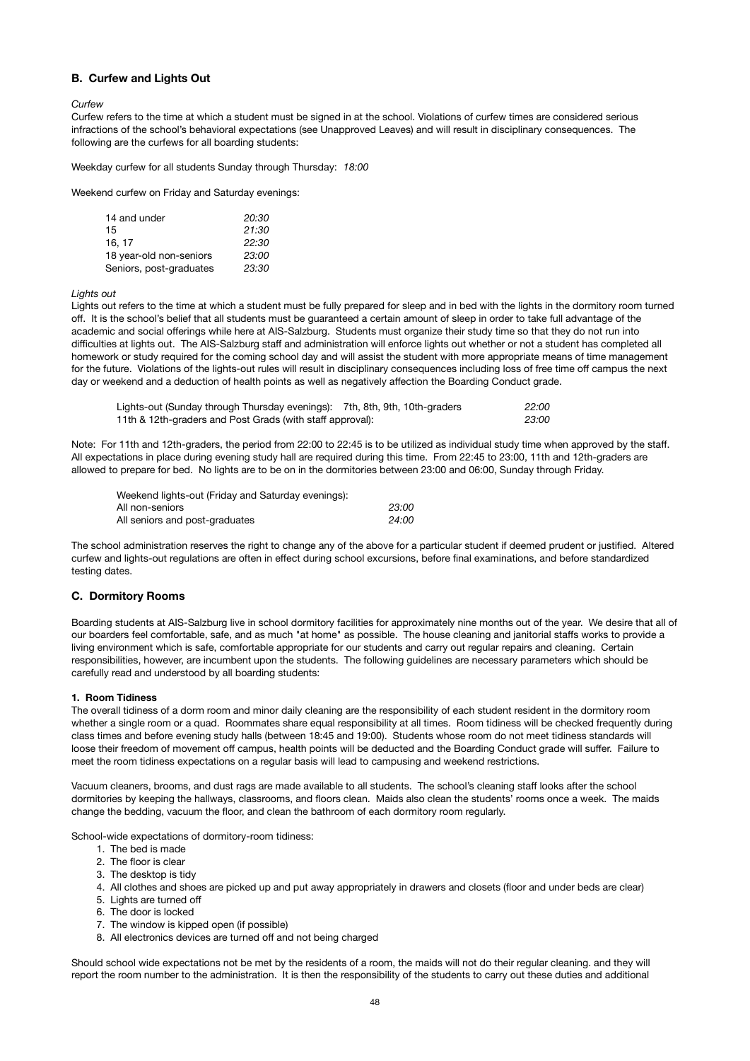### B. Curfew and Lights Out

*Curfew*

Curfew refers to the time at which a student must be signed in at the school. Violations of curfew times are considered serious infractions of the school's behavioral expectations (see Unapproved Leaves) and will result in disciplinary consequences. The following are the curfews for all boarding students:

Weekday curfew for all students Sunday through Thursday: *18:00*

Weekend curfew on Friday and Saturday evenings:

| | |
|---|---|
| 14 and under | *20:30* |
| 15 | *21:30* |
| 16, 17 | *22:30* |
| 18 year-old non-seniors | *23:00* |
| Seniors, post-graduates | *23:30* |

*Lights out*

Lights out refers to the time at which a student must be fully prepared for sleep and in bed with the lights in the dormitory room turned off. It is the school's belief that all students must be guaranteed a certain amount of sleep in order to take full advantage of the academic and social offerings while here at AIS-Salzburg. Students must organize their study time so that they do not run into difficulties at lights out. The AIS-Salzburg staff and administration will enforce lights out whether or not a student has completed all homework or study required for the coming school day and will assist the student with more appropriate means of time management for the future. Violations of the lights-out rules will result in disciplinary consequences including loss of free time off campus the next day or weekend and a deduction of health points as well as negatively affection the Boarding Conduct grade.

| | |
|---|---|
| Lights-out (Sunday through Thursday evenings): 7th, 8th, 9th, 10th-graders | *22:00* |
| 11th & 12th-graders and Post Grads (with staff approval): | *23:00* |

Note: For 11th and 12th-graders, the period from 22:00 to 22:45 is to be utilized as individual study time when approved by the staff. All expectations in place during evening study hall are required during this time. From 22:45 to 23:00, 11th and 12th-graders are allowed to prepare for bed. No lights are to be on in the dormitories between 23:00 and 06:00, Sunday through Friday.

| Weekend lights-out (Friday and Saturday evenings): | |
|---|---|
| All non-seniors | *23:00* |
| All seniors and post-graduates | *24:00* |

The school administration reserves the right to change any of the above for a particular student if deemed prudent or justified. Altered curfew and lights-out regulations are often in effect during school excursions, before final examinations, and before standardized testing dates.

### C. Dormitory Rooms

Boarding students at AIS-Salzburg live in school dormitory facilities for approximately nine months out of the year. We desire that all of our boarders feel comfortable, safe, and as much "at home" as possible. The house cleaning and janitorial staffs works to provide a living environment which is safe, comfortable appropriate for our students and carry out regular repairs and cleaning. Certain responsibilities, however, are incumbent upon the students. The following guidelines are necessary parameters which should be carefully read and understood by all boarding students:

#### 1. Room Tidiness

The overall tidiness of a dorm room and minor daily cleaning are the responsibility of each student resident in the dormitory room whether a single room or a quad. Roommates share equal responsibility at all times. Room tidiness will be checked frequently during class times and before evening study halls (between 18:45 and 19:00). Students whose room do not meet tidiness standards will loose their freedom of movement off campus, health points will be deducted and the Boarding Conduct grade will suffer. Failure to meet the room tidiness expectations on a regular basis will lead to campusing and weekend restrictions.

Vacuum cleaners, brooms, and dust rags are made available to all students. The school's cleaning staff looks after the school dormitories by keeping the hallways, classrooms, and floors clean. Maids also clean the students' rooms once a week. The maids change the bedding, vacuum the floor, and clean the bathroom of each dormitory room regularly.

School-wide expectations of dormitory-room tidiness:

1. The bed is made
2. The floor is clear
3. The desktop is tidy
4. All clothes and shoes are picked up and put away appropriately in drawers and closets (floor and under beds are clear)
5. Lights are turned off
6. The door is locked
7. The window is kipped open (if possible)
8. All electronics devices are turned off and not being charged

Should school wide expectations not be met by the residents of a room, the maids will not do their regular cleaning. and they will report the room number to the administration. It is then the responsibility of the students to carry out these duties and additional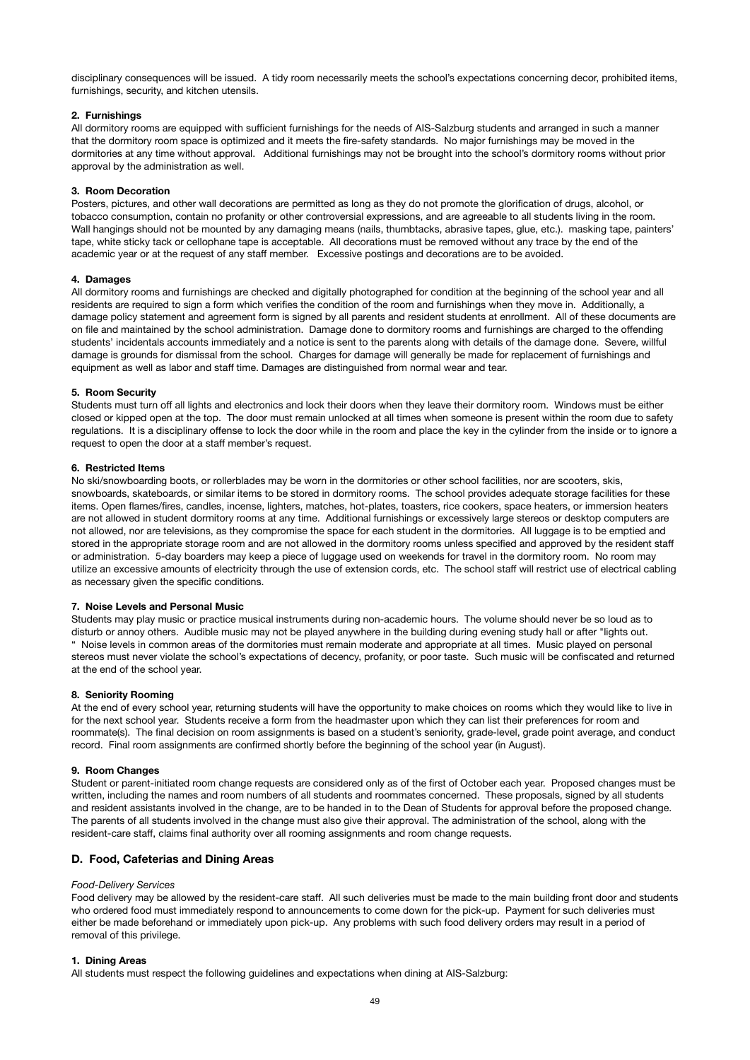disciplinary consequences will be issued. A tidy room necessarily meets the school's expectations concerning decor, prohibited items, furnishings, security, and kitchen utensils.

#### 2. Furnishings

All dormitory rooms are equipped with sufficient furnishings for the needs of AIS-Salzburg students and arranged in such a manner that the dormitory room space is optimized and it meets the fire-safety standards. No major furnishings may be moved in the dormitories at any time without approval. Additional furnishings may not be brought into the school's dormitory rooms without prior approval by the administration as well.

#### 3. Room Decoration

Posters, pictures, and other wall decorations are permitted as long as they do not promote the glorification of drugs, alcohol, or tobacco consumption, contain no profanity or other controversial expressions, and are agreeable to all students living in the room. Wall hangings should not be mounted by any damaging means (nails, thumbtacks, abrasive tapes, glue, etc.). masking tape, painters' tape, white sticky tack or cellophane tape is acceptable. All decorations must be removed without any trace by the end of the academic year or at the request of any staff member. Excessive postings and decorations are to be avoided.

#### 4. Damages

All dormitory rooms and furnishings are checked and digitally photographed for condition at the beginning of the school year and all residents are required to sign a form which verifies the condition of the room and furnishings when they move in. Additionally, a damage policy statement and agreement form is signed by all parents and resident students at enrollment. All of these documents are on file and maintained by the school administration. Damage done to dormitory rooms and furnishings are charged to the offending students' incidentals accounts immediately and a notice is sent to the parents along with details of the damage done. Severe, willful damage is grounds for dismissal from the school. Charges for damage will generally be made for replacement of furnishings and equipment as well as labor and staff time. Damages are distinguished from normal wear and tear.

#### 5. Room Security

Students must turn off all lights and electronics and lock their doors when they leave their dormitory room. Windows must be either closed or kipped open at the top. The door must remain unlocked at all times when someone is present within the room due to safety regulations. It is a disciplinary offense to lock the door while in the room and place the key in the cylinder from the inside or to ignore a request to open the door at a staff member's request.

#### 6. Restricted Items

No ski/snowboarding boots, or rollerblades may be worn in the dormitories or other school facilities, nor are scooters, skis, snowboards, skateboards, or similar items to be stored in dormitory rooms. The school provides adequate storage facilities for these items. Open flames/fires, candles, incense, lighters, matches, hot-plates, toasters, rice cookers, space heaters, or immersion heaters are not allowed in student dormitory rooms at any time. Additional furnishings or excessively large stereos or desktop computers are not allowed, nor are televisions, as they compromise the space for each student in the dormitories. All luggage is to be emptied and stored in the appropriate storage room and are not allowed in the dormitory rooms unless specified and approved by the resident staff or administration. 5-day boarders may keep a piece of luggage used on weekends for travel in the dormitory room. No room may utilize an excessive amounts of electricity through the use of extension cords, etc. The school staff will restrict use of electrical cabling as necessary given the specific conditions.

#### 7. Noise Levels and Personal Music

Students may play music or practice musical instruments during non-academic hours. The volume should never be so loud as to disturb or annoy others. Audible music may not be played anywhere in the building during evening study hall or after "lights out. " Noise levels in common areas of the dormitories must remain moderate and appropriate at all times. Music played on personal stereos must never violate the school's expectations of decency, profanity, or poor taste. Such music will be confiscated and returned at the end of the school year.

#### 8. Seniority Rooming

At the end of every school year, returning students will have the opportunity to make choices on rooms which they would like to live in for the next school year. Students receive a form from the headmaster upon which they can list their preferences for room and roommate(s). The final decision on room assignments is based on a student's seniority, grade-level, grade point average, and conduct record. Final room assignments are confirmed shortly before the beginning of the school year (in August).

#### 9. Room Changes

Student or parent-initiated room change requests are considered only as of the first of October each year. Proposed changes must be written, including the names and room numbers of all students and roommates concerned. These proposals, signed by all students and resident assistants involved in the change, are to be handed in to the Dean of Students for approval before the proposed change. The parents of all students involved in the change must also give their approval. The administration of the school, along with the resident-care staff, claims final authority over all rooming assignments and room change requests.

### D. Food, Cafeterias and Dining Areas

*Food-Delivery Services*

Food delivery may be allowed by the resident-care staff. All such deliveries must be made to the main building front door and students who ordered food must immediately respond to announcements to come down for the pick-up. Payment for such deliveries must either be made beforehand or immediately upon pick-up. Any problems with such food delivery orders may result in a period of removal of this privilege.

#### 1. Dining Areas

All students must respect the following guidelines and expectations when dining at AIS-Salzburg: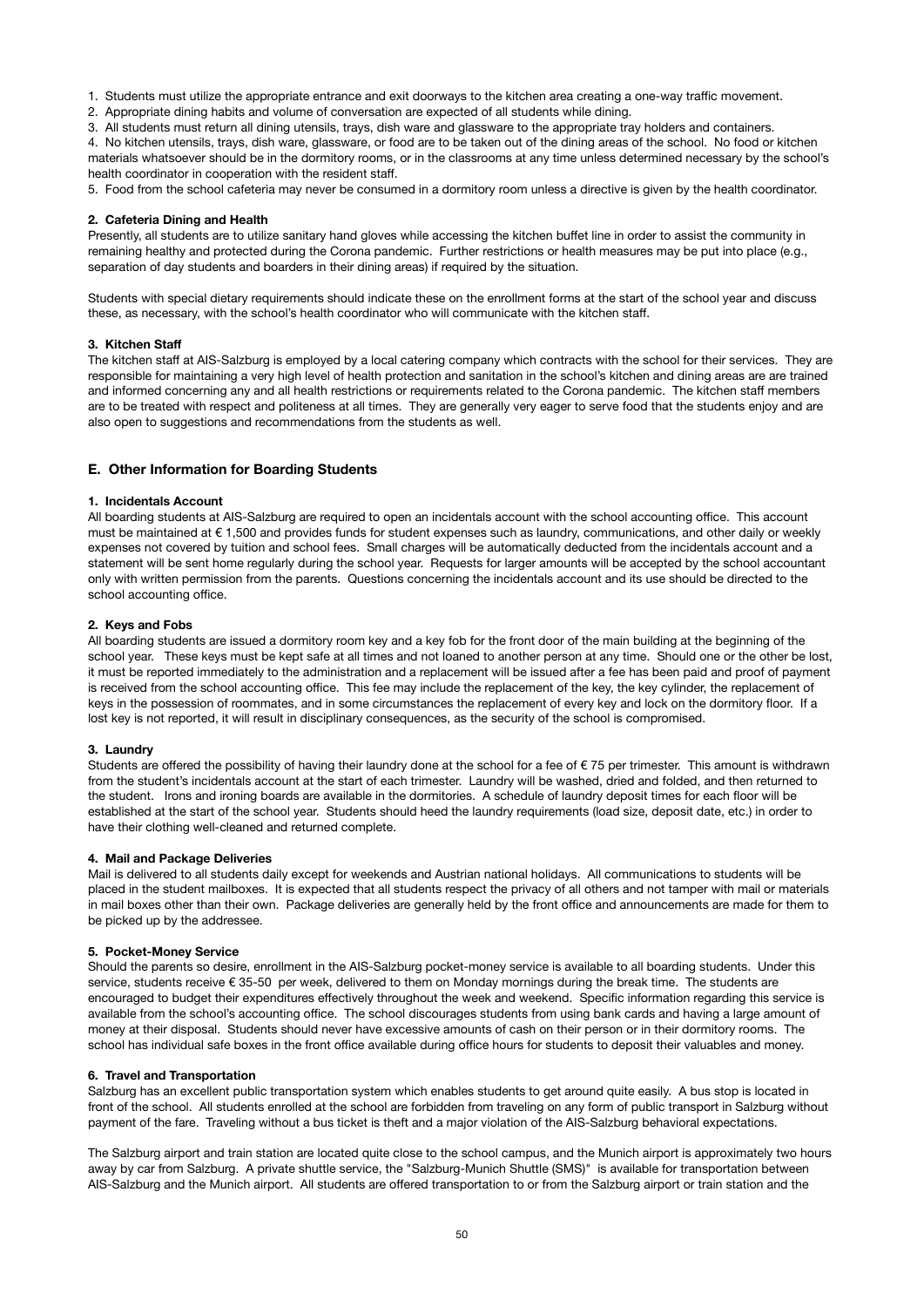1. Students must utilize the appropriate entrance and exit doorways to the kitchen area creating a one-way traffic movement.
2. Appropriate dining habits and volume of conversation are expected of all students while dining.
3. All students must return all dining utensils, trays, dish ware and glassware to the appropriate tray holders and containers.
4. No kitchen utensils, trays, dish ware, glassware, or food are to be taken out of the dining areas of the school. No food or kitchen materials whatsoever should be in the dormitory rooms, or in the classrooms at any time unless determined necessary by the school's health coordinator in cooperation with the resident staff.
5. Food from the school cafeteria may never be consumed in a dormitory room unless a directive is given by the health coordinator.

#### 2. Cafeteria Dining and Health

Presently, all students are to utilize sanitary hand gloves while accessing the kitchen buffet line in order to assist the community in remaining healthy and protected during the Corona pandemic. Further restrictions or health measures may be put into place (e.g., separation of day students and boarders in their dining areas) if required by the situation.

Students with special dietary requirements should indicate these on the enrollment forms at the start of the school year and discuss these, as necessary, with the school's health coordinator who will communicate with the kitchen staff.

#### 3. Kitchen Staff

The kitchen staff at AIS-Salzburg is employed by a local catering company which contracts with the school for their services. They are responsible for maintaining a very high level of health protection and sanitation in the school's kitchen and dining areas are are trained and informed concerning any and all health restrictions or requirements related to the Corona pandemic. The kitchen staff members are to be treated with respect and politeness at all times. They are generally very eager to serve food that the students enjoy and are also open to suggestions and recommendations from the students as well.

### E. Other Information for Boarding Students

#### 1. Incidentals Account

All boarding students at AIS-Salzburg are required to open an incidentals account with the school accounting office. This account must be maintained at € 1,500 and provides funds for student expenses such as laundry, communications, and other daily or weekly expenses not covered by tuition and school fees. Small charges will be automatically deducted from the incidentals account and a statement will be sent home regularly during the school year. Requests for larger amounts will be accepted by the school accountant only with written permission from the parents. Questions concerning the incidentals account and its use should be directed to the school accounting office.

#### 2. Keys and Fobs

All boarding students are issued a dormitory room key and a key fob for the front door of the main building at the beginning of the school year. These keys must be kept safe at all times and not loaned to another person at any time. Should one or the other be lost, it must be reported immediately to the administration and a replacement will be issued after a fee has been paid and proof of payment is received from the school accounting office. This fee may include the replacement of the key, the key cylinder, the replacement of keys in the possession of roommates, and in some circumstances the replacement of every key and lock on the dormitory floor. If a lost key is not reported, it will result in disciplinary consequences, as the security of the school is compromised.

#### 3. Laundry

Students are offered the possibility of having their laundry done at the school for a fee of € 75 per trimester. This amount is withdrawn from the student's incidentals account at the start of each trimester. Laundry will be washed, dried and folded, and then returned to the student. Irons and ironing boards are available in the dormitories. A schedule of laundry deposit times for each floor will be established at the start of the school year. Students should heed the laundry requirements (load size, deposit date, etc.) in order to have their clothing well-cleaned and returned complete.

#### 4. Mail and Package Deliveries

Mail is delivered to all students daily except for weekends and Austrian national holidays. All communications to students will be placed in the student mailboxes. It is expected that all students respect the privacy of all others and not tamper with mail or materials in mail boxes other than their own. Package deliveries are generally held by the front office and announcements are made for them to be picked up by the addressee.

#### 5. Pocket-Money Service

Should the parents so desire, enrollment in the AIS-Salzburg pocket-money service is available to all boarding students. Under this service, students receive € 35-50 per week, delivered to them on Monday mornings during the break time. The students are encouraged to budget their expenditures effectively throughout the week and weekend. Specific information regarding this service is available from the school's accounting office. The school discourages students from using bank cards and having a large amount of money at their disposal. Students should never have excessive amounts of cash on their person or in their dormitory rooms. The school has individual safe boxes in the front office available during office hours for students to deposit their valuables and money.

#### 6. Travel and Transportation

Salzburg has an excellent public transportation system which enables students to get around quite easily. A bus stop is located in front of the school. All students enrolled at the school are forbidden from traveling on any form of public transport in Salzburg without payment of the fare. Traveling without a bus ticket is theft and a major violation of the AIS-Salzburg behavioral expectations.

The Salzburg airport and train station are located quite close to the school campus, and the Munich airport is approximately two hours away by car from Salzburg. A private shuttle service, the "Salzburg-Munich Shuttle (SMS)" is available for transportation between AIS-Salzburg and the Munich airport. All students are offered transportation to or from the Salzburg airport or train station and the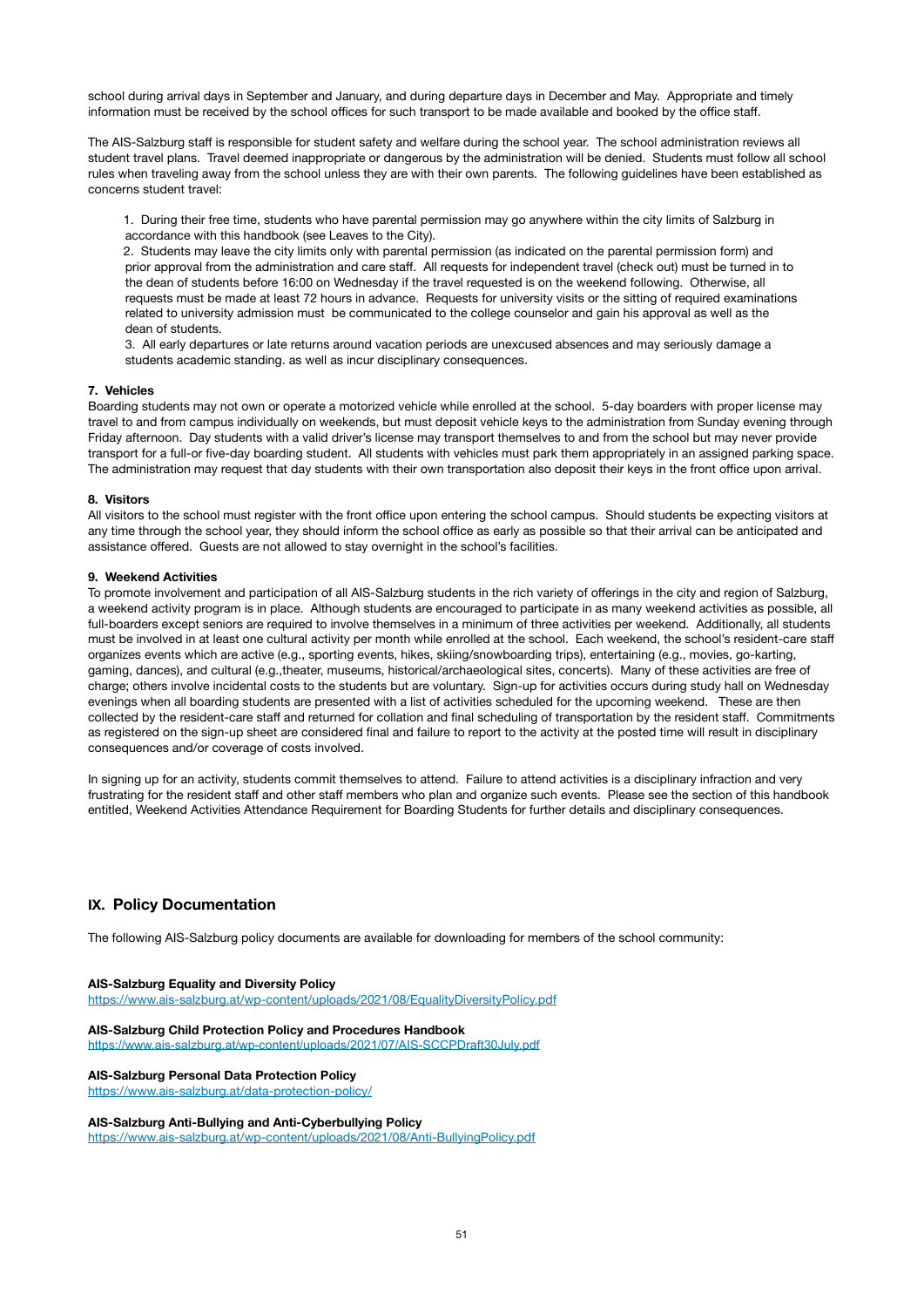school during arrival days in September and January, and during departure days in December and May. Appropriate and timely information must be received by the school offices for such transport to be made available and booked by the office staff.

The AIS-Salzburg staff is responsible for student safety and welfare during the school year. The school administration reviews all student travel plans. Travel deemed inappropriate or dangerous by the administration will be denied. Students must follow all school rules when traveling away from the school unless they are with their own parents. The following guidelines have been established as concerns student travel:

1. During their free time, students who have parental permission may go anywhere within the city limits of Salzburg in accordance with this handbook (see Leaves to the City).
2. Students may leave the city limits only with parental permission (as indicated on the parental permission form) and prior approval from the administration and care staff. All requests for independent travel (check out) must be turned in to the dean of students before 16:00 on Wednesday if the travel requested is on the weekend following. Otherwise, all requests must be made at least 72 hours in advance. Requests for university visits or the sitting of required examinations related to university admission must be communicated to the college counselor and gain his approval as well as the dean of students.
3. All early departures or late returns around vacation periods are unexcused absences and may seriously damage a students academic standing. as well as incur disciplinary consequences.

**7. Vehicles**

Boarding students may not own or operate a motorized vehicle while enrolled at the school. 5-day boarders with proper license may travel to and from campus individually on weekends, but must deposit vehicle keys to the administration from Sunday evening through Friday afternoon. Day students with a valid driver's license may transport themselves to and from the school but may never provide transport for a full-or five-day boarding student. All students with vehicles must park them appropriately in an assigned parking space. The administration may request that day students with their own transportation also deposit their keys in the front office upon arrival.

**8. Visitors**

All visitors to the school must register with the front office upon entering the school campus. Should students be expecting visitors at any time through the school year, they should inform the school office as early as possible so that their arrival can be anticipated and assistance offered. Guests are not allowed to stay overnight in the school's facilities.

**9. Weekend Activities**

To promote involvement and participation of all AIS-Salzburg students in the rich variety of offerings in the city and region of Salzburg, a weekend activity program is in place. Although students are encouraged to participate in as many weekend activities as possible, all full-boarders except seniors are required to involve themselves in a minimum of three activities per weekend. Additionally, all students must be involved in at least one cultural activity per month while enrolled at the school. Each weekend, the school's resident-care staff organizes events which are active (e.g., sporting events, hikes, skiing/snowboarding trips), entertaining (e.g., movies, go-karting, gaming, dances), and cultural (e.g.,theater, museums, historical/archaeological sites, concerts). Many of these activities are free of charge; others involve incidental costs to the students but are voluntary. Sign-up for activities occurs during study hall on Wednesday evenings when all boarding students are presented with a list of activities scheduled for the upcoming weekend. These are then collected by the resident-care staff and returned for collation and final scheduling of transportation by the resident staff. Commitments as registered on the sign-up sheet are considered final and failure to report to the activity at the posted time will result in disciplinary consequences and/or coverage of costs involved.

In signing up for an activity, students commit themselves to attend. Failure to attend activities is a disciplinary infraction and very frustrating for the resident staff and other staff members who plan and organize such events. Please see the section of this handbook entitled, Weekend Activities Attendance Requirement for Boarding Students for further details and disciplinary consequences.

## IX. Policy Documentation

The following AIS-Salzburg policy documents are available for downloading for members of the school community:

**AIS-Salzburg Equality and Diversity Policy**
https://www.ais-salzburg.at/wp-content/uploads/2021/08/EqualityDiversityPolicy.pdf

**AIS-Salzburg Child Protection Policy and Procedures Handbook**
https://www.ais-salzburg.at/wp-content/uploads/2021/07/AIS-SCCPDraft30July.pdf

**AIS-Salzburg Personal Data Protection Policy**
https://www.ais-salzburg.at/data-protection-policy/

**AIS-Salzburg Anti-Bullying and Anti-Cyberbullying Policy**
https://www.ais-salzburg.at/wp-content/uploads/2021/08/Anti-BullyingPolicy.pdf